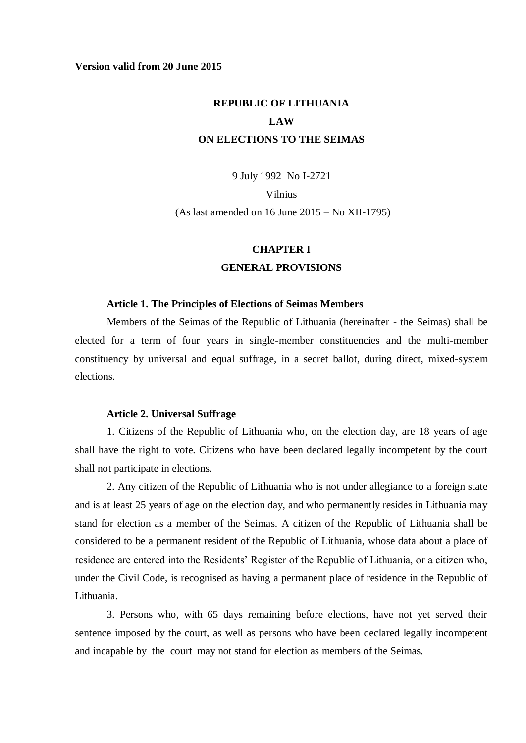**Version valid from 20 June 2015**

# REPUBLIC OF LITHUANIA
# LAW
# ON ELECTIONS TO THE SEIMAS

9 July 1992 No I-2721

Vilnius

(As last amended on 16 June 2015 – No XII-1795)

## CHAPTER I
## GENERAL PROVISIONS

### Article 1. The Principles of Elections of Seimas Members

Members of the Seimas of the Republic of Lithuania (hereinafter - the Seimas) shall be elected for a term of four years in single-member constituencies and the multi-member constituency by universal and equal suffrage, in a secret ballot, during direct, mixed-system elections.

### Article 2. Universal Suffrage

1. Citizens of the Republic of Lithuania who, on the election day, are 18 years of age shall have the right to vote. Citizens who have been declared legally incompetent by the court shall not participate in elections.

2. Any citizen of the Republic of Lithuania who is not under allegiance to a foreign state and is at least 25 years of age on the election day, and who permanently resides in Lithuania may stand for election as a member of the Seimas. A citizen of the Republic of Lithuania shall be considered to be a permanent resident of the Republic of Lithuania, whose data about a place of residence are entered into the Residents' Register of the Republic of Lithuania, or a citizen who, under the Civil Code, is recognised as having a permanent place of residence in the Republic of Lithuania.

3. Persons who, with 65 days remaining before elections, have not yet served their sentence imposed by the court, as well as persons who have been declared legally incompetent and incapable by the court may not stand for election as members of the Seimas.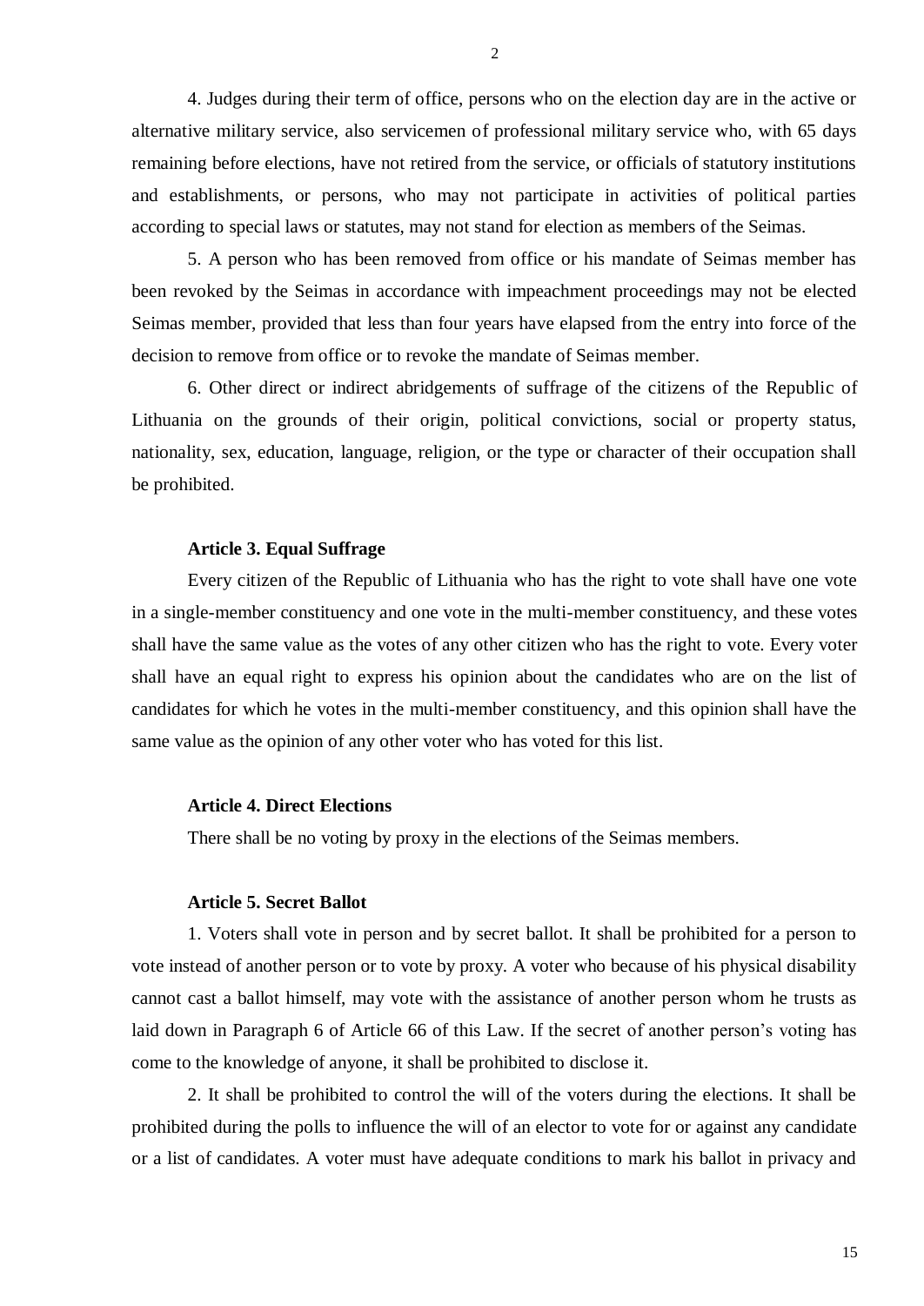4. Judges during their term of office, persons who on the election day are in the active or alternative military service, also servicemen of professional military service who, with 65 days remaining before elections, have not retired from the service, or officials of statutory institutions and establishments, or persons, who may not participate in activities of political parties according to special laws or statutes, may not stand for election as members of the Seimas.

5. A person who has been removed from office or his mandate of Seimas member has been revoked by the Seimas in accordance with impeachment proceedings may not be elected Seimas member, provided that less than four years have elapsed from the entry into force of the decision to remove from office or to revoke the mandate of Seimas member.

6. Other direct or indirect abridgements of suffrage of the citizens of the Republic of Lithuania on the grounds of their origin, political convictions, social or property status, nationality, sex, education, language, religion, or the type or character of their occupation shall be prohibited.

**Article 3. Equal Suffrage**

Every citizen of the Republic of Lithuania who has the right to vote shall have one vote in a single-member constituency and one vote in the multi-member constituency, and these votes shall have the same value as the votes of any other citizen who has the right to vote. Every voter shall have an equal right to express his opinion about the candidates who are on the list of candidates for which he votes in the multi-member constituency, and this opinion shall have the same value as the opinion of any other voter who has voted for this list.

**Article 4. Direct Elections**

There shall be no voting by proxy in the elections of the Seimas members.

**Article 5. Secret Ballot**

1. Voters shall vote in person and by secret ballot. It shall be prohibited for a person to vote instead of another person or to vote by proxy. A voter who because of his physical disability cannot cast a ballot himself, may vote with the assistance of another person whom he trusts as laid down in Paragraph 6 of Article 66 of this Law. If the secret of another person's voting has come to the knowledge of anyone, it shall be prohibited to disclose it.

2. It shall be prohibited to control the will of the voters during the elections. It shall be prohibited during the polls to influence the will of an elector to vote for or against any candidate or a list of candidates. A voter must have adequate conditions to mark his ballot in privacy and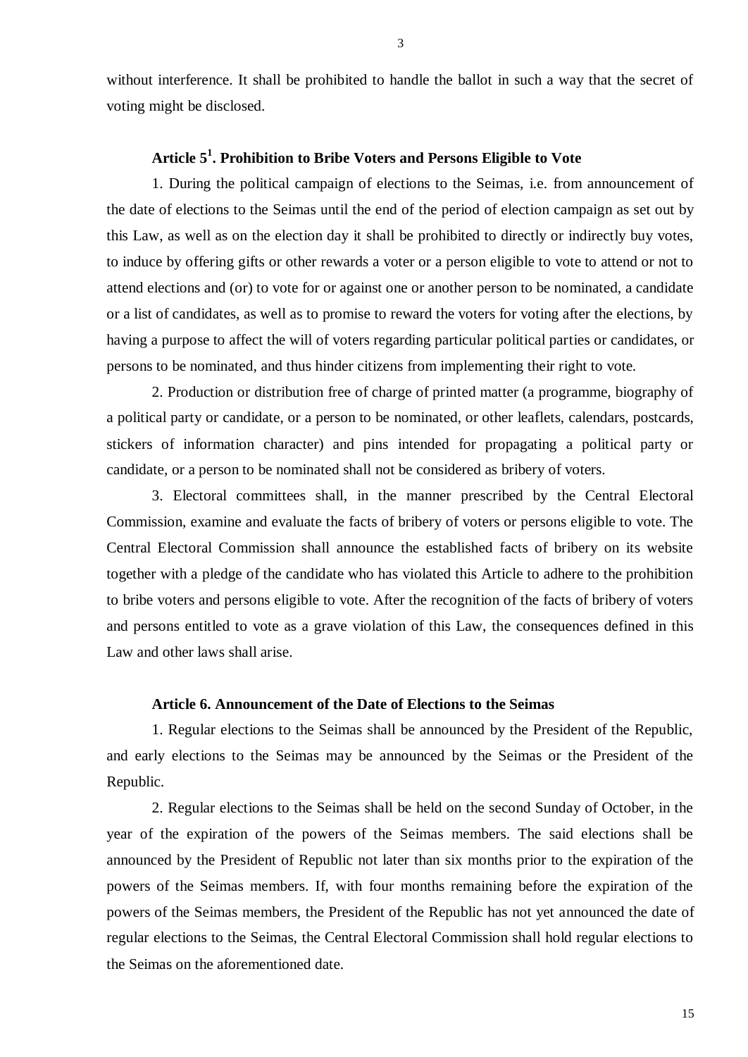without interference. It shall be prohibited to handle the ballot in such a way that the secret of voting might be disclosed.

### Article 5[1]. Prohibition to Bribe Voters and Persons Eligible to Vote

1. During the political campaign of elections to the Seimas, i.e. from announcement of the date of elections to the Seimas until the end of the period of election campaign as set out by this Law, as well as on the election day it shall be prohibited to directly or indirectly buy votes, to induce by offering gifts or other rewards a voter or a person eligible to vote to attend or not to attend elections and (or) to vote for or against one or another person to be nominated, a candidate or a list of candidates, as well as to promise to reward the voters for voting after the elections, by having a purpose to affect the will of voters regarding particular political parties or candidates, or persons to be nominated, and thus hinder citizens from implementing their right to vote.

2. Production or distribution free of charge of printed matter (a programme, biography of a political party or candidate, or a person to be nominated, or other leaflets, calendars, postcards, stickers of information character) and pins intended for propagating a political party or candidate, or a person to be nominated shall not be considered as bribery of voters.

3. Electoral committees shall, in the manner prescribed by the Central Electoral Commission, examine and evaluate the facts of bribery of voters or persons eligible to vote. The Central Electoral Commission shall announce the established facts of bribery on its website together with a pledge of the candidate who has violated this Article to adhere to the prohibition to bribe voters and persons eligible to vote. After the recognition of the facts of bribery of voters and persons entitled to vote as a grave violation of this Law, the consequences defined in this Law and other laws shall arise.

### Article 6. Announcement of the Date of Elections to the Seimas

1. Regular elections to the Seimas shall be announced by the President of the Republic, and early elections to the Seimas may be announced by the Seimas or the President of the Republic.

2. Regular elections to the Seimas shall be held on the second Sunday of October, in the year of the expiration of the powers of the Seimas members. The said elections shall be announced by the President of Republic not later than six months prior to the expiration of the powers of the Seimas members. If, with four months remaining before the expiration of the powers of the Seimas members, the President of the Republic has not yet announced the date of regular elections to the Seimas, the Central Electoral Commission shall hold regular elections to the Seimas on the aforementioned date.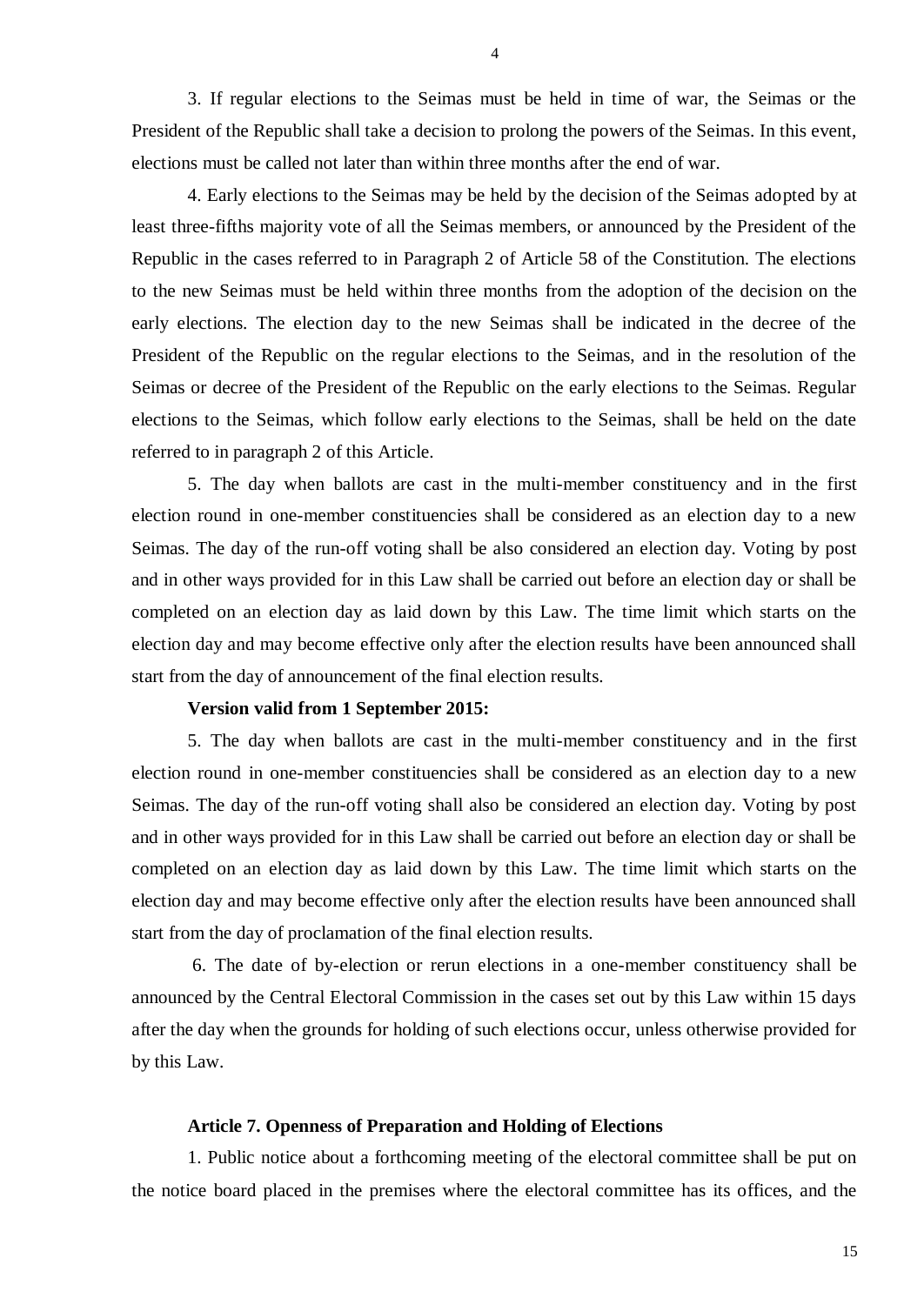3. If regular elections to the Seimas must be held in time of war, the Seimas or the President of the Republic shall take a decision to prolong the powers of the Seimas. In this event, elections must be called not later than within three months after the end of war.

4. Early elections to the Seimas may be held by the decision of the Seimas adopted by at least three-fifths majority vote of all the Seimas members, or announced by the President of the Republic in the cases referred to in Paragraph 2 of Article 58 of the Constitution. The elections to the new Seimas must be held within three months from the adoption of the decision on the early elections. The election day to the new Seimas shall be indicated in the decree of the President of the Republic on the regular elections to the Seimas, and in the resolution of the Seimas or decree of the President of the Republic on the early elections to the Seimas. Regular elections to the Seimas, which follow early elections to the Seimas, shall be held on the date referred to in paragraph 2 of this Article.

5. The day when ballots are cast in the multi-member constituency and in the first election round in one-member constituencies shall be considered as an election day to a new Seimas. The day of the run-off voting shall be also considered an election day. Voting by post and in other ways provided for in this Law shall be carried out before an election day or shall be completed on an election day as laid down by this Law. The time limit which starts on the election day and may become effective only after the election results have been announced shall start from the day of announcement of the final election results.

**Version valid from 1 September 2015:**

5. The day when ballots are cast in the multi-member constituency and in the first election round in one-member constituencies shall be considered as an election day to a new Seimas. The day of the run-off voting shall also be considered an election day. Voting by post and in other ways provided for in this Law shall be carried out before an election day or shall be completed on an election day as laid down by this Law. The time limit which starts on the election day and may become effective only after the election results have been announced shall start from the day of proclamation of the final election results.

6. The date of by-election or rerun elections in a one-member constituency shall be announced by the Central Electoral Commission in the cases set out by this Law within 15 days after the day when the grounds for holding of such elections occur, unless otherwise provided for by this Law.

**Article 7. Openness of Preparation and Holding of Elections**

1. Public notice about a forthcoming meeting of the electoral committee shall be put on the notice board placed in the premises where the electoral committee has its offices, and the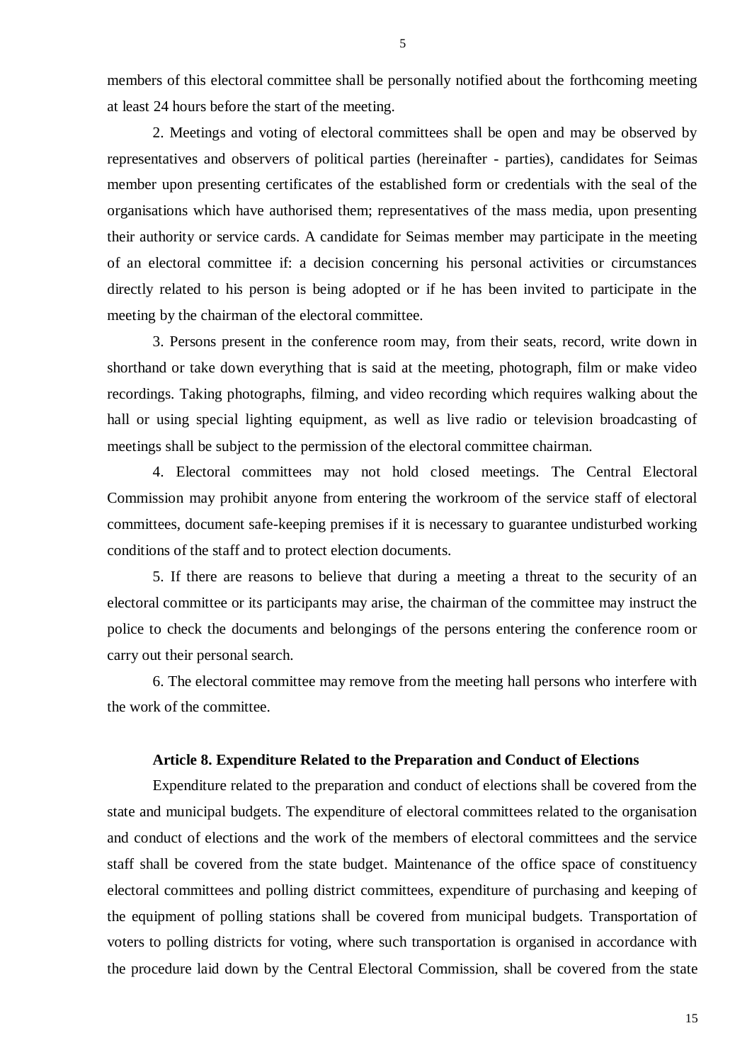members of this electoral committee shall be personally notified about the forthcoming meeting at least 24 hours before the start of the meeting.

2. Meetings and voting of electoral committees shall be open and may be observed by representatives and observers of political parties (hereinafter - parties), candidates for Seimas member upon presenting certificates of the established form or credentials with the seal of the organisations which have authorised them; representatives of the mass media, upon presenting their authority or service cards. A candidate for Seimas member may participate in the meeting of an electoral committee if: a decision concerning his personal activities or circumstances directly related to his person is being adopted or if he has been invited to participate in the meeting by the chairman of the electoral committee.

3. Persons present in the conference room may, from their seats, record, write down in shorthand or take down everything that is said at the meeting, photograph, film or make video recordings. Taking photographs, filming, and video recording which requires walking about the hall or using special lighting equipment, as well as live radio or television broadcasting of meetings shall be subject to the permission of the electoral committee chairman.

4. Electoral committees may not hold closed meetings. The Central Electoral Commission may prohibit anyone from entering the workroom of the service staff of electoral committees, document safe-keeping premises if it is necessary to guarantee undisturbed working conditions of the staff and to protect election documents.

5. If there are reasons to believe that during a meeting a threat to the security of an electoral committee or its participants may arise, the chairman of the committee may instruct the police to check the documents and belongings of the persons entering the conference room or carry out their personal search.

6. The electoral committee may remove from the meeting hall persons who interfere with the work of the committee.

**Article 8. Expenditure Related to the Preparation and Conduct of Elections**

Expenditure related to the preparation and conduct of elections shall be covered from the state and municipal budgets. The expenditure of electoral committees related to the organisation and conduct of elections and the work of the members of electoral committees and the service staff shall be covered from the state budget. Maintenance of the office space of constituency electoral committees and polling district committees, expenditure of purchasing and keeping of the equipment of polling stations shall be covered from municipal budgets. Transportation of voters to polling districts for voting, where such transportation is organised in accordance with the procedure laid down by the Central Electoral Commission, shall be covered from the state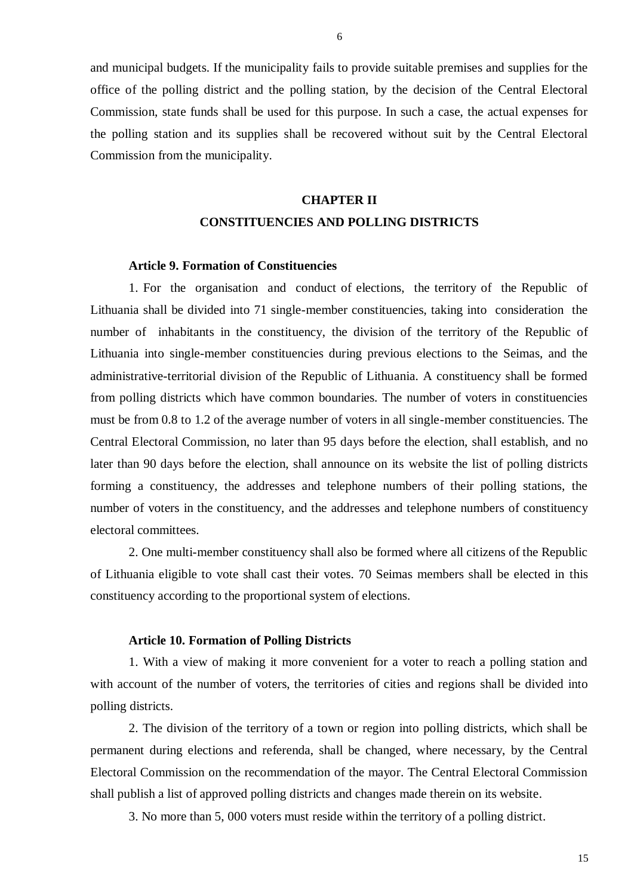and municipal budgets. If the municipality fails to provide suitable premises and supplies for the office of the polling district and the polling station, by the decision of the Central Electoral Commission, state funds shall be used for this purpose. In such a case, the actual expenses for the polling station and its supplies shall be recovered without suit by the Central Electoral Commission from the municipality.

## CHAPTER II
## CONSTITUENCIES AND POLLING DISTRICTS

**Article 9. Formation of Constituencies**

1. For the organisation and conduct of elections, the territory of the Republic of Lithuania shall be divided into 71 single-member constituencies, taking into consideration the number of inhabitants in the constituency, the division of the territory of the Republic of Lithuania into single-member constituencies during previous elections to the Seimas, and the administrative-territorial division of the Republic of Lithuania. A constituency shall be formed from polling districts which have common boundaries. The number of voters in constituencies must be from 0.8 to 1.2 of the average number of voters in all single-member constituencies. The Central Electoral Commission, no later than 95 days before the election, shall establish, and no later than 90 days before the election, shall announce on its website the list of polling districts forming a constituency, the addresses and telephone numbers of their polling stations, the number of voters in the constituency, and the addresses and telephone numbers of constituency electoral committees.

2. One multi-member constituency shall also be formed where all citizens of the Republic of Lithuania eligible to vote shall cast their votes. 70 Seimas members shall be elected in this constituency according to the proportional system of elections.

**Article 10. Formation of Polling Districts**

1. With a view of making it more convenient for a voter to reach a polling station and with account of the number of voters, the territories of cities and regions shall be divided into polling districts.

2. The division of the territory of a town or region into polling districts, which shall be permanent during elections and referenda, shall be changed, where necessary, by the Central Electoral Commission on the recommendation of the mayor. The Central Electoral Commission shall publish a list of approved polling districts and changes made therein on its website.

3. No more than 5, 000 voters must reside within the territory of a polling district.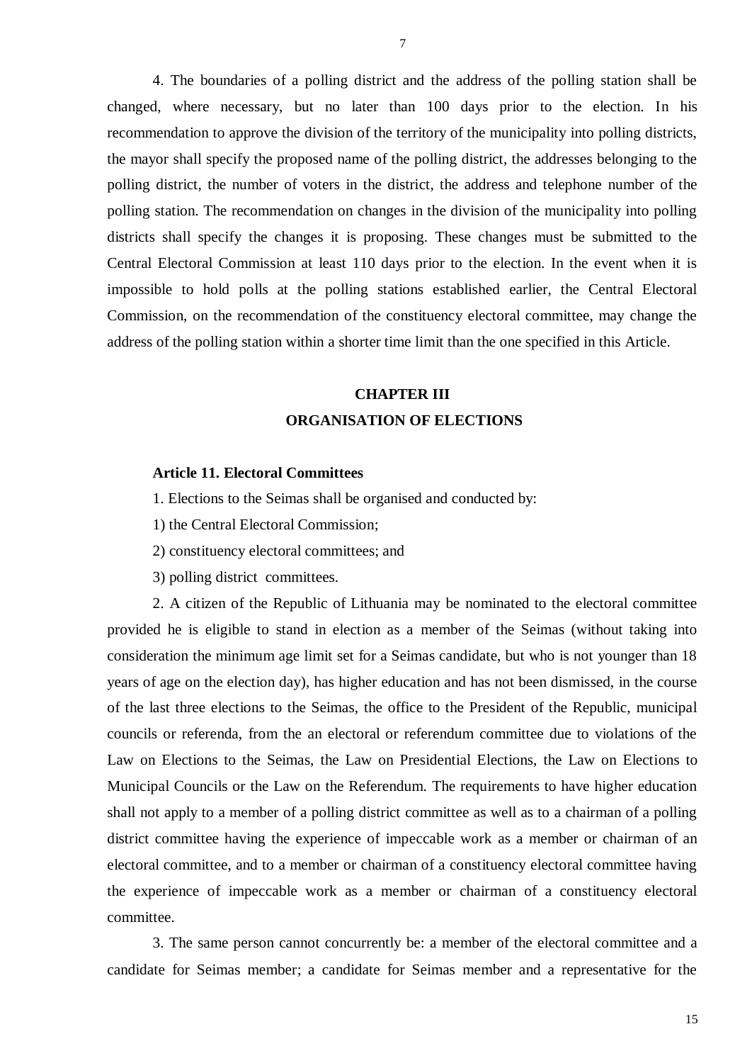4. The boundaries of a polling district and the address of the polling station shall be changed, where necessary, but no later than 100 days prior to the election. In his recommendation to approve the division of the territory of the municipality into polling districts, the mayor shall specify the proposed name of the polling district, the addresses belonging to the polling district, the number of voters in the district, the address and telephone number of the polling station. The recommendation on changes in the division of the municipality into polling districts shall specify the changes it is proposing. These changes must be submitted to the Central Electoral Commission at least 110 days prior to the election. In the event when it is impossible to hold polls at the polling stations established earlier, the Central Electoral Commission, on the recommendation of the constituency electoral committee, may change the address of the polling station within a shorter time limit than the one specified in this Article.

## CHAPTER III
## ORGANISATION OF ELECTIONS

**Article 11. Electoral Committees**

1. Elections to the Seimas shall be organised and conducted by:

1) the Central Electoral Commission;

2) constituency electoral committees; and

3) polling district committees.

2. A citizen of the Republic of Lithuania may be nominated to the electoral committee provided he is eligible to stand in election as a member of the Seimas (without taking into consideration the minimum age limit set for a Seimas candidate, but who is not younger than 18 years of age on the election day), has higher education and has not been dismissed, in the course of the last three elections to the Seimas, the office to the President of the Republic, municipal councils or referenda, from the an electoral or referendum committee due to violations of the Law on Elections to the Seimas, the Law on Presidential Elections, the Law on Elections to Municipal Councils or the Law on the Referendum. The requirements to have higher education shall not apply to a member of a polling district committee as well as to a chairman of a polling district committee having the experience of impeccable work as a member or chairman of an electoral committee, and to a member or chairman of a constituency electoral committee having the experience of impeccable work as a member or chairman of a constituency electoral committee.

3. The same person cannot concurrently be: a member of the electoral committee and a candidate for Seimas member; a candidate for Seimas member and a representative for the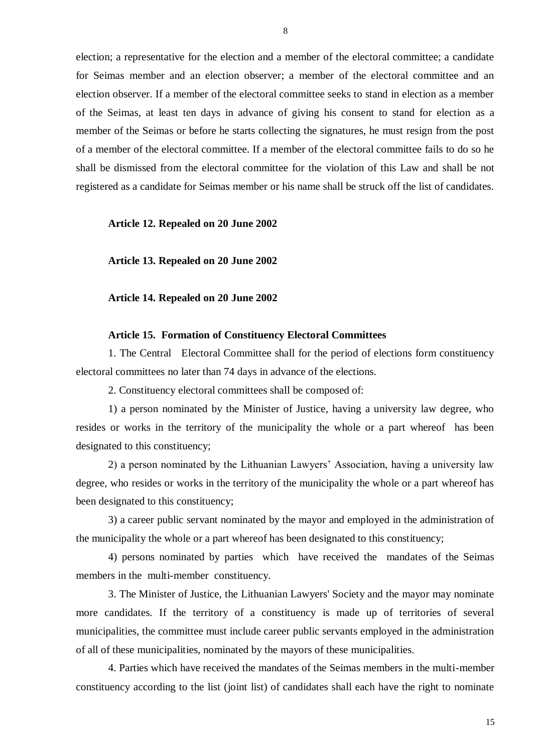election; a representative for the election and a member of the electoral committee; a candidate for Seimas member and an election observer; a member of the electoral committee and an election observer. If a member of the electoral committee seeks to stand in election as a member of the Seimas, at least ten days in advance of giving his consent to stand for election as a member of the Seimas or before he starts collecting the signatures, he must resign from the post of a member of the electoral committee. If a member of the electoral committee fails to do so he shall be dismissed from the electoral committee for the violation of this Law and shall be not registered as a candidate for Seimas member or his name shall be struck off the list of candidates.

**Article 12. Repealed on 20 June 2002**

**Article 13. Repealed on 20 June 2002**

**Article 14. Repealed on 20 June 2002**

**Article 15. Formation of Constituency Electoral Committees**

1. The Central Electoral Committee shall for the period of elections form constituency electoral committees no later than 74 days in advance of the elections.

2. Constituency electoral committees shall be composed of:

1) a person nominated by the Minister of Justice, having a university law degree, who resides or works in the territory of the municipality the whole or a part whereof has been designated to this constituency;

2) a person nominated by the Lithuanian Lawyers' Association, having a university law degree, who resides or works in the territory of the municipality the whole or a part whereof has been designated to this constituency;

3) a career public servant nominated by the mayor and employed in the administration of the municipality the whole or a part whereof has been designated to this constituency;

4) persons nominated by parties which have received the mandates of the Seimas members in the multi-member constituency.

3. The Minister of Justice, the Lithuanian Lawyers' Society and the mayor may nominate more candidates. If the territory of a constituency is made up of territories of several municipalities, the committee must include career public servants employed in the administration of all of these municipalities, nominated by the mayors of these municipalities.

4. Parties which have received the mandates of the Seimas members in the multi-member constituency according to the list (joint list) of candidates shall each have the right to nominate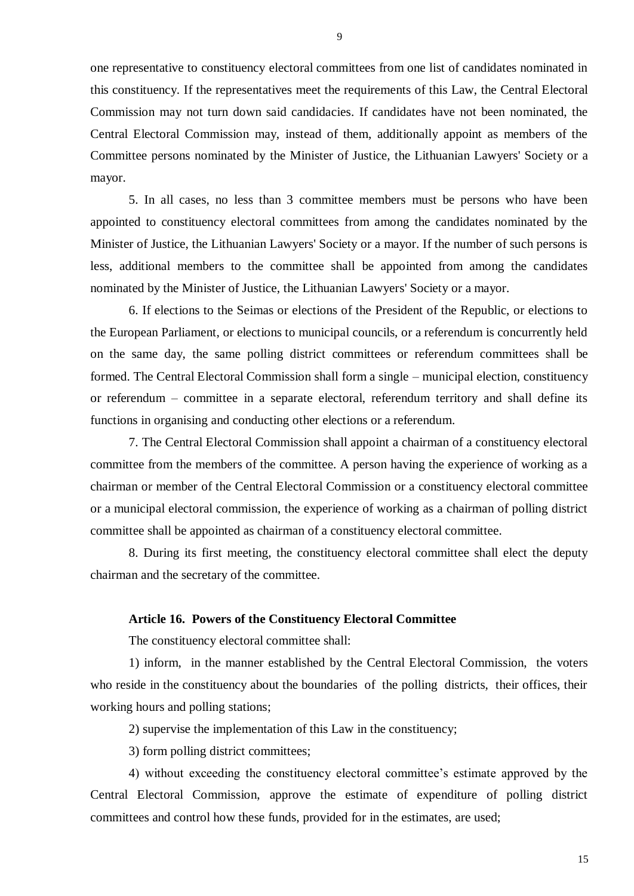one representative to constituency electoral committees from one list of candidates nominated in this constituency. If the representatives meet the requirements of this Law, the Central Electoral Commission may not turn down said candidacies. If candidates have not been nominated, the Central Electoral Commission may, instead of them, additionally appoint as members of the Committee persons nominated by the Minister of Justice, the Lithuanian Lawyers' Society or a mayor.

5. In all cases, no less than 3 committee members must be persons who have been appointed to constituency electoral committees from among the candidates nominated by the Minister of Justice, the Lithuanian Lawyers' Society or a mayor. If the number of such persons is less, additional members to the committee shall be appointed from among the candidates nominated by the Minister of Justice, the Lithuanian Lawyers' Society or a mayor.

6. If elections to the Seimas or elections of the President of the Republic, or elections to the European Parliament, or elections to municipal councils, or a referendum is concurrently held on the same day, the same polling district committees or referendum committees shall be formed. The Central Electoral Commission shall form a single – municipal election, constituency or referendum – committee in a separate electoral, referendum territory and shall define its functions in organising and conducting other elections or a referendum.

7. The Central Electoral Commission shall appoint a chairman of a constituency electoral committee from the members of the committee. A person having the experience of working as a chairman or member of the Central Electoral Commission or a constituency electoral committee or a municipal electoral commission, the experience of working as a chairman of polling district committee shall be appointed as chairman of a constituency electoral committee.

8. During its first meeting, the constituency electoral committee shall elect the deputy chairman and the secretary of the committee.

**Article 16. Powers of the Constituency Electoral Committee**

The constituency electoral committee shall:

1) inform, in the manner established by the Central Electoral Commission, the voters who reside in the constituency about the boundaries of the polling districts, their offices, their working hours and polling stations;

2) supervise the implementation of this Law in the constituency;

3) form polling district committees;

4) without exceeding the constituency electoral committee's estimate approved by the Central Electoral Commission, approve the estimate of expenditure of polling district committees and control how these funds, provided for in the estimates, are used;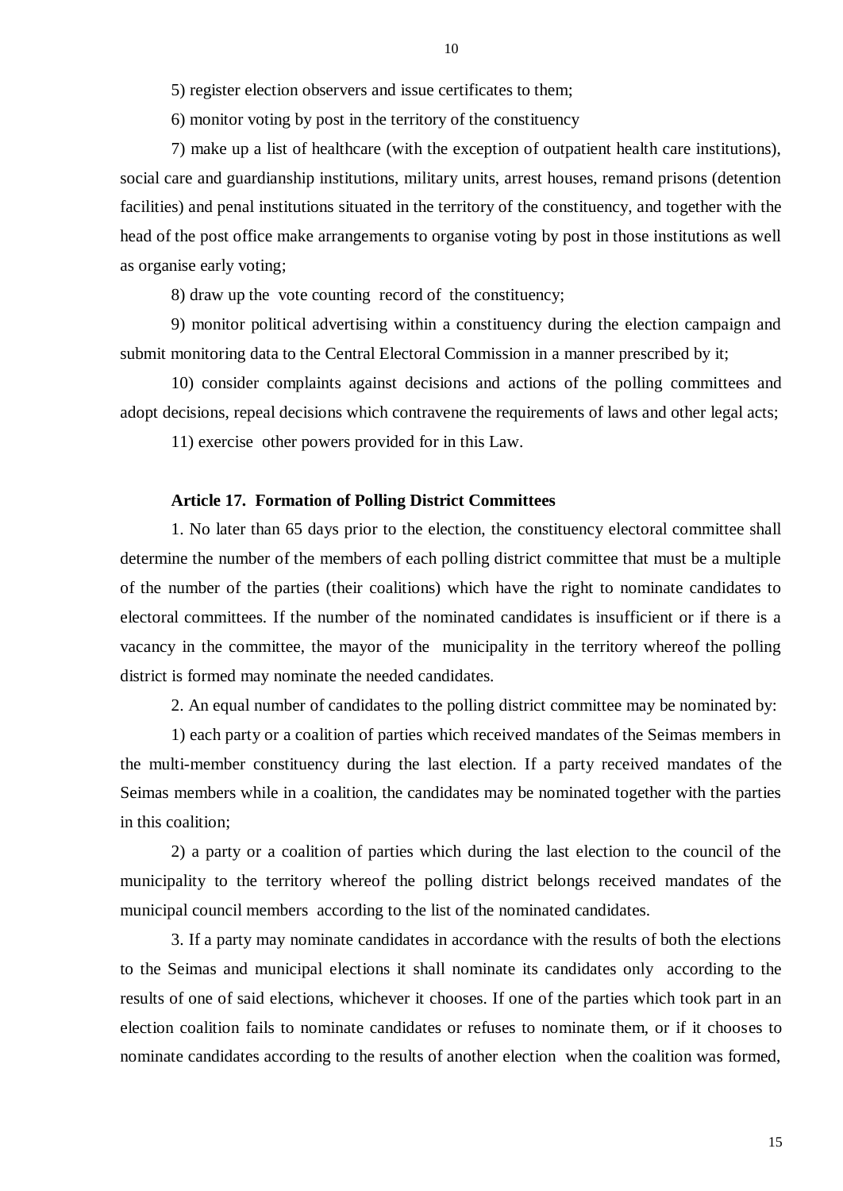5) register election observers and issue certificates to them;

6) monitor voting by post in the territory of the constituency

7) make up a list of healthcare (with the exception of outpatient health care institutions), social care and guardianship institutions, military units, arrest houses, remand prisons (detention facilities) and penal institutions situated in the territory of the constituency, and together with the head of the post office make arrangements to organise voting by post in those institutions as well as organise early voting;

8) draw up the vote counting record of the constituency;

9) monitor political advertising within a constituency during the election campaign and submit monitoring data to the Central Electoral Commission in a manner prescribed by it;

10) consider complaints against decisions and actions of the polling committees and adopt decisions, repeal decisions which contravene the requirements of laws and other legal acts;

11) exercise other powers provided for in this Law.

**Article 17. Formation of Polling District Committees**

1. No later than 65 days prior to the election, the constituency electoral committee shall determine the number of the members of each polling district committee that must be a multiple of the number of the parties (their coalitions) which have the right to nominate candidates to electoral committees. If the number of the nominated candidates is insufficient or if there is a vacancy in the committee, the mayor of the municipality in the territory whereof the polling district is formed may nominate the needed candidates.

2. An equal number of candidates to the polling district committee may be nominated by:

1) each party or a coalition of parties which received mandates of the Seimas members in the multi-member constituency during the last election. If a party received mandates of the Seimas members while in a coalition, the candidates may be nominated together with the parties in this coalition;

2) a party or a coalition of parties which during the last election to the council of the municipality to the territory whereof the polling district belongs received mandates of the municipal council members according to the list of the nominated candidates.

3. If a party may nominate candidates in accordance with the results of both the elections to the Seimas and municipal elections it shall nominate its candidates only according to the results of one of said elections, whichever it chooses. If one of the parties which took part in an election coalition fails to nominate candidates or refuses to nominate them, or if it chooses to nominate candidates according to the results of another election when the coalition was formed,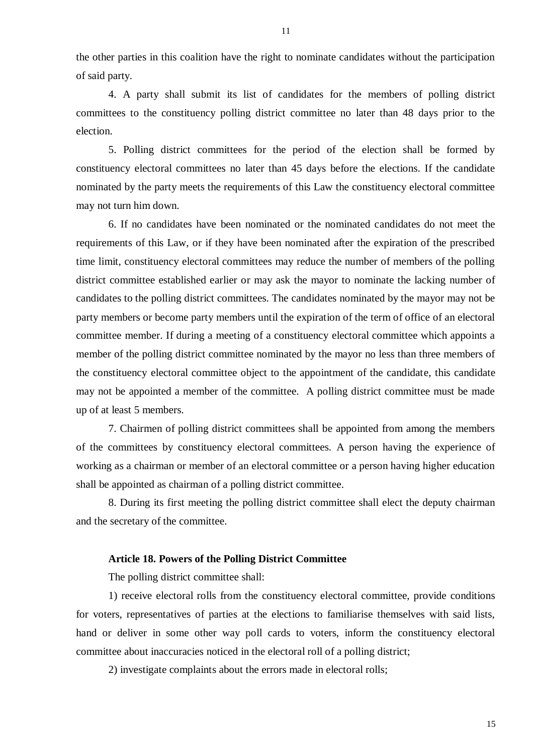the other parties in this coalition have the right to nominate candidates without the participation of said party.

4. A party shall submit its list of candidates for the members of polling district committees to the constituency polling district committee no later than 48 days prior to the election.

5. Polling district committees for the period of the election shall be formed by constituency electoral committees no later than 45 days before the elections. If the candidate nominated by the party meets the requirements of this Law the constituency electoral committee may not turn him down.

6. If no candidates have been nominated or the nominated candidates do not meet the requirements of this Law, or if they have been nominated after the expiration of the prescribed time limit, constituency electoral committees may reduce the number of members of the polling district committee established earlier or may ask the mayor to nominate the lacking number of candidates to the polling district committees. The candidates nominated by the mayor may not be party members or become party members until the expiration of the term of office of an electoral committee member. If during a meeting of a constituency electoral committee which appoints a member of the polling district committee nominated by the mayor no less than three members of the constituency electoral committee object to the appointment of the candidate, this candidate may not be appointed a member of the committee. A polling district committee must be made up of at least 5 members.

7. Chairmen of polling district committees shall be appointed from among the members of the committees by constituency electoral committees. A person having the experience of working as a chairman or member of an electoral committee or a person having higher education shall be appointed as chairman of a polling district committee.

8. During its first meeting the polling district committee shall elect the deputy chairman and the secretary of the committee.

**Article 18. Powers of the Polling District Committee**

The polling district committee shall:

1) receive electoral rolls from the constituency electoral committee, provide conditions for voters, representatives of parties at the elections to familiarise themselves with said lists, hand or deliver in some other way poll cards to voters, inform the constituency electoral committee about inaccuracies noticed in the electoral roll of a polling district;

2) investigate complaints about the errors made in electoral rolls;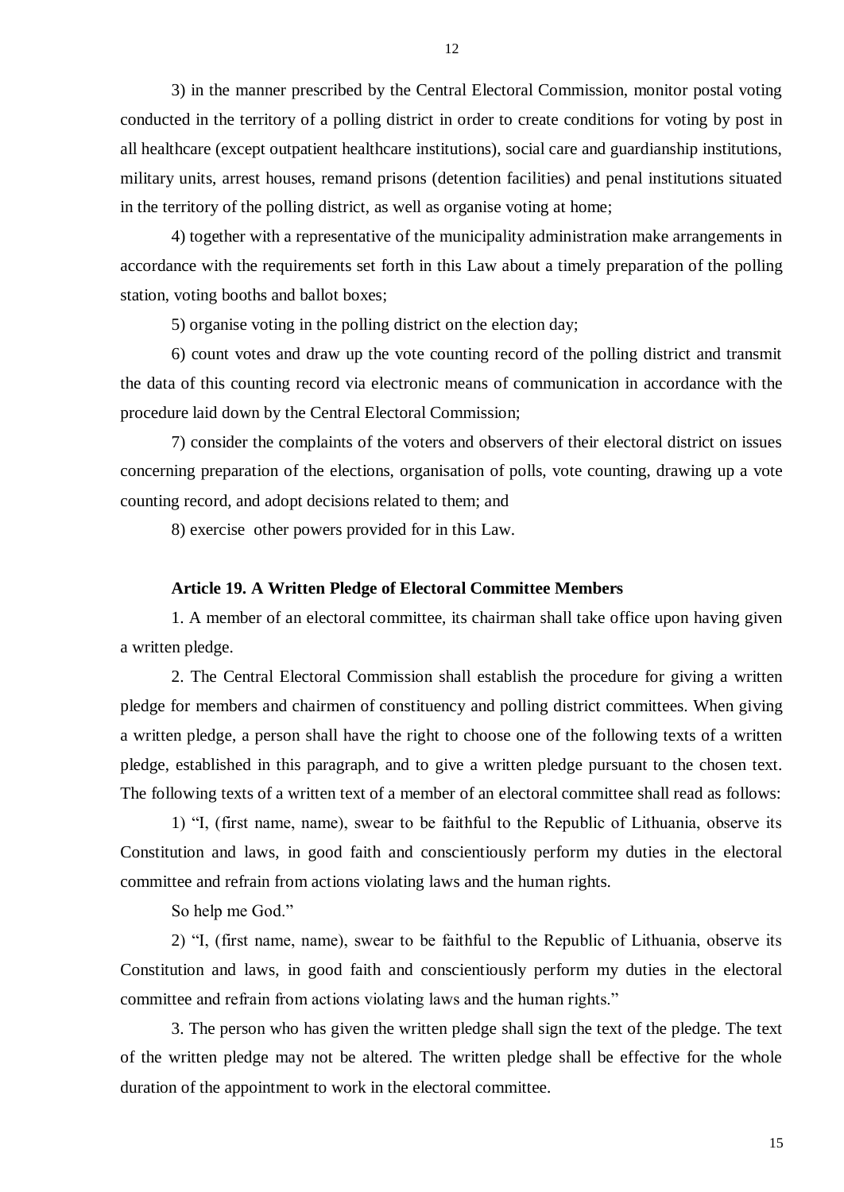3) in the manner prescribed by the Central Electoral Commission, monitor postal voting conducted in the territory of a polling district in order to create conditions for voting by post in all healthcare (except outpatient healthcare institutions), social care and guardianship institutions, military units, arrest houses, remand prisons (detention facilities) and penal institutions situated in the territory of the polling district, as well as organise voting at home;

4) together with a representative of the municipality administration make arrangements in accordance with the requirements set forth in this Law about a timely preparation of the polling station, voting booths and ballot boxes;

5) organise voting in the polling district on the election day;

6) count votes and draw up the vote counting record of the polling district and transmit the data of this counting record via electronic means of communication in accordance with the procedure laid down by the Central Electoral Commission;

7) consider the complaints of the voters and observers of their electoral district on issues concerning preparation of the elections, organisation of polls, vote counting, drawing up a vote counting record, and adopt decisions related to them; and

8) exercise other powers provided for in this Law.

### Article 19. A Written Pledge of Electoral Committee Members

1. A member of an electoral committee, its chairman shall take office upon having given a written pledge.

2. The Central Electoral Commission shall establish the procedure for giving a written pledge for members and chairmen of constituency and polling district committees. When giving a written pledge, a person shall have the right to choose one of the following texts of a written pledge, established in this paragraph, and to give a written pledge pursuant to the chosen text. The following texts of a written text of a member of an electoral committee shall read as follows:

1) "I, (first name, name), swear to be faithful to the Republic of Lithuania, observe its Constitution and laws, in good faith and conscientiously perform my duties in the electoral committee and refrain from actions violating laws and the human rights.

So help me God."

2) "I, (first name, name), swear to be faithful to the Republic of Lithuania, observe its Constitution and laws, in good faith and conscientiously perform my duties in the electoral committee and refrain from actions violating laws and the human rights."

3. The person who has given the written pledge shall sign the text of the pledge. The text of the written pledge may not be altered. The written pledge shall be effective for the whole duration of the appointment to work in the electoral committee.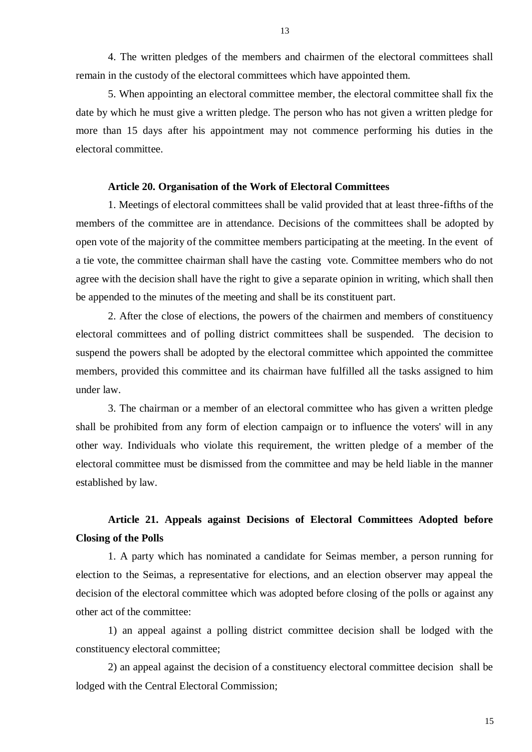4. The written pledges of the members and chairmen of the electoral committees shall remain in the custody of the electoral committees which have appointed them.

5. When appointing an electoral committee member, the electoral committee shall fix the date by which he must give a written pledge. The person who has not given a written pledge for more than 15 days after his appointment may not commence performing his duties in the electoral committee.

**Article 20. Organisation of the Work of Electoral Committees**

1. Meetings of electoral committees shall be valid provided that at least three-fifths of the members of the committee are in attendance. Decisions of the committees shall be adopted by open vote of the majority of the committee members participating at the meeting. In the event of a tie vote, the committee chairman shall have the casting vote. Committee members who do not agree with the decision shall have the right to give a separate opinion in writing, which shall then be appended to the minutes of the meeting and shall be its constituent part.

2. After the close of elections, the powers of the chairmen and members of constituency electoral committees and of polling district committees shall be suspended. The decision to suspend the powers shall be adopted by the electoral committee which appointed the committee members, provided this committee and its chairman have fulfilled all the tasks assigned to him under law.

3. The chairman or a member of an electoral committee who has given a written pledge shall be prohibited from any form of election campaign or to influence the voters' will in any other way. Individuals who violate this requirement, the written pledge of a member of the electoral committee must be dismissed from the committee and may be held liable in the manner established by law.

**Article 21. Appeals against Decisions of Electoral Committees Adopted before Closing of the Polls**

1. A party which has nominated a candidate for Seimas member, a person running for election to the Seimas, a representative for elections, and an election observer may appeal the decision of the electoral committee which was adopted before closing of the polls or against any other act of the committee:

1) an appeal against a polling district committee decision shall be lodged with the constituency electoral committee;

2) an appeal against the decision of a constituency electoral committee decision shall be lodged with the Central Electoral Commission;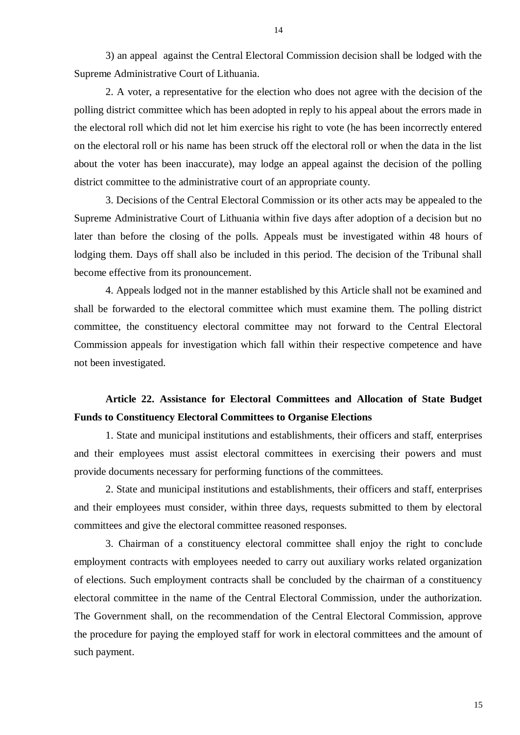3) an appeal against the Central Electoral Commission decision shall be lodged with the Supreme Administrative Court of Lithuania.

2. A voter, a representative for the election who does not agree with the decision of the polling district committee which has been adopted in reply to his appeal about the errors made in the electoral roll which did not let him exercise his right to vote (he has been incorrectly entered on the electoral roll or his name has been struck off the electoral roll or when the data in the list about the voter has been inaccurate), may lodge an appeal against the decision of the polling district committee to the administrative court of an appropriate county.

3. Decisions of the Central Electoral Commission or its other acts may be appealed to the Supreme Administrative Court of Lithuania within five days after adoption of a decision but no later than before the closing of the polls. Appeals must be investigated within 48 hours of lodging them. Days off shall also be included in this period. The decision of the Tribunal shall become effective from its pronouncement.

4. Appeals lodged not in the manner established by this Article shall not be examined and shall be forwarded to the electoral committee which must examine them. The polling district committee, the constituency electoral committee may not forward to the Central Electoral Commission appeals for investigation which fall within their respective competence and have not been investigated.

**Article 22. Assistance for Electoral Committees and Allocation of State Budget Funds to Constituency Electoral Committees to Organise Elections**

1. State and municipal institutions and establishments, their officers and staff, enterprises and their employees must assist electoral committees in exercising their powers and must provide documents necessary for performing functions of the committees.

2. State and municipal institutions and establishments, their officers and staff, enterprises and their employees must consider, within three days, requests submitted to them by electoral committees and give the electoral committee reasoned responses.

3. Chairman of a constituency electoral committee shall enjoy the right to conclude employment contracts with employees needed to carry out auxiliary works related organization of elections. Such employment contracts shall be concluded by the chairman of a constituency electoral committee in the name of the Central Electoral Commission, under the authorization. The Government shall, on the recommendation of the Central Electoral Commission, approve the procedure for paying the employed staff for work in electoral committees and the amount of such payment.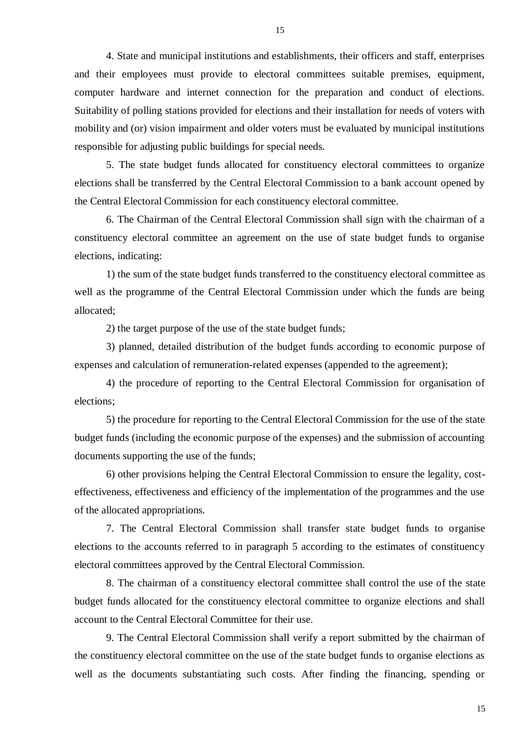4. State and municipal institutions and establishments, their officers and staff, enterprises and their employees must provide to electoral committees suitable premises, equipment, computer hardware and internet connection for the preparation and conduct of elections. Suitability of polling stations provided for elections and their installation for needs of voters with mobility and (or) vision impairment and older voters must be evaluated by municipal institutions responsible for adjusting public buildings for special needs.

5. The state budget funds allocated for constituency electoral committees to organize elections shall be transferred by the Central Electoral Commission to a bank account opened by the Central Electoral Commission for each constituency electoral committee.

6. The Chairman of the Central Electoral Commission shall sign with the chairman of a constituency electoral committee an agreement on the use of state budget funds to organise elections, indicating:

1) the sum of the state budget funds transferred to the constituency electoral committee as well as the programme of the Central Electoral Commission under which the funds are being allocated;

2) the target purpose of the use of the state budget funds;

3) planned, detailed distribution of the budget funds according to economic purpose of expenses and calculation of remuneration-related expenses (appended to the agreement);

4) the procedure of reporting to the Central Electoral Commission for organisation of elections;

5) the procedure for reporting to the Central Electoral Commission for the use of the state budget funds (including the economic purpose of the expenses) and the submission of accounting documents supporting the use of the funds;

6) other provisions helping the Central Electoral Commission to ensure the legality, cost-effectiveness, effectiveness and efficiency of the implementation of the programmes and the use of the allocated appropriations.

7. The Central Electoral Commission shall transfer state budget funds to organise elections to the accounts referred to in paragraph 5 according to the estimates of constituency electoral committees approved by the Central Electoral Commission.

8. The chairman of a constituency electoral committee shall control the use of the state budget funds allocated for the constituency electoral committee to organize elections and shall account to the Central Electoral Committee for their use.

9. The Central Electoral Commission shall verify a report submitted by the chairman of the constituency electoral committee on the use of the state budget funds to organise elections as well as the documents substantiating such costs. After finding the financing, spending or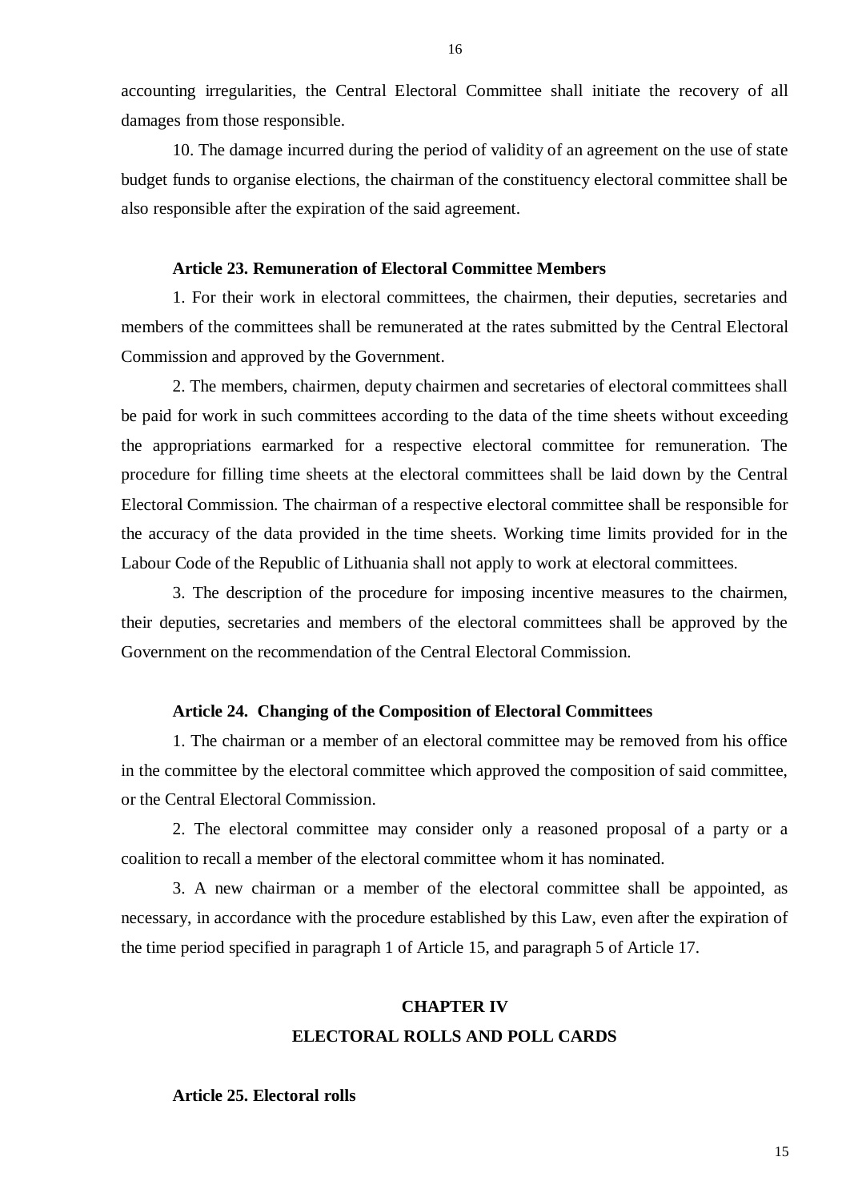accounting irregularities, the Central Electoral Committee shall initiate the recovery of all damages from those responsible.

10. The damage incurred during the period of validity of an agreement on the use of state budget funds to organise elections, the chairman of the constituency electoral committee shall be also responsible after the expiration of the said agreement.

**Article 23. Remuneration of Electoral Committee Members**

1. For their work in electoral committees, the chairmen, their deputies, secretaries and members of the committees shall be remunerated at the rates submitted by the Central Electoral Commission and approved by the Government.

2. The members, chairmen, deputy chairmen and secretaries of electoral committees shall be paid for work in such committees according to the data of the time sheets without exceeding the appropriations earmarked for a respective electoral committee for remuneration. The procedure for filling time sheets at the electoral committees shall be laid down by the Central Electoral Commission. The chairman of a respective electoral committee shall be responsible for the accuracy of the data provided in the time sheets. Working time limits provided for in the Labour Code of the Republic of Lithuania shall not apply to work at electoral committees.

3. The description of the procedure for imposing incentive measures to the chairmen, their deputies, secretaries and members of the electoral committees shall be approved by the Government on the recommendation of the Central Electoral Commission.

**Article 24. Changing of the Composition of Electoral Committees**

1. The chairman or a member of an electoral committee may be removed from his office in the committee by the electoral committee which approved the composition of said committee, or the Central Electoral Commission.

2. The electoral committee may consider only a reasoned proposal of a party or a coalition to recall a member of the electoral committee whom it has nominated.

3. A new chairman or a member of the electoral committee shall be appointed, as necessary, in accordance with the procedure established by this Law, even after the expiration of the time period specified in paragraph 1 of Article 15, and paragraph 5 of Article 17.

## CHAPTER IV
## ELECTORAL ROLLS AND POLL CARDS

**Article 25. Electoral rolls**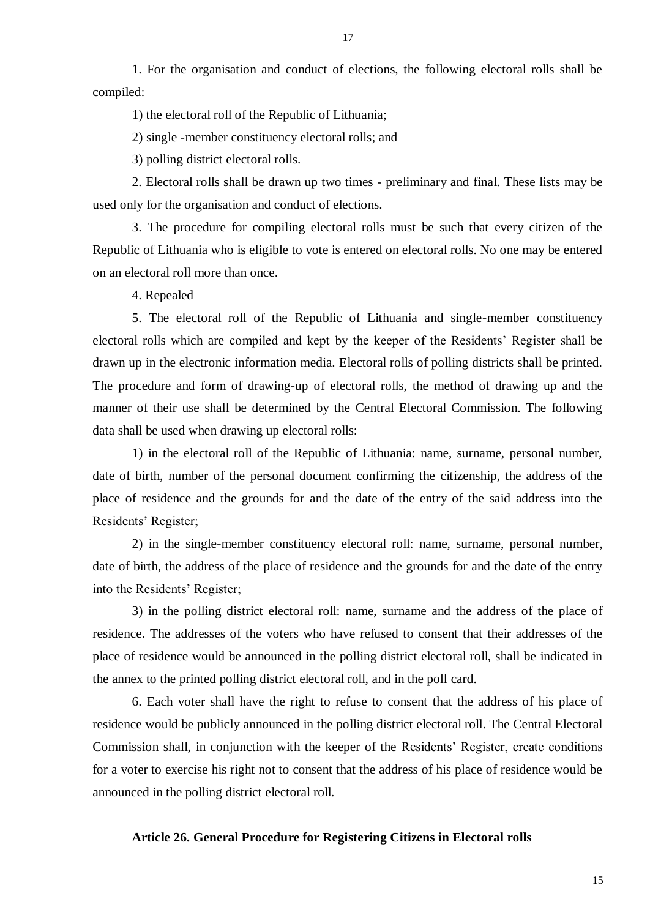1. For the organisation and conduct of elections, the following electoral rolls shall be compiled:

1) the electoral roll of the Republic of Lithuania;

2) single -member constituency electoral rolls; and

3) polling district electoral rolls.

2. Electoral rolls shall be drawn up two times - preliminary and final. These lists may be used only for the organisation and conduct of elections.

3. The procedure for compiling electoral rolls must be such that every citizen of the Republic of Lithuania who is eligible to vote is entered on electoral rolls. No one may be entered on an electoral roll more than once.

4. Repealed

5. The electoral roll of the Republic of Lithuania and single-member constituency electoral rolls which are compiled and kept by the keeper of the Residents' Register shall be drawn up in the electronic information media. Electoral rolls of polling districts shall be printed. The procedure and form of drawing-up of electoral rolls, the method of drawing up and the manner of their use shall be determined by the Central Electoral Commission. The following data shall be used when drawing up electoral rolls:

1) in the electoral roll of the Republic of Lithuania: name, surname, personal number, date of birth, number of the personal document confirming the citizenship, the address of the place of residence and the grounds for and the date of the entry of the said address into the Residents' Register;

2) in the single-member constituency electoral roll: name, surname, personal number, date of birth, the address of the place of residence and the grounds for and the date of the entry into the Residents' Register;

3) in the polling district electoral roll: name, surname and the address of the place of residence. The addresses of the voters who have refused to consent that their addresses of the place of residence would be announced in the polling district electoral roll, shall be indicated in the annex to the printed polling district electoral roll, and in the poll card.

6. Each voter shall have the right to refuse to consent that the address of his place of residence would be publicly announced in the polling district electoral roll. The Central Electoral Commission shall, in conjunction with the keeper of the Residents' Register, create conditions for a voter to exercise his right not to consent that the address of his place of residence would be announced in the polling district electoral roll.

### Article 26. General Procedure for Registering Citizens in Electoral rolls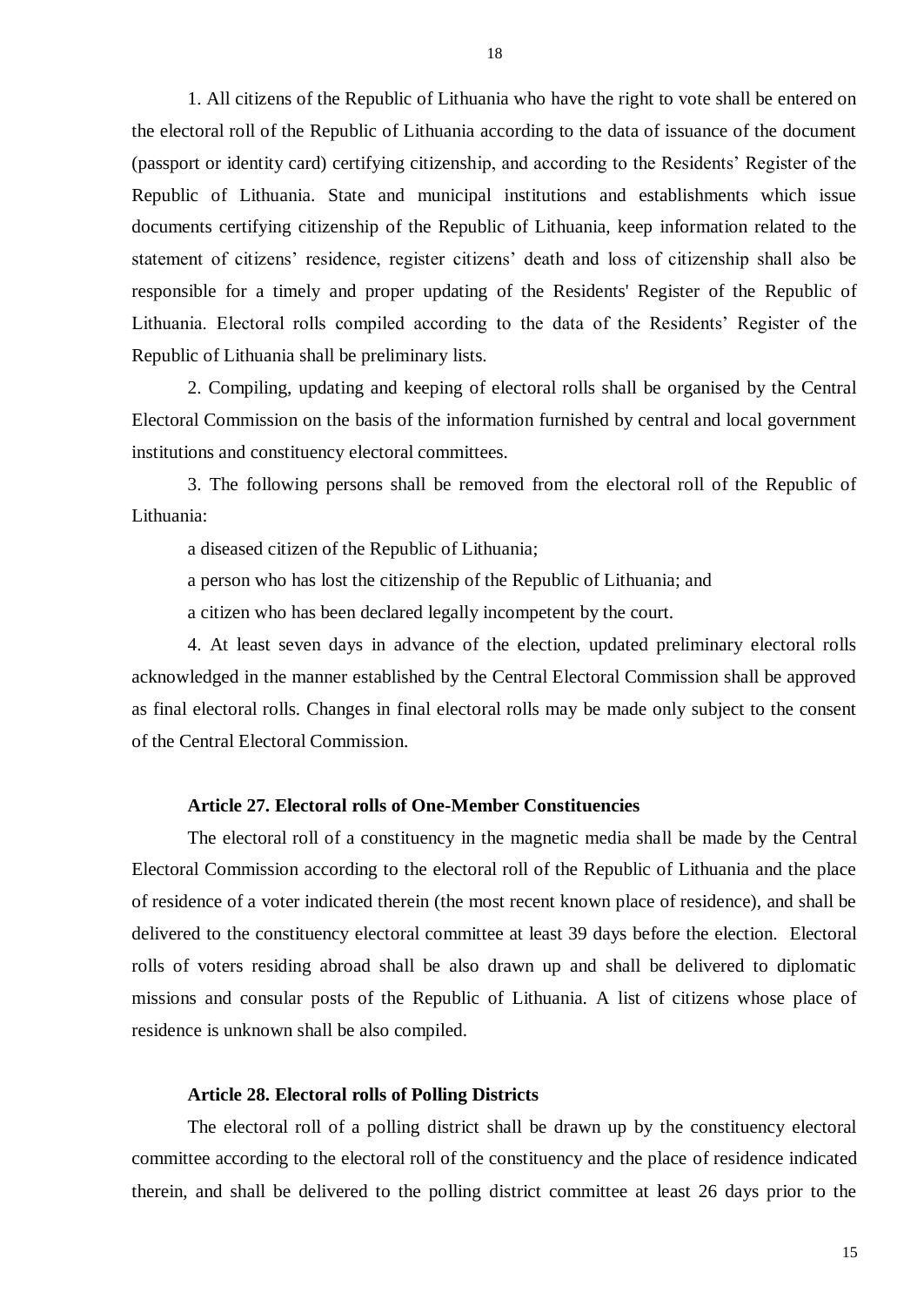1. All citizens of the Republic of Lithuania who have the right to vote shall be entered on the electoral roll of the Republic of Lithuania according to the data of issuance of the document (passport or identity card) certifying citizenship, and according to the Residents' Register of the Republic of Lithuania. State and municipal institutions and establishments which issue documents certifying citizenship of the Republic of Lithuania, keep information related to the statement of citizens' residence, register citizens' death and loss of citizenship shall also be responsible for a timely and proper updating of the Residents' Register of the Republic of Lithuania. Electoral rolls compiled according to the data of the Residents' Register of the Republic of Lithuania shall be preliminary lists.

2. Compiling, updating and keeping of electoral rolls shall be organised by the Central Electoral Commission on the basis of the information furnished by central and local government institutions and constituency electoral committees.

3. The following persons shall be removed from the electoral roll of the Republic of Lithuania:

a diseased citizen of the Republic of Lithuania;

a person who has lost the citizenship of the Republic of Lithuania; and

a citizen who has been declared legally incompetent by the court.

4. At least seven days in advance of the election, updated preliminary electoral rolls acknowledged in the manner established by the Central Electoral Commission shall be approved as final electoral rolls. Changes in final electoral rolls may be made only subject to the consent of the Central Electoral Commission.

**Article 27. Electoral rolls of One-Member Constituencies**

The electoral roll of a constituency in the magnetic media shall be made by the Central Electoral Commission according to the electoral roll of the Republic of Lithuania and the place of residence of a voter indicated therein (the most recent known place of residence), and shall be delivered to the constituency electoral committee at least 39 days before the election. Electoral rolls of voters residing abroad shall be also drawn up and shall be delivered to diplomatic missions and consular posts of the Republic of Lithuania. A list of citizens whose place of residence is unknown shall be also compiled.

**Article 28. Electoral rolls of Polling Districts**

The electoral roll of a polling district shall be drawn up by the constituency electoral committee according to the electoral roll of the constituency and the place of residence indicated therein, and shall be delivered to the polling district committee at least 26 days prior to the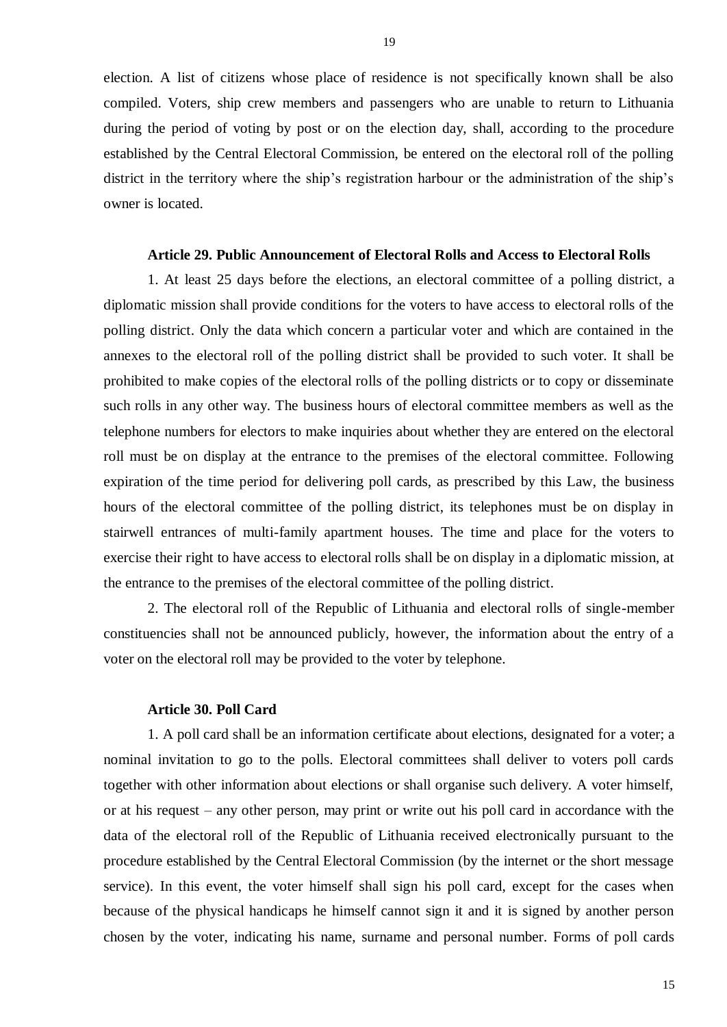election. A list of citizens whose place of residence is not specifically known shall be also compiled. Voters, ship crew members and passengers who are unable to return to Lithuania during the period of voting by post or on the election day, shall, according to the procedure established by the Central Electoral Commission, be entered on the electoral roll of the polling district in the territory where the ship's registration harbour or the administration of the ship's owner is located.

**Article 29. Public Announcement of Electoral Rolls and Access to Electoral Rolls**

1. At least 25 days before the elections, an electoral committee of a polling district, a diplomatic mission shall provide conditions for the voters to have access to electoral rolls of the polling district. Only the data which concern a particular voter and which are contained in the annexes to the electoral roll of the polling district shall be provided to such voter. It shall be prohibited to make copies of the electoral rolls of the polling districts or to copy or disseminate such rolls in any other way. The business hours of electoral committee members as well as the telephone numbers for electors to make inquiries about whether they are entered on the electoral roll must be on display at the entrance to the premises of the electoral committee. Following expiration of the time period for delivering poll cards, as prescribed by this Law, the business hours of the electoral committee of the polling district, its telephones must be on display in stairwell entrances of multi-family apartment houses. The time and place for the voters to exercise their right to have access to electoral rolls shall be on display in a diplomatic mission, at the entrance to the premises of the electoral committee of the polling district.

2. The electoral roll of the Republic of Lithuania and electoral rolls of single-member constituencies shall not be announced publicly, however, the information about the entry of a voter on the electoral roll may be provided to the voter by telephone.

**Article 30. Poll Card**

1. A poll card shall be an information certificate about elections, designated for a voter; a nominal invitation to go to the polls. Electoral committees shall deliver to voters poll cards together with other information about elections or shall organise such delivery. A voter himself, or at his request – any other person, may print or write out his poll card in accordance with the data of the electoral roll of the Republic of Lithuania received electronically pursuant to the procedure established by the Central Electoral Commission (by the internet or the short message service). In this event, the voter himself shall sign his poll card, except for the cases when because of the physical handicaps he himself cannot sign it and it is signed by another person chosen by the voter, indicating his name, surname and personal number. Forms of poll cards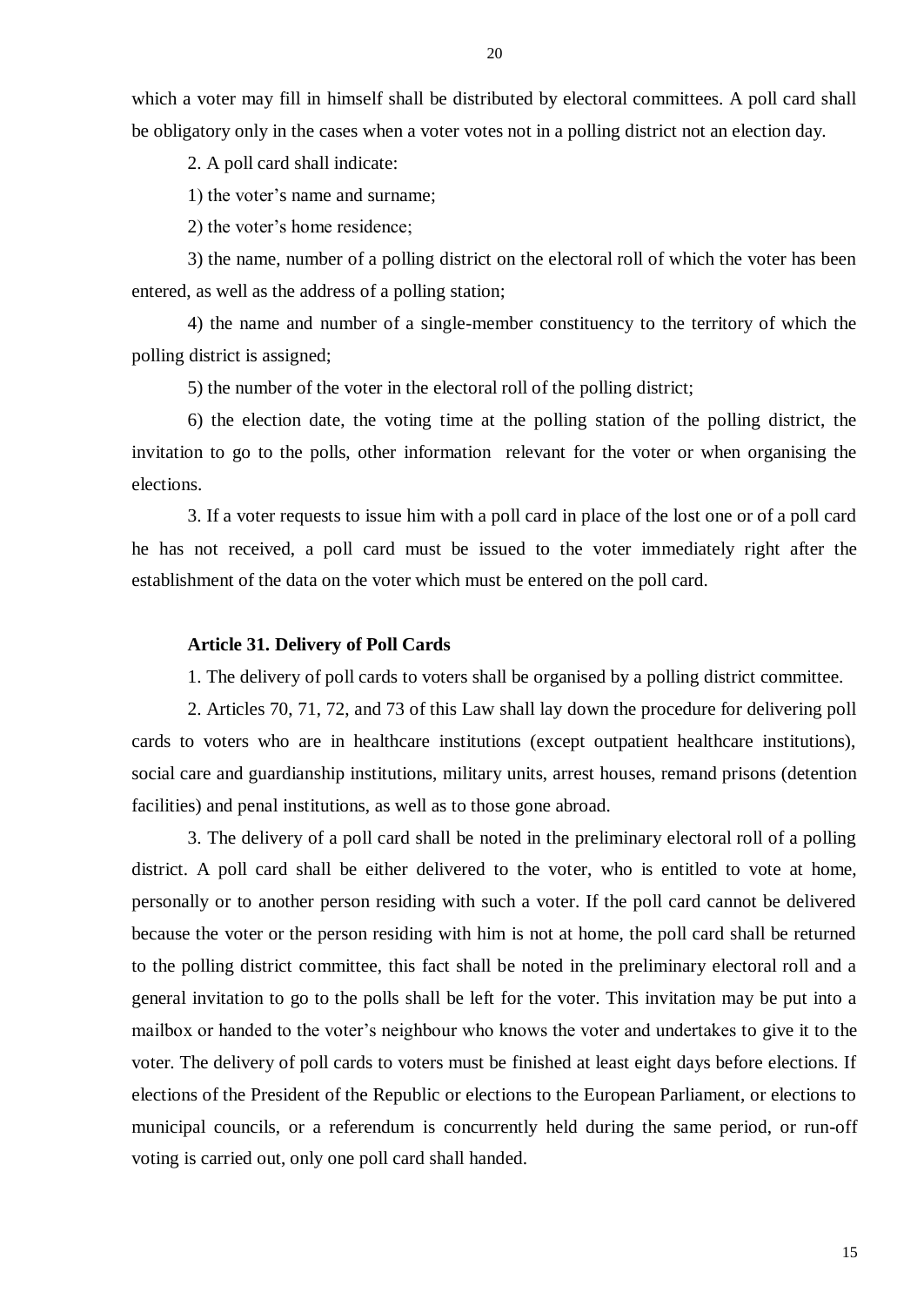which a voter may fill in himself shall be distributed by electoral committees. A poll card shall be obligatory only in the cases when a voter votes not in a polling district not an election day.

2. A poll card shall indicate:

1) the voter's name and surname;

2) the voter's home residence;

3) the name, number of a polling district on the electoral roll of which the voter has been entered, as well as the address of a polling station;

4) the name and number of a single-member constituency to the territory of which the polling district is assigned;

5) the number of the voter in the electoral roll of the polling district;

6) the election date, the voting time at the polling station of the polling district, the invitation to go to the polls, other information relevant for the voter or when organising the elections.

3. If a voter requests to issue him with a poll card in place of the lost one or of a poll card he has not received, a poll card must be issued to the voter immediately right after the establishment of the data on the voter which must be entered on the poll card.

**Article 31. Delivery of Poll Cards**

1. The delivery of poll cards to voters shall be organised by a polling district committee.

2. Articles 70, 71, 72, and 73 of this Law shall lay down the procedure for delivering poll cards to voters who are in healthcare institutions (except outpatient healthcare institutions), social care and guardianship institutions, military units, arrest houses, remand prisons (detention facilities) and penal institutions, as well as to those gone abroad.

3. The delivery of a poll card shall be noted in the preliminary electoral roll of a polling district. A poll card shall be either delivered to the voter, who is entitled to vote at home, personally or to another person residing with such a voter. If the poll card cannot be delivered because the voter or the person residing with him is not at home, the poll card shall be returned to the polling district committee, this fact shall be noted in the preliminary electoral roll and a general invitation to go to the polls shall be left for the voter. This invitation may be put into a mailbox or handed to the voter's neighbour who knows the voter and undertakes to give it to the voter. The delivery of poll cards to voters must be finished at least eight days before elections. If elections of the President of the Republic or elections to the European Parliament, or elections to municipal councils, or a referendum is concurrently held during the same period, or run-off voting is carried out, only one poll card shall handed.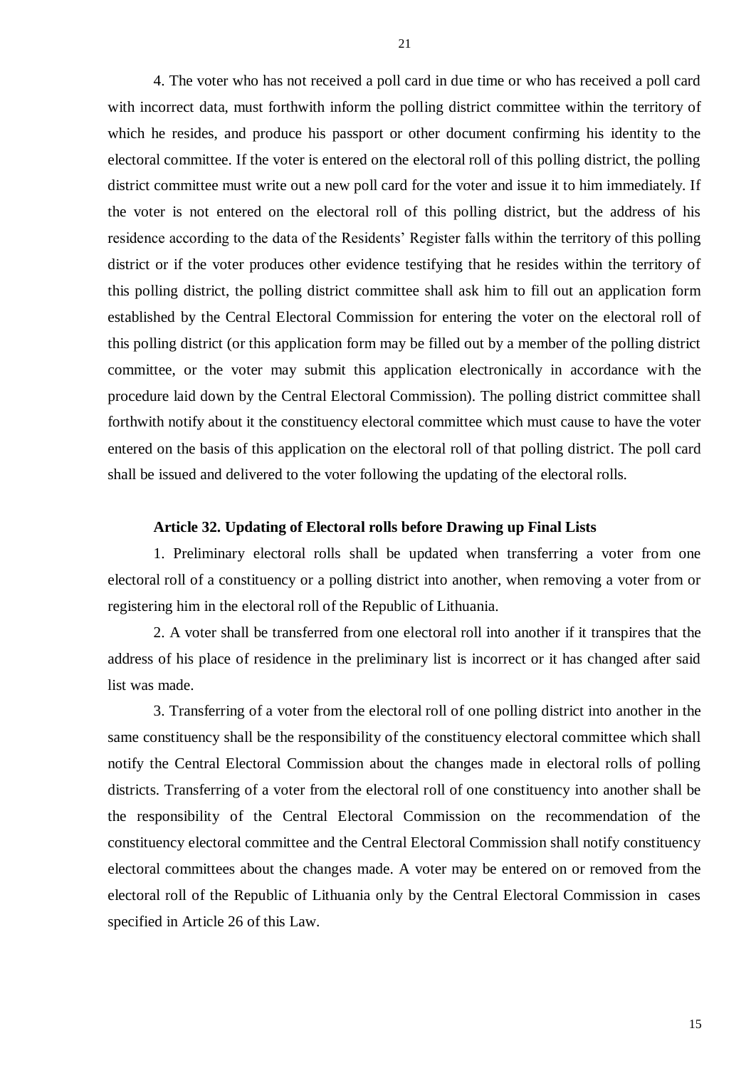4. The voter who has not received a poll card in due time or who has received a poll card with incorrect data, must forthwith inform the polling district committee within the territory of which he resides, and produce his passport or other document confirming his identity to the electoral committee. If the voter is entered on the electoral roll of this polling district, the polling district committee must write out a new poll card for the voter and issue it to him immediately. If the voter is not entered on the electoral roll of this polling district, but the address of his residence according to the data of the Residents' Register falls within the territory of this polling district or if the voter produces other evidence testifying that he resides within the territory of this polling district, the polling district committee shall ask him to fill out an application form established by the Central Electoral Commission for entering the voter on the electoral roll of this polling district (or this application form may be filled out by a member of the polling district committee, or the voter may submit this application electronically in accordance with the procedure laid down by the Central Electoral Commission). The polling district committee shall forthwith notify about it the constituency electoral committee which must cause to have the voter entered on the basis of this application on the electoral roll of that polling district. The poll card shall be issued and delivered to the voter following the updating of the electoral rolls.

**Article 32. Updating of Electoral rolls before Drawing up Final Lists**

1. Preliminary electoral rolls shall be updated when transferring a voter from one electoral roll of a constituency or a polling district into another, when removing a voter from or registering him in the electoral roll of the Republic of Lithuania.

2. A voter shall be transferred from one electoral roll into another if it transpires that the address of his place of residence in the preliminary list is incorrect or it has changed after said list was made.

3. Transferring of a voter from the electoral roll of one polling district into another in the same constituency shall be the responsibility of the constituency electoral committee which shall notify the Central Electoral Commission about the changes made in electoral rolls of polling districts. Transferring of a voter from the electoral roll of one constituency into another shall be the responsibility of the Central Electoral Commission on the recommendation of the constituency electoral committee and the Central Electoral Commission shall notify constituency electoral committees about the changes made. A voter may be entered on or removed from the electoral roll of the Republic of Lithuania only by the Central Electoral Commission in cases specified in Article 26 of this Law.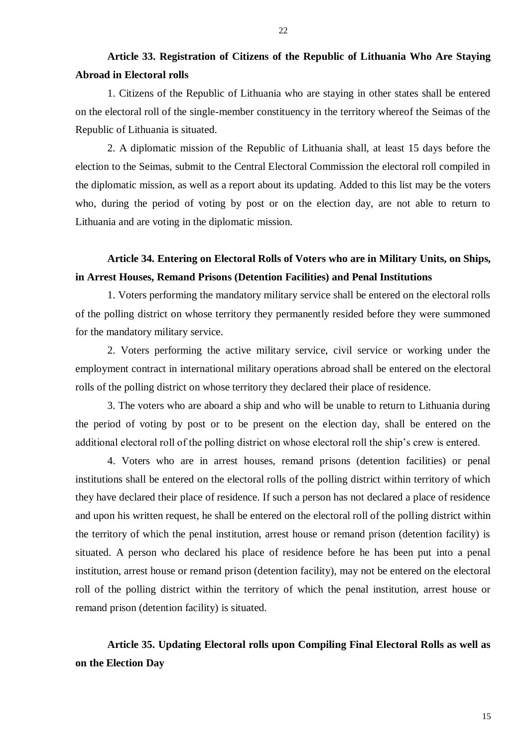**Article 33. Registration of Citizens of the Republic of Lithuania Who Are Staying Abroad in Electoral rolls**

1. Citizens of the Republic of Lithuania who are staying in other states shall be entered on the electoral roll of the single-member constituency in the territory whereof the Seimas of the Republic of Lithuania is situated.

2. A diplomatic mission of the Republic of Lithuania shall, at least 15 days before the election to the Seimas, submit to the Central Electoral Commission the electoral roll compiled in the diplomatic mission, as well as a report about its updating. Added to this list may be the voters who, during the period of voting by post or on the election day, are not able to return to Lithuania and are voting in the diplomatic mission.

**Article 34. Entering on Electoral Rolls of Voters who are in Military Units, on Ships, in Arrest Houses, Remand Prisons (Detention Facilities) and Penal Institutions**

1. Voters performing the mandatory military service shall be entered on the electoral rolls of the polling district on whose territory they permanently resided before they were summoned for the mandatory military service.

2. Voters performing the active military service, civil service or working under the employment contract in international military operations abroad shall be entered on the electoral rolls of the polling district on whose territory they declared their place of residence.

3. The voters who are aboard a ship and who will be unable to return to Lithuania during the period of voting by post or to be present on the election day, shall be entered on the additional electoral roll of the polling district on whose electoral roll the ship's crew is entered.

4. Voters who are in arrest houses, remand prisons (detention facilities) or penal institutions shall be entered on the electoral rolls of the polling district within territory of which they have declared their place of residence. If such a person has not declared a place of residence and upon his written request, he shall be entered on the electoral roll of the polling district within the territory of which the penal institution, arrest house or remand prison (detention facility) is situated. A person who declared his place of residence before he has been put into a penal institution, arrest house or remand prison (detention facility), may not be entered on the electoral roll of the polling district within the territory of which the penal institution, arrest house or remand prison (detention facility) is situated.

**Article 35. Updating Electoral rolls upon Compiling Final Electoral Rolls as well as on the Election Day**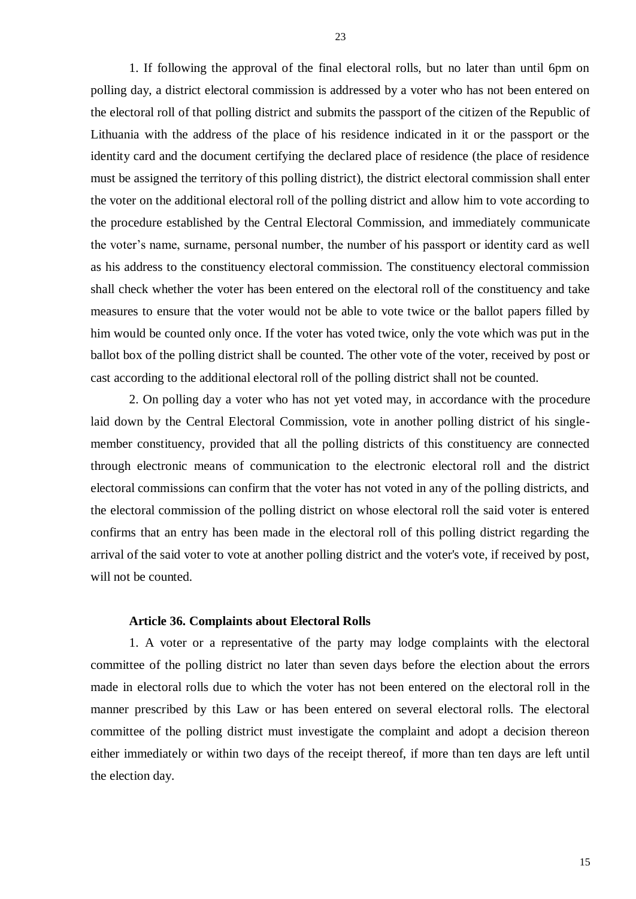1. If following the approval of the final electoral rolls, but no later than until 6pm on polling day, a district electoral commission is addressed by a voter who has not been entered on the electoral roll of that polling district and submits the passport of the citizen of the Republic of Lithuania with the address of the place of his residence indicated in it or the passport or the identity card and the document certifying the declared place of residence (the place of residence must be assigned the territory of this polling district), the district electoral commission shall enter the voter on the additional electoral roll of the polling district and allow him to vote according to the procedure established by the Central Electoral Commission, and immediately communicate the voter's name, surname, personal number, the number of his passport or identity card as well as his address to the constituency electoral commission. The constituency electoral commission shall check whether the voter has been entered on the electoral roll of the constituency and take measures to ensure that the voter would not be able to vote twice or the ballot papers filled by him would be counted only once. If the voter has voted twice, only the vote which was put in the ballot box of the polling district shall be counted. The other vote of the voter, received by post or cast according to the additional electoral roll of the polling district shall not be counted.

2. On polling day a voter who has not yet voted may, in accordance with the procedure laid down by the Central Electoral Commission, vote in another polling district of his single-member constituency, provided that all the polling districts of this constituency are connected through electronic means of communication to the electronic electoral roll and the district electoral commissions can confirm that the voter has not voted in any of the polling districts, and the electoral commission of the polling district on whose electoral roll the said voter is entered confirms that an entry has been made in the electoral roll of this polling district regarding the arrival of the said voter to vote at another polling district and the voter's vote, if received by post, will not be counted.

**Article 36. Complaints about Electoral Rolls**

1. A voter or a representative of the party may lodge complaints with the electoral committee of the polling district no later than seven days before the election about the errors made in electoral rolls due to which the voter has not been entered on the electoral roll in the manner prescribed by this Law or has been entered on several electoral rolls. The electoral committee of the polling district must investigate the complaint and adopt a decision thereon either immediately or within two days of the receipt thereof, if more than ten days are left until the election day.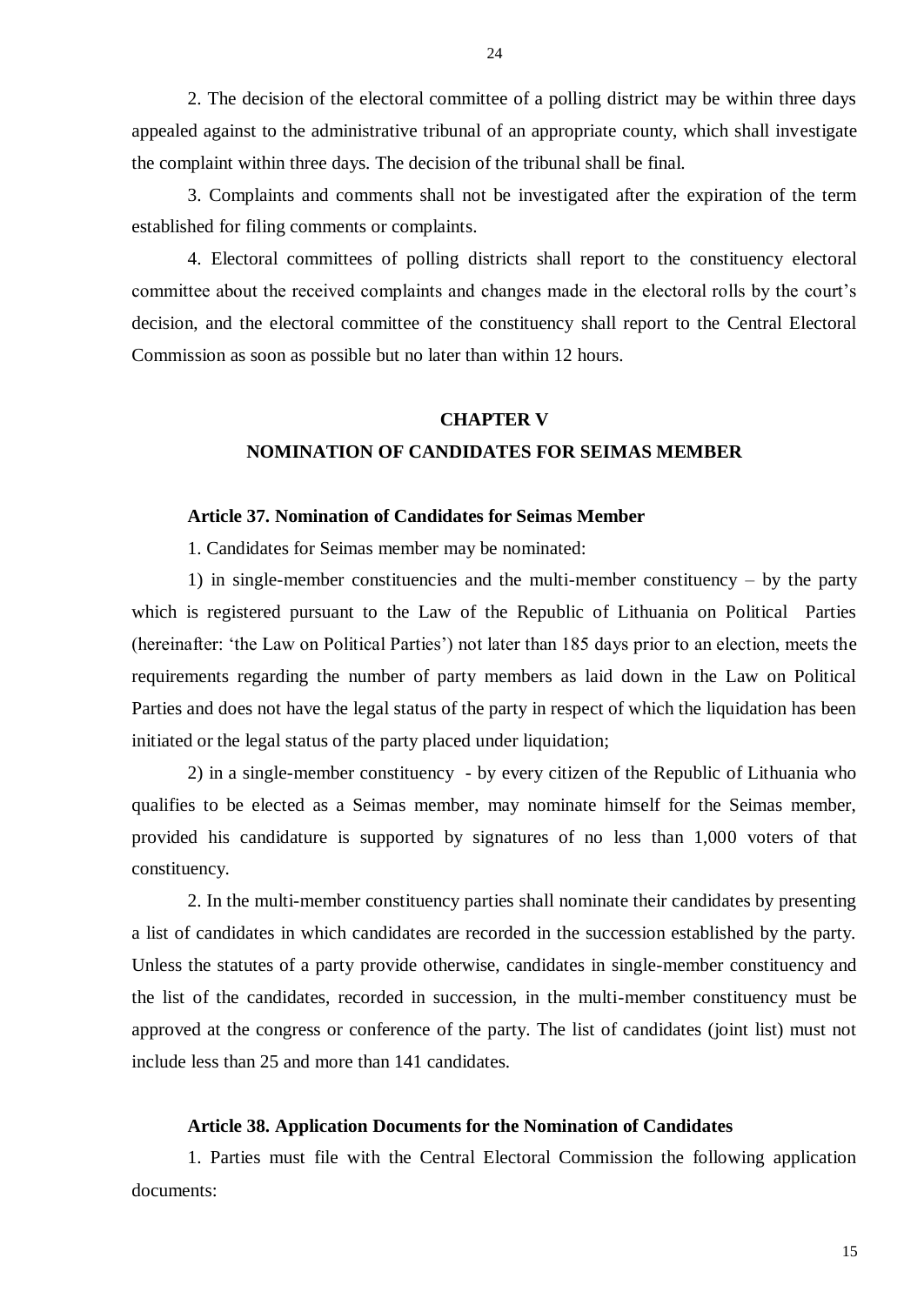2. The decision of the electoral committee of a polling district may be within three days appealed against to the administrative tribunal of an appropriate county, which shall investigate the complaint within three days. The decision of the tribunal shall be final.

3. Complaints and comments shall not be investigated after the expiration of the term established for filing comments or complaints.

4. Electoral committees of polling districts shall report to the constituency electoral committee about the received complaints and changes made in the electoral rolls by the court's decision, and the electoral committee of the constituency shall report to the Central Electoral Commission as soon as possible but no later than within 12 hours.

## CHAPTER V
## NOMINATION OF CANDIDATES FOR SEIMAS MEMBER

### Article 37. Nomination of Candidates for Seimas Member

1. Candidates for Seimas member may be nominated:

1) in single-member constituencies and the multi-member constituency – by the party which is registered pursuant to the Law of the Republic of Lithuania on Political Parties (hereinafter: 'the Law on Political Parties') not later than 185 days prior to an election, meets the requirements regarding the number of party members as laid down in the Law on Political Parties and does not have the legal status of the party in respect of which the liquidation has been initiated or the legal status of the party placed under liquidation;

2) in a single-member constituency - by every citizen of the Republic of Lithuania who qualifies to be elected as a Seimas member, may nominate himself for the Seimas member, provided his candidature is supported by signatures of no less than 1,000 voters of that constituency.

2. In the multi-member constituency parties shall nominate their candidates by presenting a list of candidates in which candidates are recorded in the succession established by the party. Unless the statutes of a party provide otherwise, candidates in single-member constituency and the list of the candidates, recorded in succession, in the multi-member constituency must be approved at the congress or conference of the party. The list of candidates (joint list) must not include less than 25 and more than 141 candidates.

### Article 38. Application Documents for the Nomination of Candidates

1. Parties must file with the Central Electoral Commission the following application documents: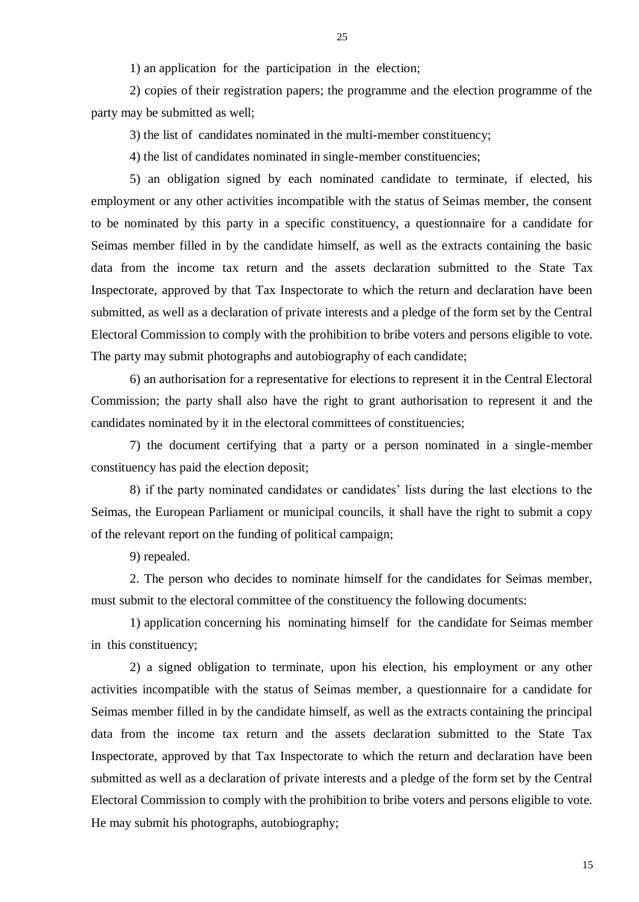1) an application for the participation in the election;

2) copies of their registration papers; the programme and the election programme of the party may be submitted as well;

3) the list of candidates nominated in the multi-member constituency;

4) the list of candidates nominated in single-member constituencies;

5) an obligation signed by each nominated candidate to terminate, if elected, his employment or any other activities incompatible with the status of Seimas member, the consent to be nominated by this party in a specific constituency, a questionnaire for a candidate for Seimas member filled in by the candidate himself, as well as the extracts containing the basic data from the income tax return and the assets declaration submitted to the State Tax Inspectorate, approved by that Tax Inspectorate to which the return and declaration have been submitted, as well as a declaration of private interests and a pledge of the form set by the Central Electoral Commission to comply with the prohibition to bribe voters and persons eligible to vote. The party may submit photographs and autobiography of each candidate;

6) an authorisation for a representative for elections to represent it in the Central Electoral Commission; the party shall also have the right to grant authorisation to represent it and the candidates nominated by it in the electoral committees of constituencies;

7) the document certifying that a party or a person nominated in a single-member constituency has paid the election deposit;

8) if the party nominated candidates or candidates' lists during the last elections to the Seimas, the European Parliament or municipal councils, it shall have the right to submit a copy of the relevant report on the funding of political campaign;

9) repealed.

2. The person who decides to nominate himself for the candidates for Seimas member, must submit to the electoral committee of the constituency the following documents:

1) application concerning his nominating himself for the candidate for Seimas member in this constituency;

2) a signed obligation to terminate, upon his election, his employment or any other activities incompatible with the status of Seimas member, a questionnaire for a candidate for Seimas member filled in by the candidate himself, as well as the extracts containing the principal data from the income tax return and the assets declaration submitted to the State Tax Inspectorate, approved by that Tax Inspectorate to which the return and declaration have been submitted as well as a declaration of private interests and a pledge of the form set by the Central Electoral Commission to comply with the prohibition to bribe voters and persons eligible to vote. He may submit his photographs, autobiography;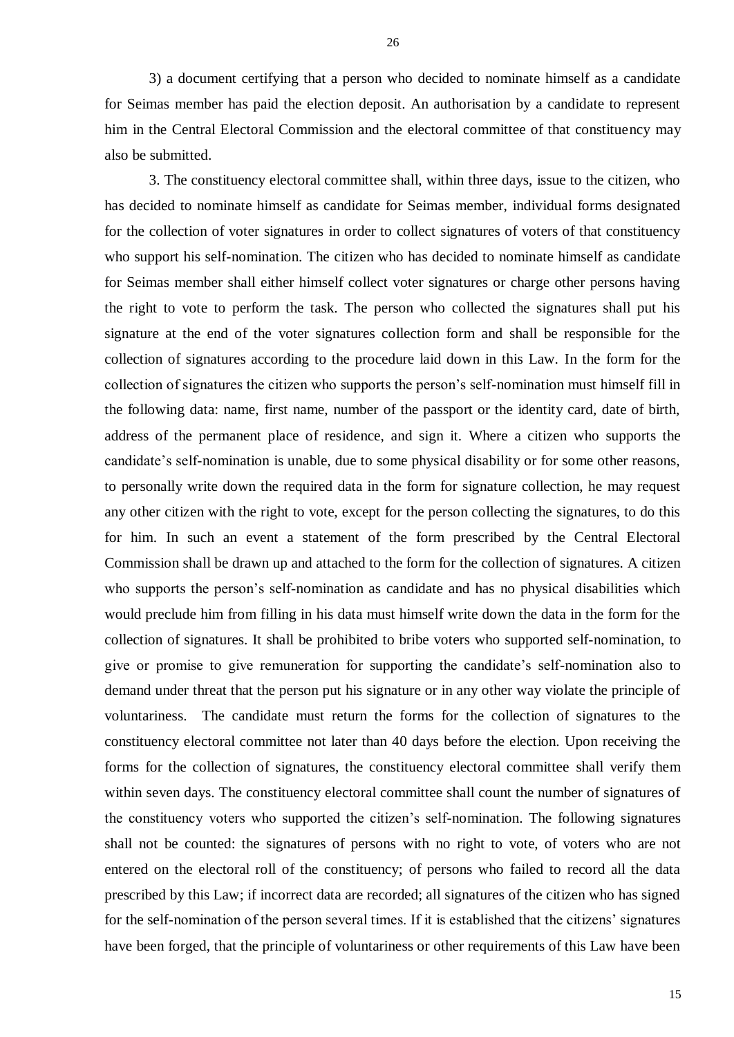3) a document certifying that a person who decided to nominate himself as a candidate for Seimas member has paid the election deposit. An authorisation by a candidate to represent him in the Central Electoral Commission and the electoral committee of that constituency may also be submitted.

3. The constituency electoral committee shall, within three days, issue to the citizen, who has decided to nominate himself as candidate for Seimas member, individual forms designated for the collection of voter signatures in order to collect signatures of voters of that constituency who support his self-nomination. The citizen who has decided to nominate himself as candidate for Seimas member shall either himself collect voter signatures or charge other persons having the right to vote to perform the task. The person who collected the signatures shall put his signature at the end of the voter signatures collection form and shall be responsible for the collection of signatures according to the procedure laid down in this Law. In the form for the collection of signatures the citizen who supports the person's self-nomination must himself fill in the following data: name, first name, number of the passport or the identity card, date of birth, address of the permanent place of residence, and sign it. Where a citizen who supports the candidate's self-nomination is unable, due to some physical disability or for some other reasons, to personally write down the required data in the form for signature collection, he may request any other citizen with the right to vote, except for the person collecting the signatures, to do this for him. In such an event a statement of the form prescribed by the Central Electoral Commission shall be drawn up and attached to the form for the collection of signatures. A citizen who supports the person's self-nomination as candidate and has no physical disabilities which would preclude him from filling in his data must himself write down the data in the form for the collection of signatures. It shall be prohibited to bribe voters who supported self-nomination, to give or promise to give remuneration for supporting the candidate's self-nomination also to demand under threat that the person put his signature or in any other way violate the principle of voluntariness. The candidate must return the forms for the collection of signatures to the constituency electoral committee not later than 40 days before the election. Upon receiving the forms for the collection of signatures, the constituency electoral committee shall verify them within seven days. The constituency electoral committee shall count the number of signatures of the constituency voters who supported the citizen's self-nomination. The following signatures shall not be counted: the signatures of persons with no right to vote, of voters who are not entered on the electoral roll of the constituency; of persons who failed to record all the data prescribed by this Law; if incorrect data are recorded; all signatures of the citizen who has signed for the self-nomination of the person several times. If it is established that the citizens' signatures have been forged, that the principle of voluntariness or other requirements of this Law have been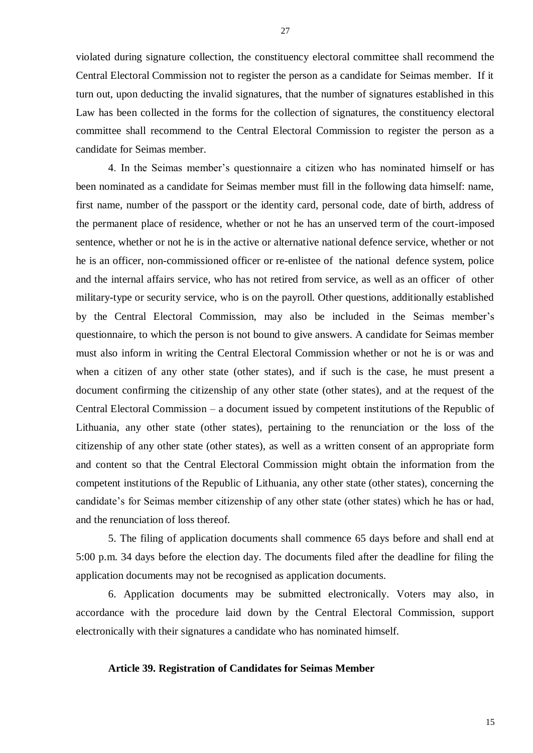violated during signature collection, the constituency electoral committee shall recommend the Central Electoral Commission not to register the person as a candidate for Seimas member. If it turn out, upon deducting the invalid signatures, that the number of signatures established in this Law has been collected in the forms for the collection of signatures, the constituency electoral committee shall recommend to the Central Electoral Commission to register the person as a candidate for Seimas member.

4. In the Seimas member's questionnaire a citizen who has nominated himself or has been nominated as a candidate for Seimas member must fill in the following data himself: name, first name, number of the passport or the identity card, personal code, date of birth, address of the permanent place of residence, whether or not he has an unserved term of the court-imposed sentence, whether or not he is in the active or alternative national defence service, whether or not he is an officer, non-commissioned officer or re-enlistee of the national defence system, police and the internal affairs service, who has not retired from service, as well as an officer of other military-type or security service, who is on the payroll. Other questions, additionally established by the Central Electoral Commission, may also be included in the Seimas member's questionnaire, to which the person is not bound to give answers. A candidate for Seimas member must also inform in writing the Central Electoral Commission whether or not he is or was and when a citizen of any other state (other states), and if such is the case, he must present a document confirming the citizenship of any other state (other states), and at the request of the Central Electoral Commission – a document issued by competent institutions of the Republic of Lithuania, any other state (other states), pertaining to the renunciation or the loss of the citizenship of any other state (other states), as well as a written consent of an appropriate form and content so that the Central Electoral Commission might obtain the information from the competent institutions of the Republic of Lithuania, any other state (other states), concerning the candidate's for Seimas member citizenship of any other state (other states) which he has or had, and the renunciation of loss thereof.

5. The filing of application documents shall commence 65 days before and shall end at 5:00 p.m. 34 days before the election day. The documents filed after the deadline for filing the application documents may not be recognised as application documents.

6. Application documents may be submitted electronically. Voters may also, in accordance with the procedure laid down by the Central Electoral Commission, support electronically with their signatures a candidate who has nominated himself.

**Article 39. Registration of Candidates for Seimas Member**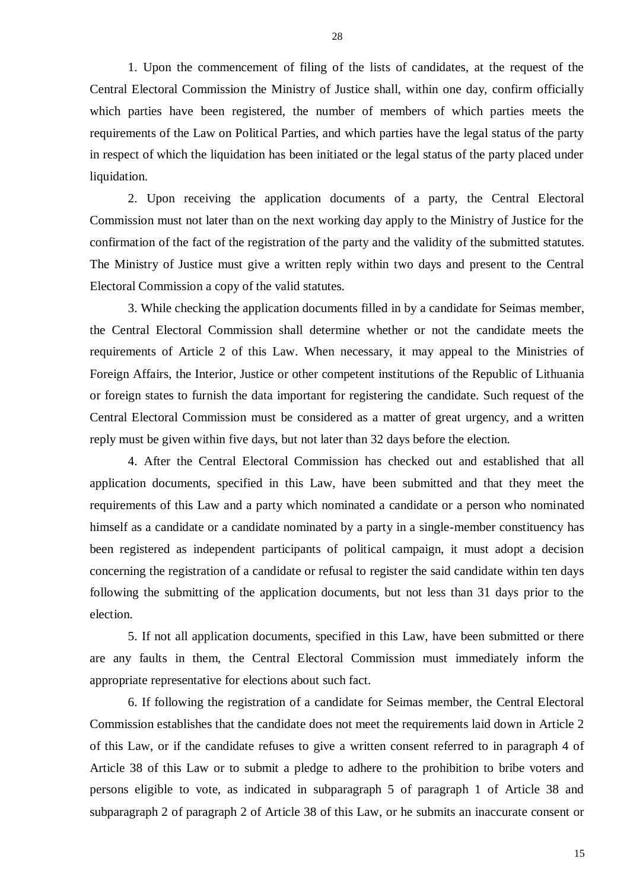1. Upon the commencement of filing of the lists of candidates, at the request of the Central Electoral Commission the Ministry of Justice shall, within one day, confirm officially which parties have been registered, the number of members of which parties meets the requirements of the Law on Political Parties, and which parties have the legal status of the party in respect of which the liquidation has been initiated or the legal status of the party placed under liquidation.

2. Upon receiving the application documents of a party, the Central Electoral Commission must not later than on the next working day apply to the Ministry of Justice for the confirmation of the fact of the registration of the party and the validity of the submitted statutes. The Ministry of Justice must give a written reply within two days and present to the Central Electoral Commission a copy of the valid statutes.

3. While checking the application documents filled in by a candidate for Seimas member, the Central Electoral Commission shall determine whether or not the candidate meets the requirements of Article 2 of this Law. When necessary, it may appeal to the Ministries of Foreign Affairs, the Interior, Justice or other competent institutions of the Republic of Lithuania or foreign states to furnish the data important for registering the candidate. Such request of the Central Electoral Commission must be considered as a matter of great urgency, and a written reply must be given within five days, but not later than 32 days before the election.

4. After the Central Electoral Commission has checked out and established that all application documents, specified in this Law, have been submitted and that they meet the requirements of this Law and a party which nominated a candidate or a person who nominated himself as a candidate or a candidate nominated by a party in a single-member constituency has been registered as independent participants of political campaign, it must adopt a decision concerning the registration of a candidate or refusal to register the said candidate within ten days following the submitting of the application documents, but not less than 31 days prior to the election.

5. If not all application documents, specified in this Law, have been submitted or there are any faults in them, the Central Electoral Commission must immediately inform the appropriate representative for elections about such fact.

6. If following the registration of a candidate for Seimas member, the Central Electoral Commission establishes that the candidate does not meet the requirements laid down in Article 2 of this Law, or if the candidate refuses to give a written consent referred to in paragraph 4 of Article 38 of this Law or to submit a pledge to adhere to the prohibition to bribe voters and persons eligible to vote, as indicated in subparagraph 5 of paragraph 1 of Article 38 and subparagraph 2 of paragraph 2 of Article 38 of this Law, or he submits an inaccurate consent or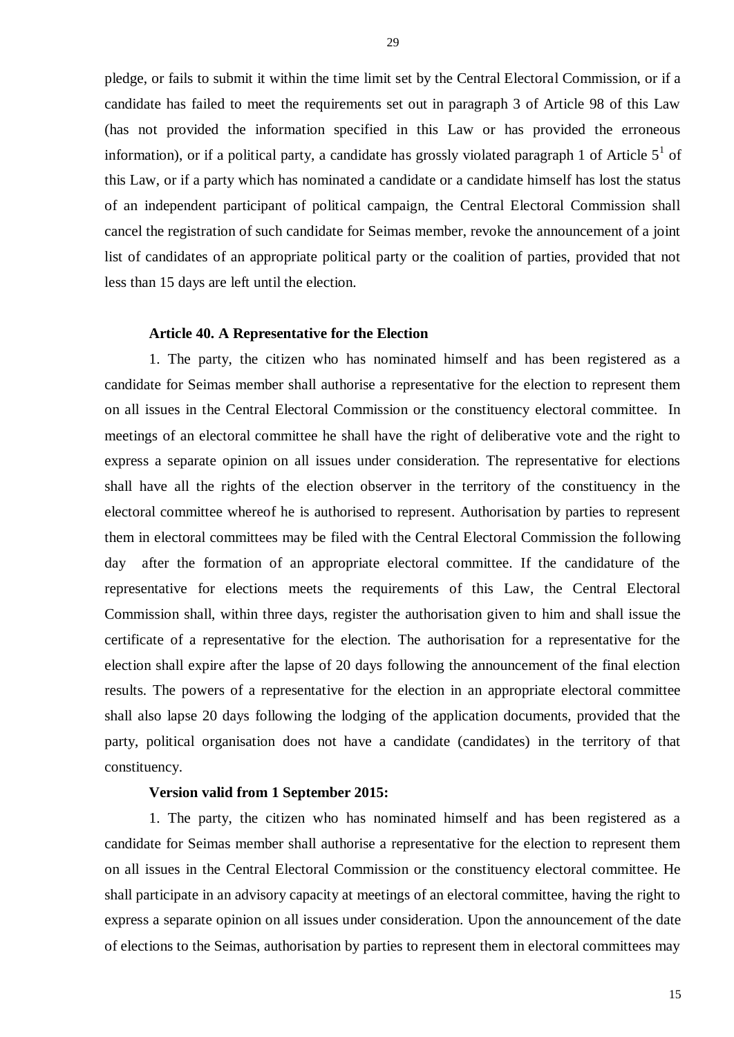pledge, or fails to submit it within the time limit set by the Central Electoral Commission, or if a candidate has failed to meet the requirements set out in paragraph 3 of Article 98 of this Law (has not provided the information specified in this Law or has provided the erroneous information), or if a political party, a candidate has grossly violated paragraph 1 of Article $5^1$ of this Law, or if a party which has nominated a candidate or a candidate himself has lost the status of an independent participant of political campaign, the Central Electoral Commission shall cancel the registration of such candidate for Seimas member, revoke the announcement of a joint list of candidates of an appropriate political party or the coalition of parties, provided that not less than 15 days are left until the election.

**Article 40. A Representative for the Election**

1. The party, the citizen who has nominated himself and has been registered as a candidate for Seimas member shall authorise a representative for the election to represent them on all issues in the Central Electoral Commission or the constituency electoral committee. In meetings of an electoral committee he shall have the right of deliberative vote and the right to express a separate opinion on all issues under consideration. The representative for elections shall have all the rights of the election observer in the territory of the constituency in the electoral committee whereof he is authorised to represent. Authorisation by parties to represent them in electoral committees may be filed with the Central Electoral Commission the following day after the formation of an appropriate electoral committee. If the candidature of the representative for elections meets the requirements of this Law, the Central Electoral Commission shall, within three days, register the authorisation given to him and shall issue the certificate of a representative for the election. The authorisation for a representative for the election shall expire after the lapse of 20 days following the announcement of the final election results. The powers of a representative for the election in an appropriate electoral committee shall also lapse 20 days following the lodging of the application documents, provided that the party, political organisation does not have a candidate (candidates) in the territory of that constituency.

**Version valid from 1 September 2015:**

1. The party, the citizen who has nominated himself and has been registered as a candidate for Seimas member shall authorise a representative for the election to represent them on all issues in the Central Electoral Commission or the constituency electoral committee. He shall participate in an advisory capacity at meetings of an electoral committee, having the right to express a separate opinion on all issues under consideration. Upon the announcement of the date of elections to the Seimas, authorisation by parties to represent them in electoral committees may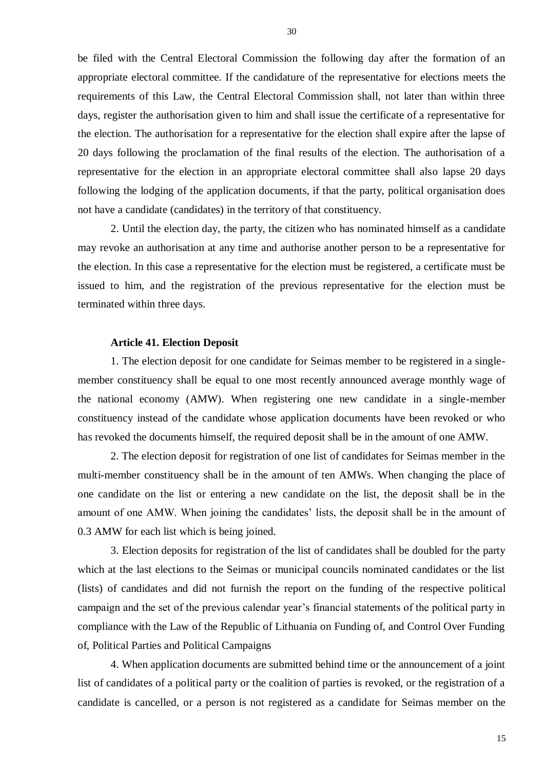be filed with the Central Electoral Commission the following day after the formation of an appropriate electoral committee. If the candidature of the representative for elections meets the requirements of this Law, the Central Electoral Commission shall, not later than within three days, register the authorisation given to him and shall issue the certificate of a representative for the election. The authorisation for a representative for the election shall expire after the lapse of 20 days following the proclamation of the final results of the election. The authorisation of a representative for the election in an appropriate electoral committee shall also lapse 20 days following the lodging of the application documents, if that the party, political organisation does not have a candidate (candidates) in the territory of that constituency.

2. Until the election day, the party, the citizen who has nominated himself as a candidate may revoke an authorisation at any time and authorise another person to be a representative for the election. In this case a representative for the election must be registered, a certificate must be issued to him, and the registration of the previous representative for the election must be terminated within three days.

**Article 41. Election Deposit**

1. The election deposit for one candidate for Seimas member to be registered in a single-member constituency shall be equal to one most recently announced average monthly wage of the national economy (AMW). When registering one new candidate in a single-member constituency instead of the candidate whose application documents have been revoked or who has revoked the documents himself, the required deposit shall be in the amount of one AMW.

2. The election deposit for registration of one list of candidates for Seimas member in the multi-member constituency shall be in the amount of ten AMWs. When changing the place of one candidate on the list or entering a new candidate on the list, the deposit shall be in the amount of one AMW. When joining the candidates' lists, the deposit shall be in the amount of 0.3 AMW for each list which is being joined.

3. Election deposits for registration of the list of candidates shall be doubled for the party which at the last elections to the Seimas or municipal councils nominated candidates or the list (lists) of candidates and did not furnish the report on the funding of the respective political campaign and the set of the previous calendar year's financial statements of the political party in compliance with the Law of the Republic of Lithuania on Funding of, and Control Over Funding of, Political Parties and Political Campaigns

4. When application documents are submitted behind time or the announcement of a joint list of candidates of a political party or the coalition of parties is revoked, or the registration of a candidate is cancelled, or a person is not registered as a candidate for Seimas member on the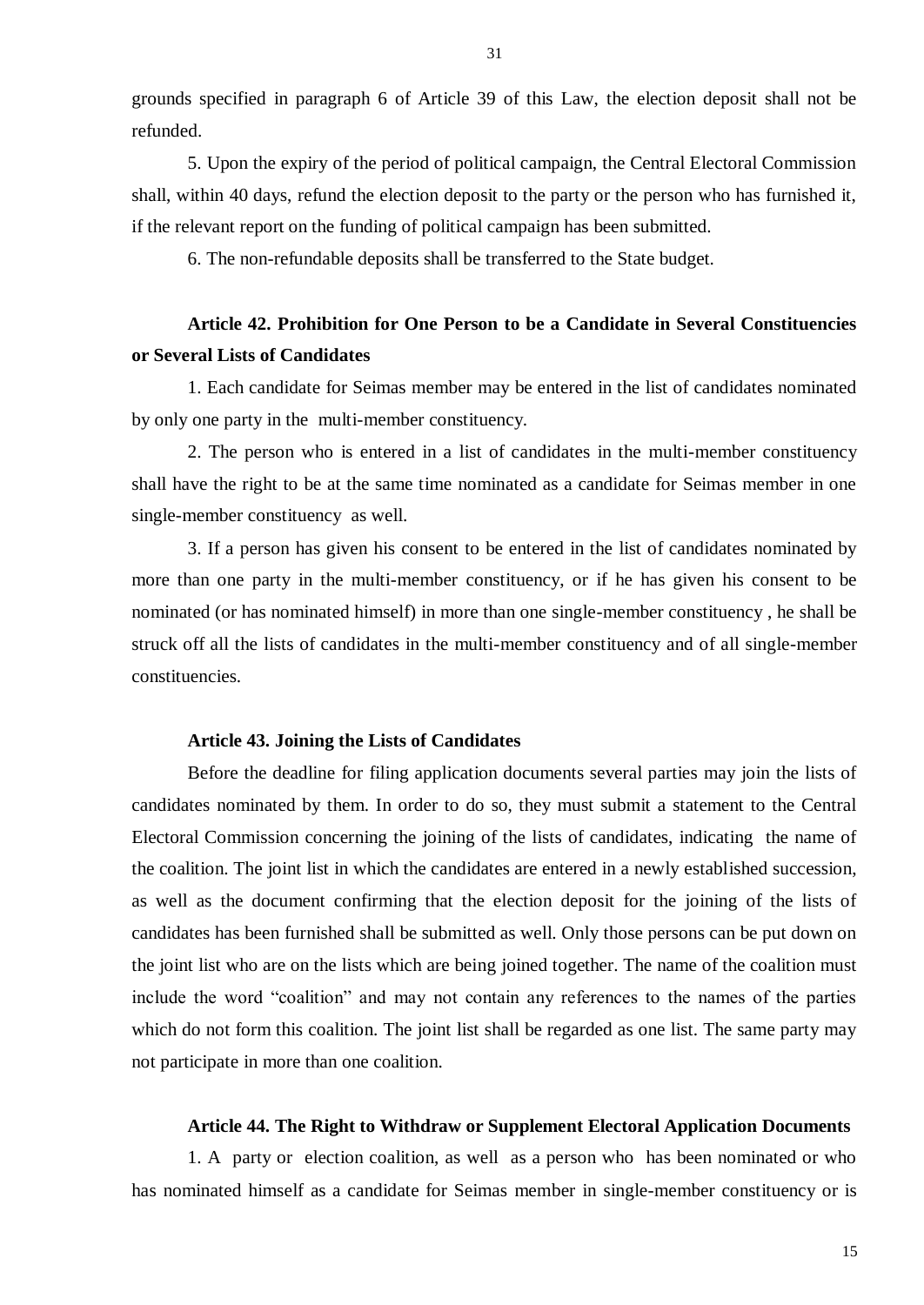grounds specified in paragraph 6 of Article 39 of this Law, the election deposit shall not be refunded.

5. Upon the expiry of the period of political campaign, the Central Electoral Commission shall, within 40 days, refund the election deposit to the party or the person who has furnished it, if the relevant report on the funding of political campaign has been submitted.

6. The non-refundable deposits shall be transferred to the State budget.

### Article 42. Prohibition for One Person to be a Candidate in Several Constituencies or Several Lists of Candidates

1. Each candidate for Seimas member may be entered in the list of candidates nominated by only one party in the multi-member constituency.

2. The person who is entered in a list of candidates in the multi-member constituency shall have the right to be at the same time nominated as a candidate for Seimas member in one single-member constituency as well.

3. If a person has given his consent to be entered in the list of candidates nominated by more than one party in the multi-member constituency, or if he has given his consent to be nominated (or has nominated himself) in more than one single-member constituency , he shall be struck off all the lists of candidates in the multi-member constituency and of all single-member constituencies.

### Article 43. Joining the Lists of Candidates

Before the deadline for filing application documents several parties may join the lists of candidates nominated by them. In order to do so, they must submit a statement to the Central Electoral Commission concerning the joining of the lists of candidates, indicating the name of the coalition. The joint list in which the candidates are entered in a newly established succession, as well as the document confirming that the election deposit for the joining of the lists of candidates has been furnished shall be submitted as well. Only those persons can be put down on the joint list who are on the lists which are being joined together. The name of the coalition must include the word "coalition" and may not contain any references to the names of the parties which do not form this coalition. The joint list shall be regarded as one list. The same party may not participate in more than one coalition.

### Article 44. The Right to Withdraw or Supplement Electoral Application Documents

1. A party or election coalition, as well as a person who has been nominated or who has nominated himself as a candidate for Seimas member in single-member constituency or is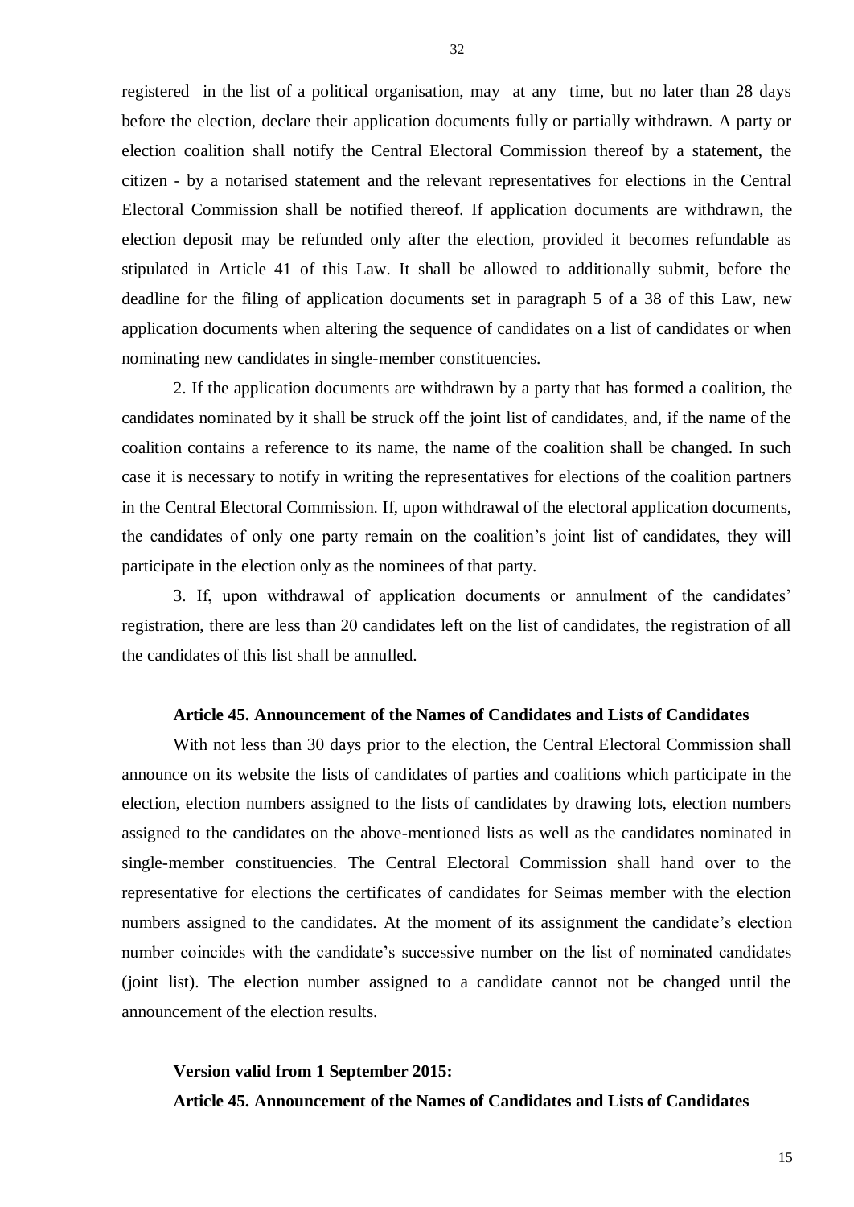registered in the list of a political organisation, may at any time, but no later than 28 days before the election, declare their application documents fully or partially withdrawn. A party or election coalition shall notify the Central Electoral Commission thereof by a statement, the citizen - by a notarised statement and the relevant representatives for elections in the Central Electoral Commission shall be notified thereof. If application documents are withdrawn, the election deposit may be refunded only after the election, provided it becomes refundable as stipulated in Article 41 of this Law. It shall be allowed to additionally submit, before the deadline for the filing of application documents set in paragraph 5 of a 38 of this Law, new application documents when altering the sequence of candidates on a list of candidates or when nominating new candidates in single-member constituencies.

2. If the application documents are withdrawn by a party that has formed a coalition, the candidates nominated by it shall be struck off the joint list of candidates, and, if the name of the coalition contains a reference to its name, the name of the coalition shall be changed. In such case it is necessary to notify in writing the representatives for elections of the coalition partners in the Central Electoral Commission. If, upon withdrawal of the electoral application documents, the candidates of only one party remain on the coalition's joint list of candidates, they will participate in the election only as the nominees of that party.

3. If, upon withdrawal of application documents or annulment of the candidates' registration, there are less than 20 candidates left on the list of candidates, the registration of all the candidates of this list shall be annulled.

**Article 45. Announcement of the Names of Candidates and Lists of Candidates**

With not less than 30 days prior to the election, the Central Electoral Commission shall announce on its website the lists of candidates of parties and coalitions which participate in the election, election numbers assigned to the lists of candidates by drawing lots, election numbers assigned to the candidates on the above-mentioned lists as well as the candidates nominated in single-member constituencies. The Central Electoral Commission shall hand over to the representative for elections the certificates of candidates for Seimas member with the election numbers assigned to the candidates. At the moment of its assignment the candidate's election number coincides with the candidate's successive number on the list of nominated candidates (joint list). The election number assigned to a candidate cannot not be changed until the announcement of the election results.

**Version valid from 1 September 2015:**

**Article 45. Announcement of the Names of Candidates and Lists of Candidates**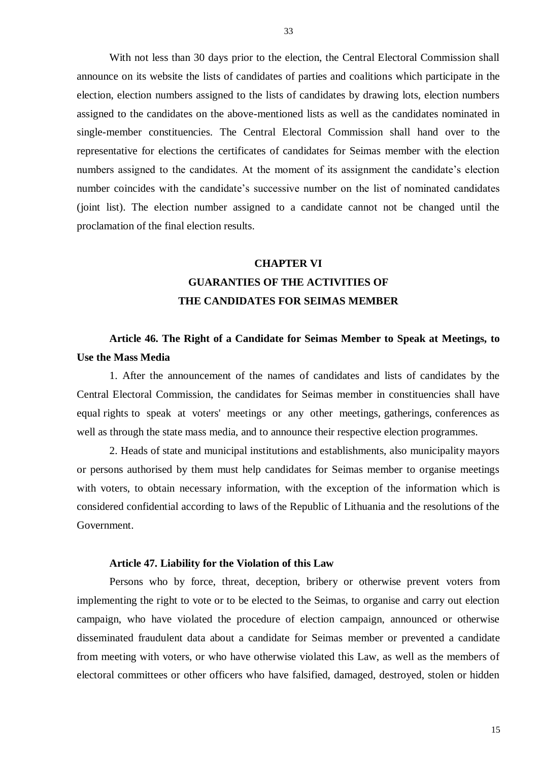With not less than 30 days prior to the election, the Central Electoral Commission shall announce on its website the lists of candidates of parties and coalitions which participate in the election, election numbers assigned to the lists of candidates by drawing lots, election numbers assigned to the candidates on the above-mentioned lists as well as the candidates nominated in single-member constituencies. The Central Electoral Commission shall hand over to the representative for elections the certificates of candidates for Seimas member with the election numbers assigned to the candidates. At the moment of its assignment the candidate's election number coincides with the candidate's successive number on the list of nominated candidates (joint list). The election number assigned to a candidate cannot not be changed until the proclamation of the final election results.

## CHAPTER VI
## GUARANTIES OF THE ACTIVITIES OF THE CANDIDATES FOR SEIMAS MEMBER

### Article 46. The Right of a Candidate for Seimas Member to Speak at Meetings, to Use the Mass Media

1. After the announcement of the names of candidates and lists of candidates by the Central Electoral Commission, the candidates for Seimas member in constituencies shall have equal rights to speak at voters' meetings or any other meetings, gatherings, conferences as well as through the state mass media, and to announce their respective election programmes.

2. Heads of state and municipal institutions and establishments, also municipality mayors or persons authorised by them must help candidates for Seimas member to organise meetings with voters, to obtain necessary information, with the exception of the information which is considered confidential according to laws of the Republic of Lithuania and the resolutions of the Government.

### Article 47. Liability for the Violation of this Law

Persons who by force, threat, deception, bribery or otherwise prevent voters from implementing the right to vote or to be elected to the Seimas, to organise and carry out election campaign, who have violated the procedure of election campaign, announced or otherwise disseminated fraudulent data about a candidate for Seimas member or prevented a candidate from meeting with voters, or who have otherwise violated this Law, as well as the members of electoral committees or other officers who have falsified, damaged, destroyed, stolen or hidden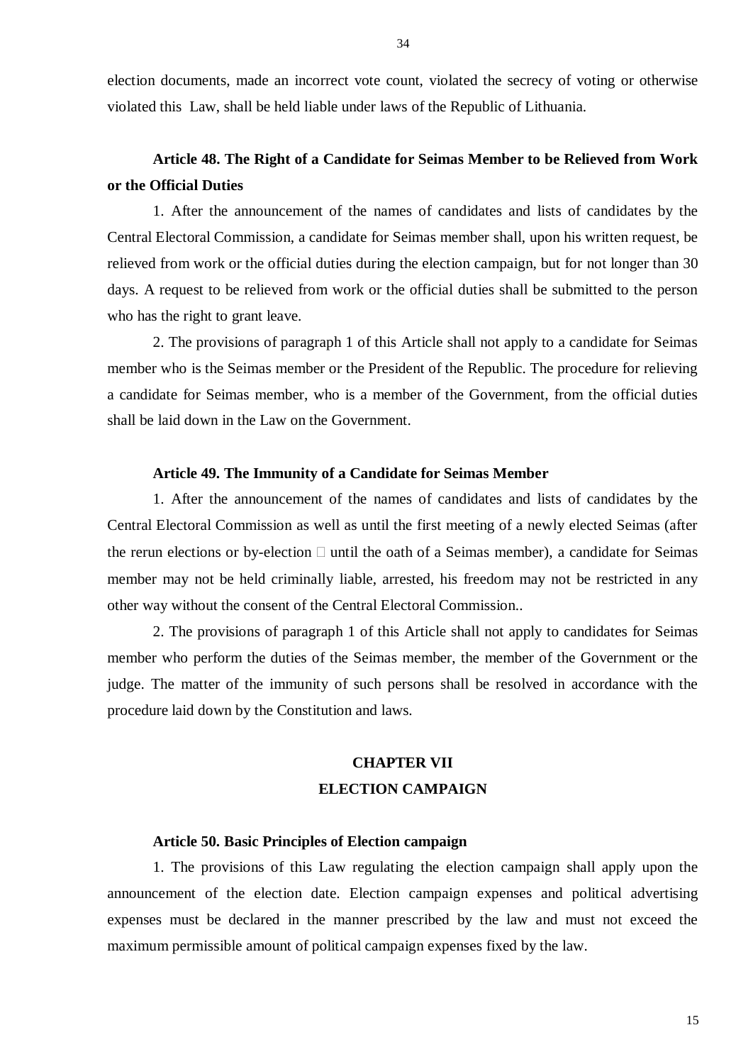election documents, made an incorrect vote count, violated the secrecy of voting or otherwise violated this Law, shall be held liable under laws of the Republic of Lithuania.

### Article 48. The Right of a Candidate for Seimas Member to be Relieved from Work or the Official Duties

1. After the announcement of the names of candidates and lists of candidates by the Central Electoral Commission, a candidate for Seimas member shall, upon his written request, be relieved from work or the official duties during the election campaign, but for not longer than 30 days. A request to be relieved from work or the official duties shall be submitted to the person who has the right to grant leave.

2. The provisions of paragraph 1 of this Article shall not apply to a candidate for Seimas member who is the Seimas member or the President of the Republic. The procedure for relieving a candidate for Seimas member, who is a member of the Government, from the official duties shall be laid down in the Law on the Government.

### Article 49. The Immunity of a Candidate for Seimas Member

1. After the announcement of the names of candidates and lists of candidates by the Central Electoral Commission as well as until the first meeting of a newly elected Seimas (after the rerun elections or by-election  until the oath of a Seimas member), a candidate for Seimas member may not be held criminally liable, arrested, his freedom may not be restricted in any other way without the consent of the Central Electoral Commission..

2. The provisions of paragraph 1 of this Article shall not apply to candidates for Seimas member who perform the duties of the Seimas member, the member of the Government or the judge. The matter of the immunity of such persons shall be resolved in accordance with the procedure laid down by the Constitution and laws.

## CHAPTER VII
## ELECTION CAMPAIGN

### Article 50. Basic Principles of Election campaign

1. The provisions of this Law regulating the election campaign shall apply upon the announcement of the election date. Election campaign expenses and political advertising expenses must be declared in the manner prescribed by the law and must not exceed the maximum permissible amount of political campaign expenses fixed by the law.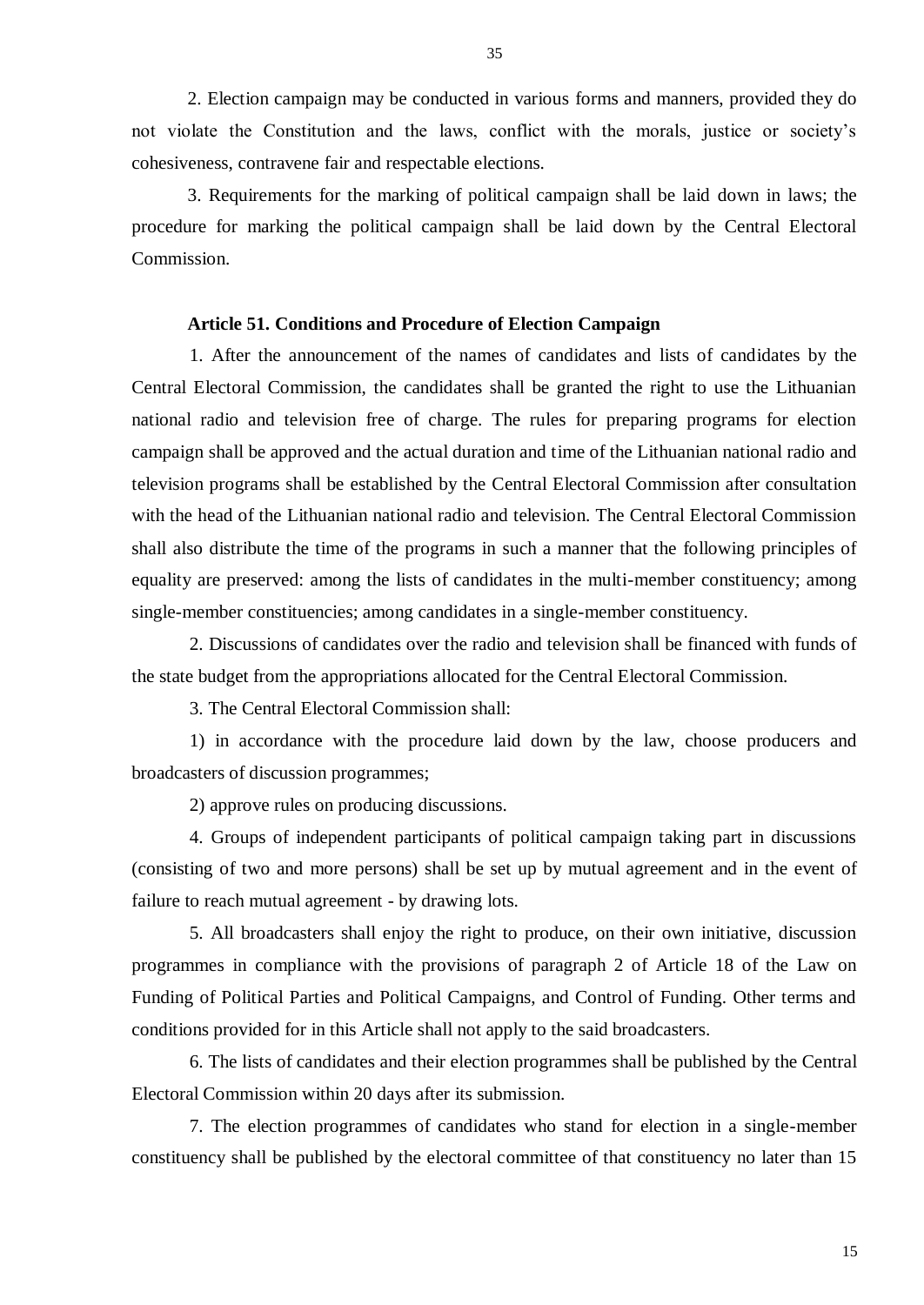2. Election campaign may be conducted in various forms and manners, provided they do not violate the Constitution and the laws, conflict with the morals, justice or society's cohesiveness, contravene fair and respectable elections.

3. Requirements for the marking of political campaign shall be laid down in laws; the procedure for marking the political campaign shall be laid down by the Central Electoral Commission.

**Article 51. Conditions and Procedure of Election Campaign**

1. After the announcement of the names of candidates and lists of candidates by the Central Electoral Commission, the candidates shall be granted the right to use the Lithuanian national radio and television free of charge. The rules for preparing programs for election campaign shall be approved and the actual duration and time of the Lithuanian national radio and television programs shall be established by the Central Electoral Commission after consultation with the head of the Lithuanian national radio and television. The Central Electoral Commission shall also distribute the time of the programs in such a manner that the following principles of equality are preserved: among the lists of candidates in the multi-member constituency; among single-member constituencies; among candidates in a single-member constituency.

2. Discussions of candidates over the radio and television shall be financed with funds of the state budget from the appropriations allocated for the Central Electoral Commission.

3. The Central Electoral Commission shall:

1) in accordance with the procedure laid down by the law, choose producers and broadcasters of discussion programmes;

2) approve rules on producing discussions.

4. Groups of independent participants of political campaign taking part in discussions (consisting of two and more persons) shall be set up by mutual agreement and in the event of failure to reach mutual agreement - by drawing lots.

5. All broadcasters shall enjoy the right to produce, on their own initiative, discussion programmes in compliance with the provisions of paragraph 2 of Article 18 of the Law on Funding of Political Parties and Political Campaigns, and Control of Funding. Other terms and conditions provided for in this Article shall not apply to the said broadcasters.

6. The lists of candidates and their election programmes shall be published by the Central Electoral Commission within 20 days after its submission.

7. The election programmes of candidates who stand for election in a single-member constituency shall be published by the electoral committee of that constituency no later than 15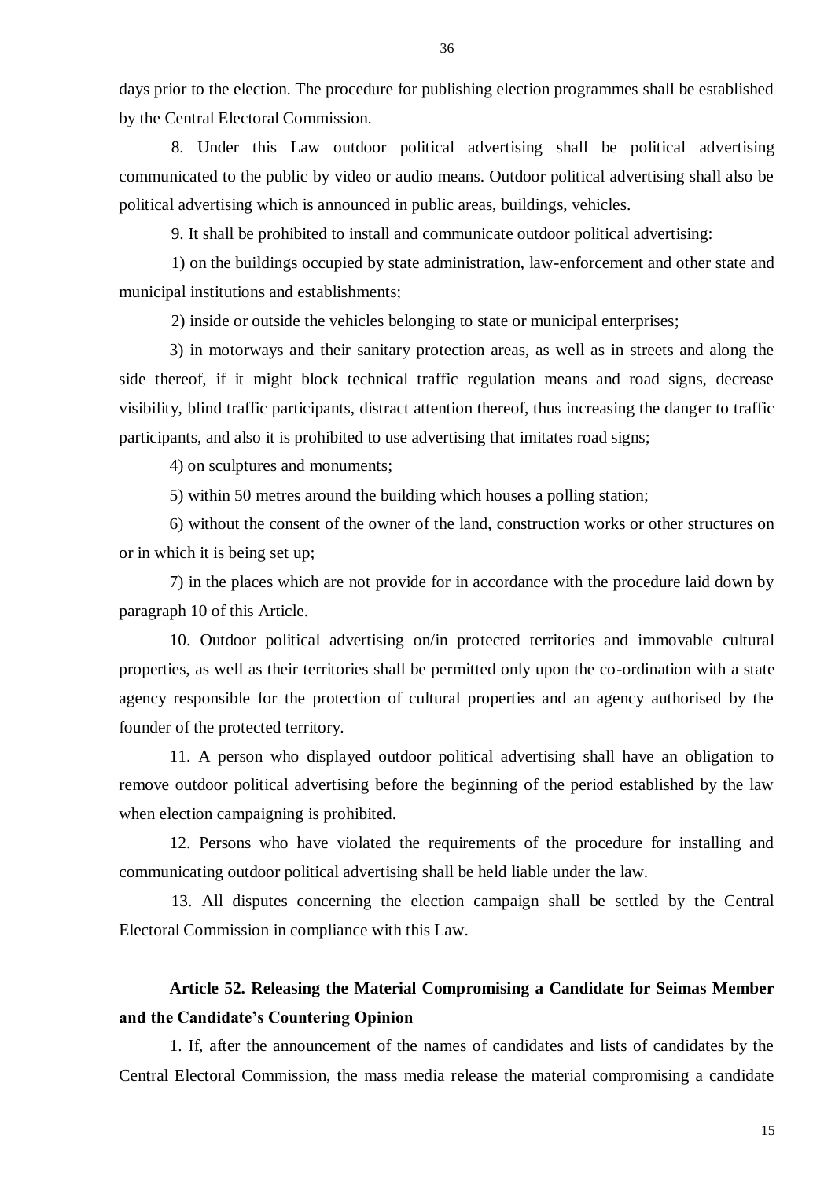days prior to the election. The procedure for publishing election programmes shall be established by the Central Electoral Commission.

8. Under this Law outdoor political advertising shall be political advertising communicated to the public by video or audio means. Outdoor political advertising shall also be political advertising which is announced in public areas, buildings, vehicles.

9. It shall be prohibited to install and communicate outdoor political advertising:

1) on the buildings occupied by state administration, law-enforcement and other state and municipal institutions and establishments;

2) inside or outside the vehicles belonging to state or municipal enterprises;

3) in motorways and their sanitary protection areas, as well as in streets and along the side thereof, if it might block technical traffic regulation means and road signs, decrease visibility, blind traffic participants, distract attention thereof, thus increasing the danger to traffic participants, and also it is prohibited to use advertising that imitates road signs;

4) on sculptures and monuments;

5) within 50 metres around the building which houses a polling station;

6) without the consent of the owner of the land, construction works or other structures on or in which it is being set up;

7) in the places which are not provide for in accordance with the procedure laid down by paragraph 10 of this Article.

10. Outdoor political advertising on/in protected territories and immovable cultural properties, as well as their territories shall be permitted only upon the co-ordination with a state agency responsible for the protection of cultural properties and an agency authorised by the founder of the protected territory.

11. A person who displayed outdoor political advertising shall have an obligation to remove outdoor political advertising before the beginning of the period established by the law when election campaigning is prohibited.

12. Persons who have violated the requirements of the procedure for installing and communicating outdoor political advertising shall be held liable under the law.

13. All disputes concerning the election campaign shall be settled by the Central Electoral Commission in compliance with this Law.

### Article 52. Releasing the Material Compromising a Candidate for Seimas Member and the Candidate's Countering Opinion

1. If, after the announcement of the names of candidates and lists of candidates by the Central Electoral Commission, the mass media release the material compromising a candidate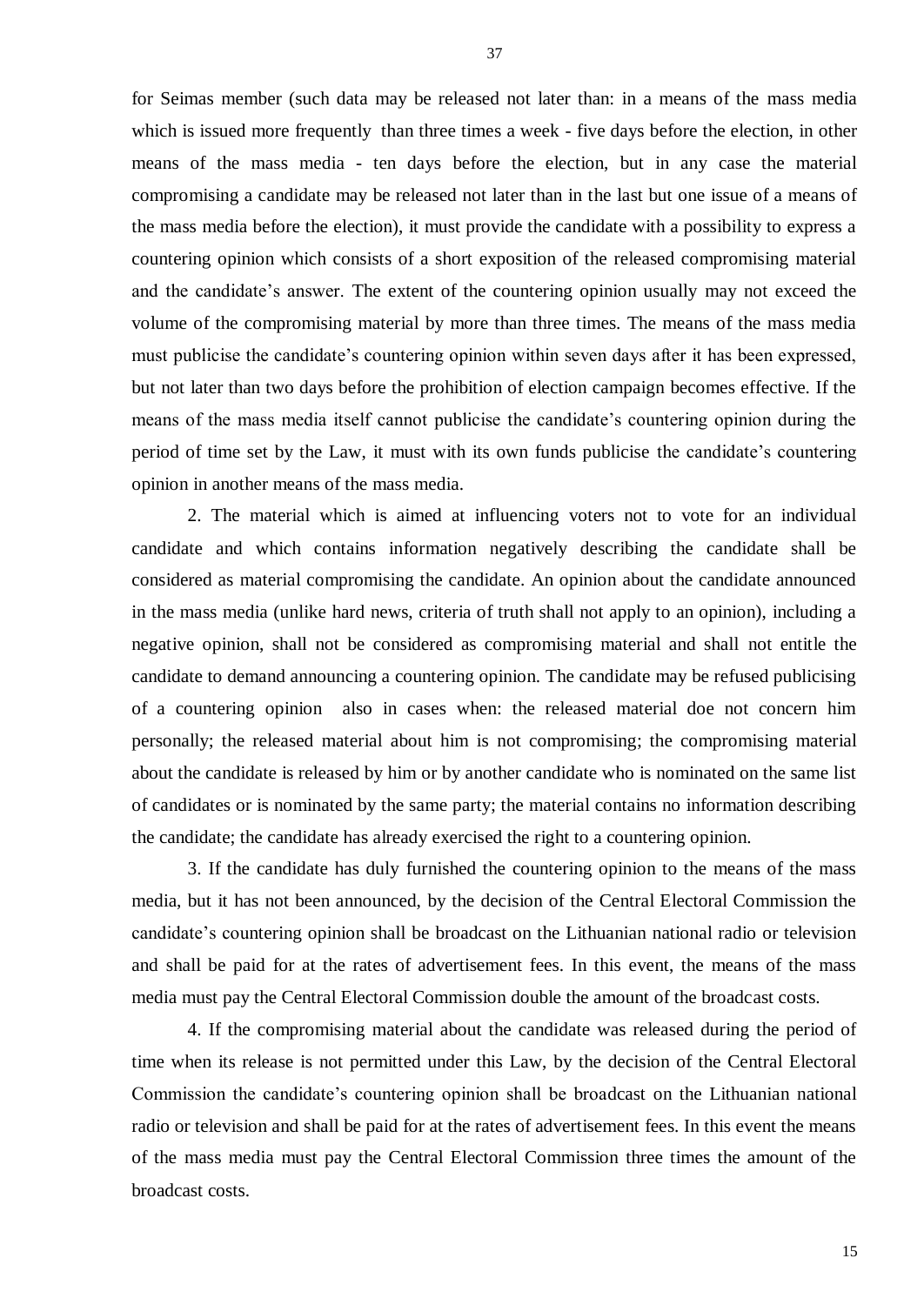for Seimas member (such data may be released not later than: in a means of the mass media which is issued more frequently than three times a week - five days before the election, in other means of the mass media - ten days before the election, but in any case the material compromising a candidate may be released not later than in the last but one issue of a means of the mass media before the election), it must provide the candidate with a possibility to express a countering opinion which consists of a short exposition of the released compromising material and the candidate's answer. The extent of the countering opinion usually may not exceed the volume of the compromising material by more than three times. The means of the mass media must publicise the candidate's countering opinion within seven days after it has been expressed, but not later than two days before the prohibition of election campaign becomes effective. If the means of the mass media itself cannot publicise the candidate's countering opinion during the period of time set by the Law, it must with its own funds publicise the candidate's countering opinion in another means of the mass media.

2. The material which is aimed at influencing voters not to vote for an individual candidate and which contains information negatively describing the candidate shall be considered as material compromising the candidate. An opinion about the candidate announced in the mass media (unlike hard news, criteria of truth shall not apply to an opinion), including a negative opinion, shall not be considered as compromising material and shall not entitle the candidate to demand announcing a countering opinion. The candidate may be refused publicising of a countering opinion also in cases when: the released material doe not concern him personally; the released material about him is not compromising; the compromising material about the candidate is released by him or by another candidate who is nominated on the same list of candidates or is nominated by the same party; the material contains no information describing the candidate; the candidate has already exercised the right to a countering opinion.

3. If the candidate has duly furnished the countering opinion to the means of the mass media, but it has not been announced, by the decision of the Central Electoral Commission the candidate's countering opinion shall be broadcast on the Lithuanian national radio or television and shall be paid for at the rates of advertisement fees. In this event, the means of the mass media must pay the Central Electoral Commission double the amount of the broadcast costs.

4. If the compromising material about the candidate was released during the period of time when its release is not permitted under this Law, by the decision of the Central Electoral Commission the candidate's countering opinion shall be broadcast on the Lithuanian national radio or television and shall be paid for at the rates of advertisement fees. In this event the means of the mass media must pay the Central Electoral Commission three times the amount of the broadcast costs.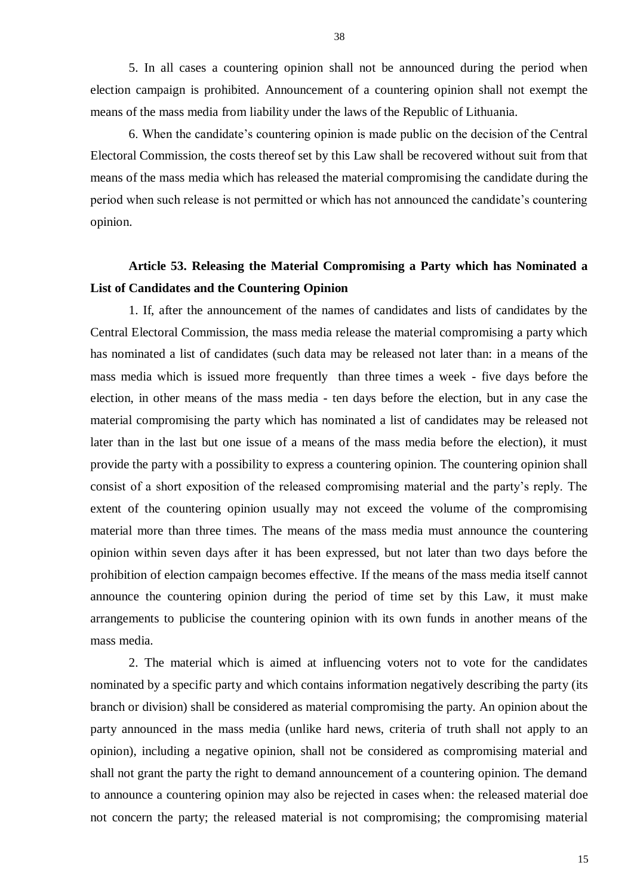5. In all cases a countering opinion shall not be announced during the period when election campaign is prohibited. Announcement of a countering opinion shall not exempt the means of the mass media from liability under the laws of the Republic of Lithuania.

6. When the candidate's countering opinion is made public on the decision of the Central Electoral Commission, the costs thereof set by this Law shall be recovered without suit from that means of the mass media which has released the material compromising the candidate during the period when such release is not permitted or which has not announced the candidate's countering opinion.

**Article 53. Releasing the Material Compromising a Party which has Nominated a List of Candidates and the Countering Opinion**

1. If, after the announcement of the names of candidates and lists of candidates by the Central Electoral Commission, the mass media release the material compromising a party which has nominated a list of candidates (such data may be released not later than: in a means of the mass media which is issued more frequently than three times a week - five days before the election, in other means of the mass media - ten days before the election, but in any case the material compromising the party which has nominated a list of candidates may be released not later than in the last but one issue of a means of the mass media before the election), it must provide the party with a possibility to express a countering opinion. The countering opinion shall consist of a short exposition of the released compromising material and the party's reply. The extent of the countering opinion usually may not exceed the volume of the compromising material more than three times. The means of the mass media must announce the countering opinion within seven days after it has been expressed, but not later than two days before the prohibition of election campaign becomes effective. If the means of the mass media itself cannot announce the countering opinion during the period of time set by this Law, it must make arrangements to publicise the countering opinion with its own funds in another means of the mass media.

2. The material which is aimed at influencing voters not to vote for the candidates nominated by a specific party and which contains information negatively describing the party (its branch or division) shall be considered as material compromising the party. An opinion about the party announced in the mass media (unlike hard news, criteria of truth shall not apply to an opinion), including a negative opinion, shall not be considered as compromising material and shall not grant the party the right to demand announcement of a countering opinion. The demand to announce a countering opinion may also be rejected in cases when: the released material doe not concern the party; the released material is not compromising; the compromising material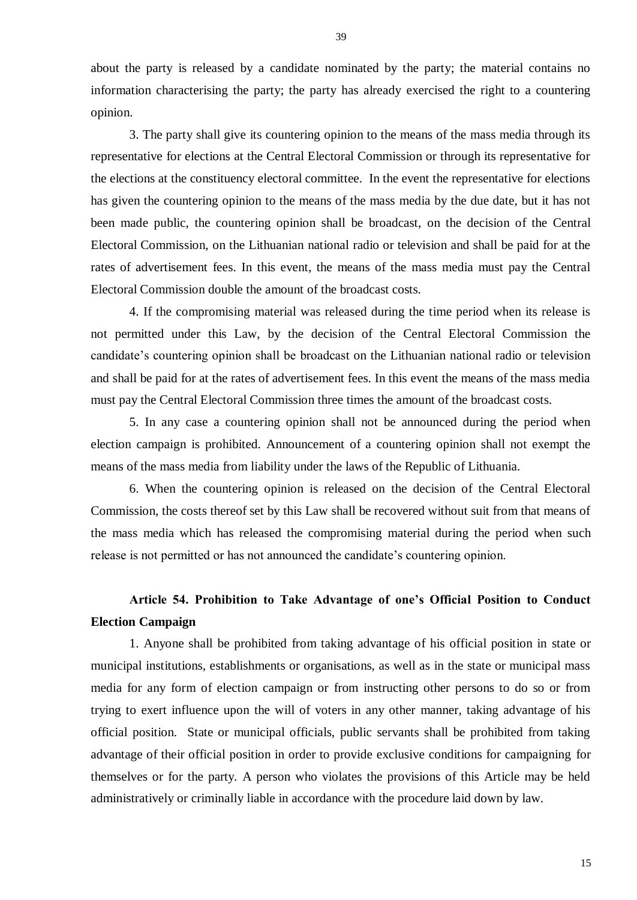about the party is released by a candidate nominated by the party; the material contains no information characterising the party; the party has already exercised the right to a countering opinion.

3. The party shall give its countering opinion to the means of the mass media through its representative for elections at the Central Electoral Commission or through its representative for the elections at the constituency electoral committee. In the event the representative for elections has given the countering opinion to the means of the mass media by the due date, but it has not been made public, the countering opinion shall be broadcast, on the decision of the Central Electoral Commission, on the Lithuanian national radio or television and shall be paid for at the rates of advertisement fees. In this event, the means of the mass media must pay the Central Electoral Commission double the amount of the broadcast costs.

4. If the compromising material was released during the time period when its release is not permitted under this Law, by the decision of the Central Electoral Commission the candidate's countering opinion shall be broadcast on the Lithuanian national radio or television and shall be paid for at the rates of advertisement fees. In this event the means of the mass media must pay the Central Electoral Commission three times the amount of the broadcast costs.

5. In any case a countering opinion shall not be announced during the period when election campaign is prohibited. Announcement of a countering opinion shall not exempt the means of the mass media from liability under the laws of the Republic of Lithuania.

6. When the countering opinion is released on the decision of the Central Electoral Commission, the costs thereof set by this Law shall be recovered without suit from that means of the mass media which has released the compromising material during the period when such release is not permitted or has not announced the candidate's countering opinion.

## Article 54. Prohibition to Take Advantage of one's Official Position to Conduct Election Campaign

1. Anyone shall be prohibited from taking advantage of his official position in state or municipal institutions, establishments or organisations, as well as in the state or municipal mass media for any form of election campaign or from instructing other persons to do so or from trying to exert influence upon the will of voters in any other manner, taking advantage of his official position. State or municipal officials, public servants shall be prohibited from taking advantage of their official position in order to provide exclusive conditions for campaigning for themselves or for the party. A person who violates the provisions of this Article may be held administratively or criminally liable in accordance with the procedure laid down by law.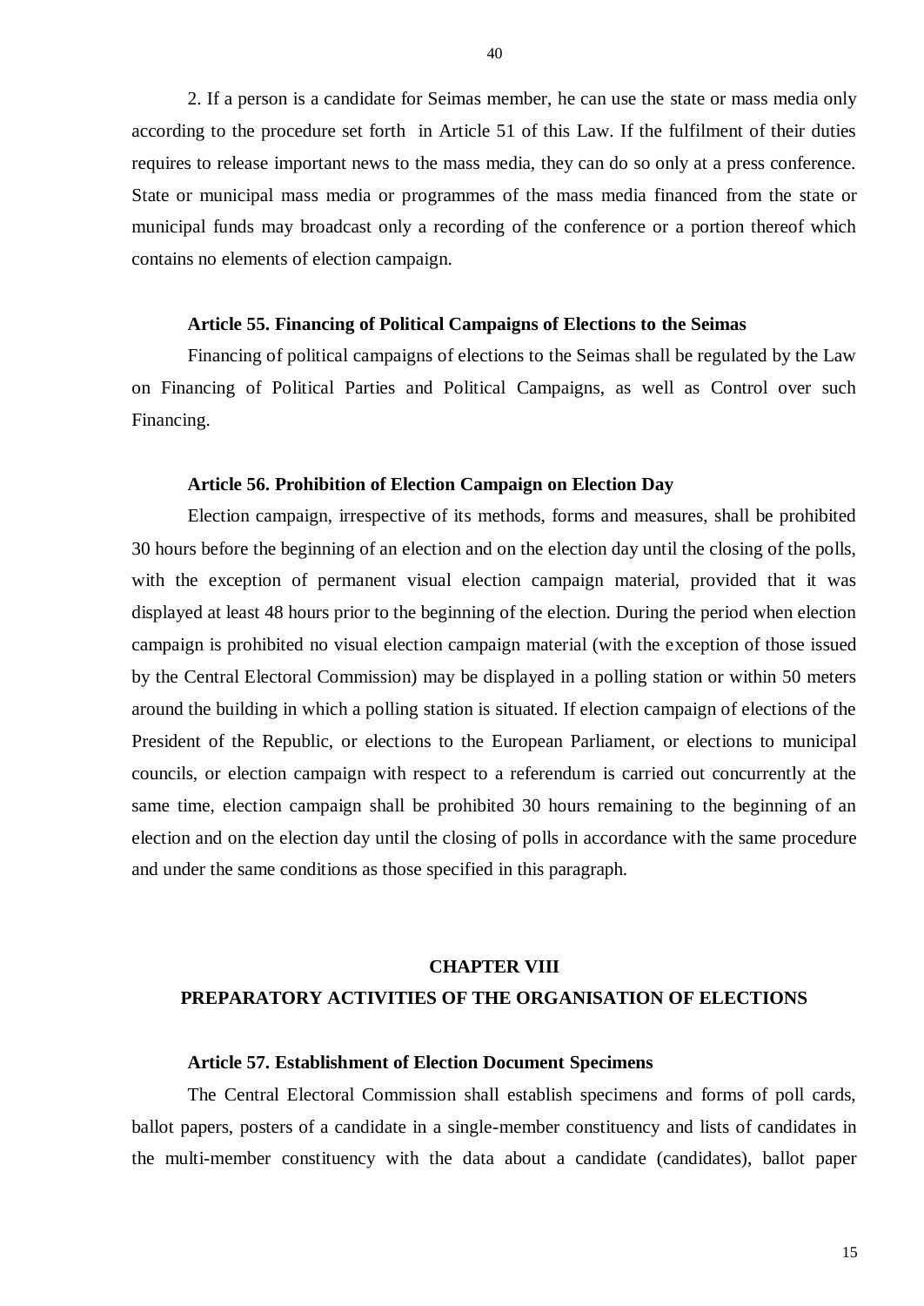2. If a person is a candidate for Seimas member, he can use the state or mass media only according to the procedure set forth in Article 51 of this Law. If the fulfilment of their duties requires to release important news to the mass media, they can do so only at a press conference. State or municipal mass media or programmes of the mass media financed from the state or municipal funds may broadcast only a recording of the conference or a portion thereof which contains no elements of election campaign.

**Article 55. Financing of Political Campaigns of Elections to the Seimas**

Financing of political campaigns of elections to the Seimas shall be regulated by the Law on Financing of Political Parties and Political Campaigns, as well as Control over such Financing.

**Article 56. Prohibition of Election Campaign on Election Day**

Election campaign, irrespective of its methods, forms and measures, shall be prohibited 30 hours before the beginning of an election and on the election day until the closing of the polls, with the exception of permanent visual election campaign material, provided that it was displayed at least 48 hours prior to the beginning of the election. During the period when election campaign is prohibited no visual election campaign material (with the exception of those issued by the Central Electoral Commission) may be displayed in a polling station or within 50 meters around the building in which a polling station is situated. If election campaign of elections of the President of the Republic, or elections to the European Parliament, or elections to municipal councils, or election campaign with respect to a referendum is carried out concurrently at the same time, election campaign shall be prohibited 30 hours remaining to the beginning of an election and on the election day until the closing of polls in accordance with the same procedure and under the same conditions as those specified in this paragraph.

## CHAPTER VIII
## PREPARATORY ACTIVITIES OF THE ORGANISATION OF ELECTIONS

**Article 57. Establishment of Election Document Specimens**

The Central Electoral Commission shall establish specimens and forms of poll cards, ballot papers, posters of a candidate in a single-member constituency and lists of candidates in the multi-member constituency with the data about a candidate (candidates), ballot paper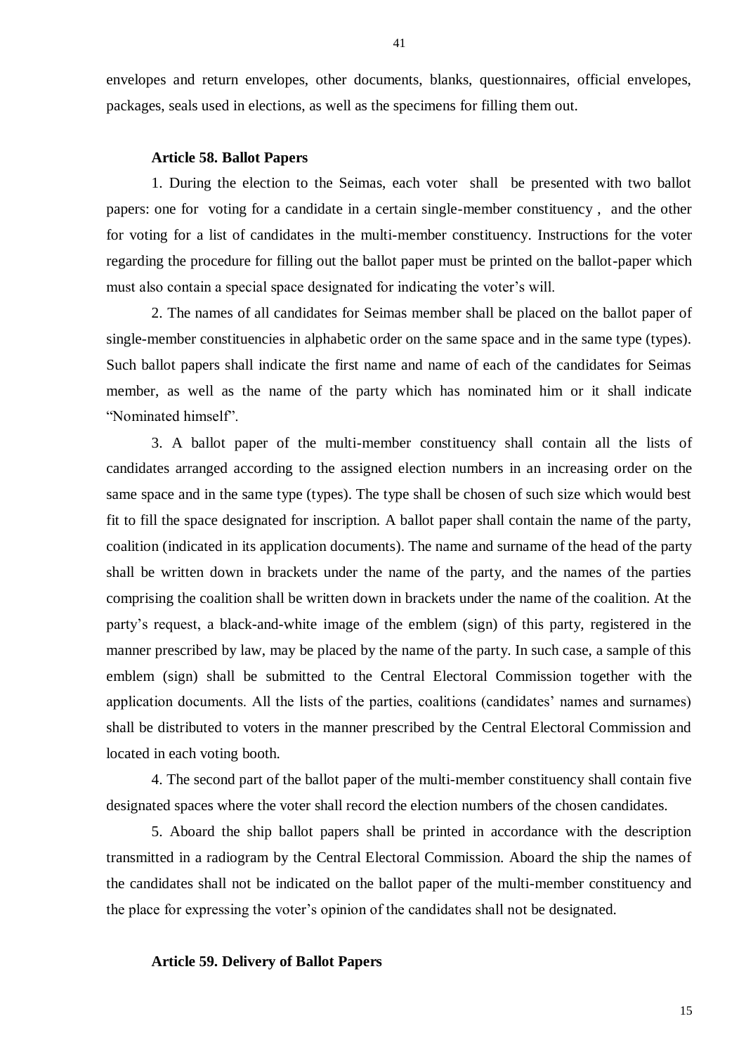envelopes and return envelopes, other documents, blanks, questionnaires, official envelopes, packages, seals used in elections, as well as the specimens for filling them out.

**Article 58. Ballot Papers**

1. During the election to the Seimas, each voter shall be presented with two ballot papers: one for voting for a candidate in a certain single-member constituency , and the other for voting for a list of candidates in the multi-member constituency. Instructions for the voter regarding the procedure for filling out the ballot paper must be printed on the ballot-paper which must also contain a special space designated for indicating the voter's will.

2. The names of all candidates for Seimas member shall be placed on the ballot paper of single-member constituencies in alphabetic order on the same space and in the same type (types). Such ballot papers shall indicate the first name and name of each of the candidates for Seimas member, as well as the name of the party which has nominated him or it shall indicate "Nominated himself".

3. A ballot paper of the multi-member constituency shall contain all the lists of candidates arranged according to the assigned election numbers in an increasing order on the same space and in the same type (types). The type shall be chosen of such size which would best fit to fill the space designated for inscription. A ballot paper shall contain the name of the party, coalition (indicated in its application documents). The name and surname of the head of the party shall be written down in brackets under the name of the party, and the names of the parties comprising the coalition shall be written down in brackets under the name of the coalition. At the party's request, a black-and-white image of the emblem (sign) of this party, registered in the manner prescribed by law, may be placed by the name of the party. In such case, a sample of this emblem (sign) shall be submitted to the Central Electoral Commission together with the application documents. All the lists of the parties, coalitions (candidates' names and surnames) shall be distributed to voters in the manner prescribed by the Central Electoral Commission and located in each voting booth.

4. The second part of the ballot paper of the multi-member constituency shall contain five designated spaces where the voter shall record the election numbers of the chosen candidates.

5. Aboard the ship ballot papers shall be printed in accordance with the description transmitted in a radiogram by the Central Electoral Commission. Aboard the ship the names of the candidates shall not be indicated on the ballot paper of the multi-member constituency and the place for expressing the voter's opinion of the candidates shall not be designated.

**Article 59. Delivery of Ballot Papers**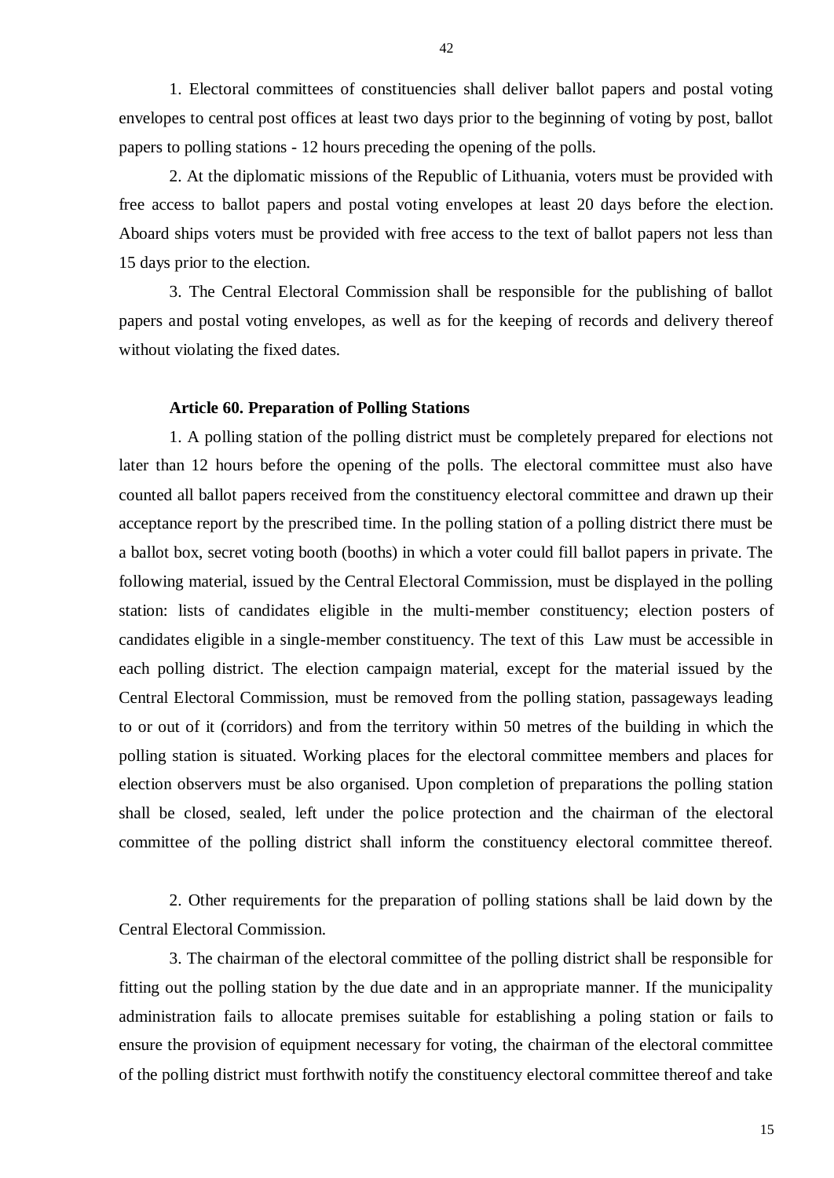1. Electoral committees of constituencies shall deliver ballot papers and postal voting envelopes to central post offices at least two days prior to the beginning of voting by post, ballot papers to polling stations - 12 hours preceding the opening of the polls.

2. At the diplomatic missions of the Republic of Lithuania, voters must be provided with free access to ballot papers and postal voting envelopes at least 20 days before the election. Aboard ships voters must be provided with free access to the text of ballot papers not less than 15 days prior to the election.

3. The Central Electoral Commission shall be responsible for the publishing of ballot papers and postal voting envelopes, as well as for the keeping of records and delivery thereof without violating the fixed dates.

**Article 60. Preparation of Polling Stations**

1. A polling station of the polling district must be completely prepared for elections not later than 12 hours before the opening of the polls. The electoral committee must also have counted all ballot papers received from the constituency electoral committee and drawn up their acceptance report by the prescribed time. In the polling station of a polling district there must be a ballot box, secret voting booth (booths) in which a voter could fill ballot papers in private. The following material, issued by the Central Electoral Commission, must be displayed in the polling station: lists of candidates eligible in the multi-member constituency; election posters of candidates eligible in a single-member constituency. The text of this Law must be accessible in each polling district. The election campaign material, except for the material issued by the Central Electoral Commission, must be removed from the polling station, passageways leading to or out of it (corridors) and from the territory within 50 metres of the building in which the polling station is situated. Working places for the electoral committee members and places for election observers must be also organised. Upon completion of preparations the polling station shall be closed, sealed, left under the police protection and the chairman of the electoral committee of the polling district shall inform the constituency electoral committee thereof.

2. Other requirements for the preparation of polling stations shall be laid down by the Central Electoral Commission.

3. The chairman of the electoral committee of the polling district shall be responsible for fitting out the polling station by the due date and in an appropriate manner. If the municipality administration fails to allocate premises suitable for establishing a poling station or fails to ensure the provision of equipment necessary for voting, the chairman of the electoral committee of the polling district must forthwith notify the constituency electoral committee thereof and take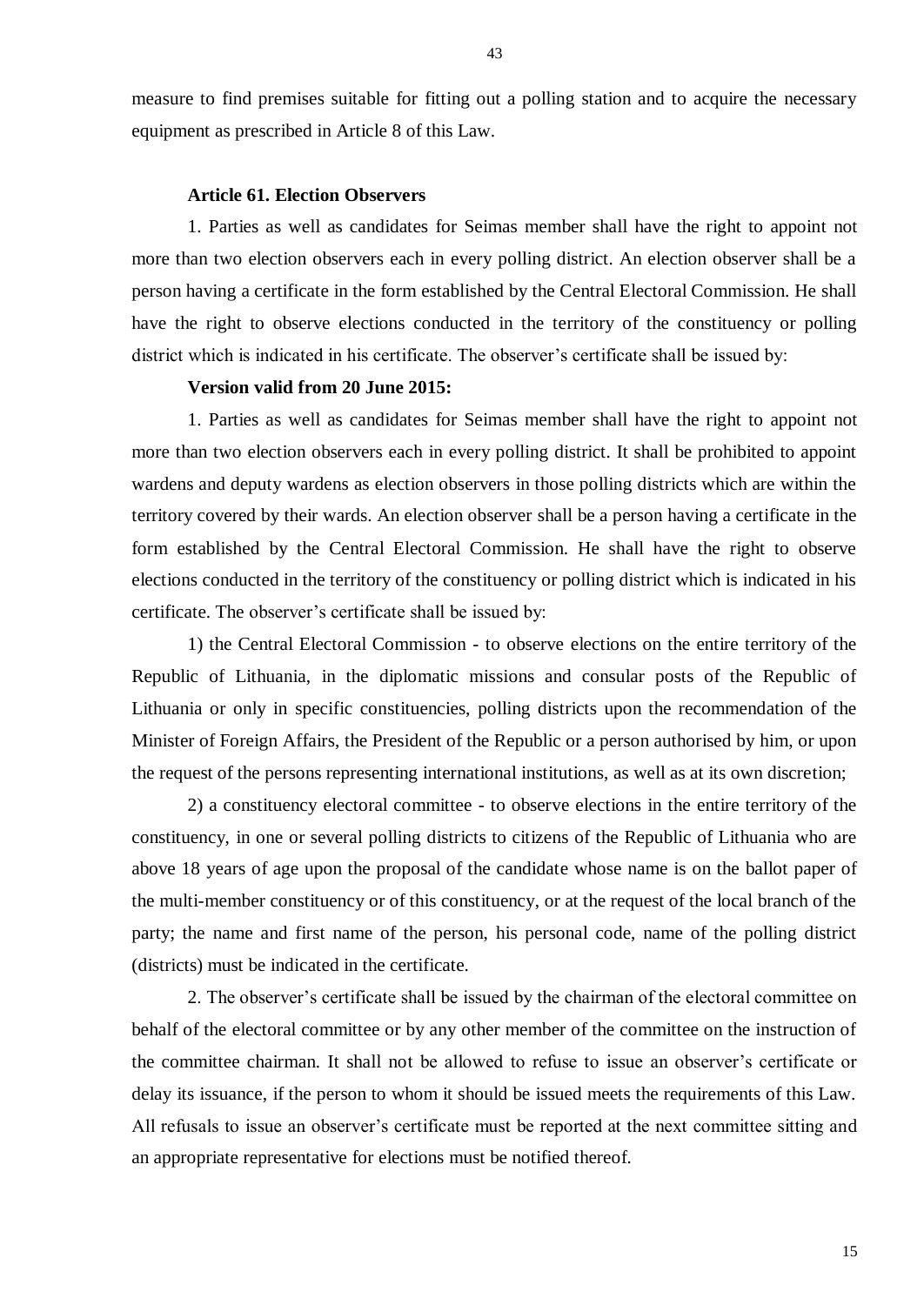measure to find premises suitable for fitting out a polling station and to acquire the necessary equipment as prescribed in Article 8 of this Law.

**Article 61. Election Observers**

1. Parties as well as candidates for Seimas member shall have the right to appoint not more than two election observers each in every polling district. An election observer shall be a person having a certificate in the form established by the Central Electoral Commission. He shall have the right to observe elections conducted in the territory of the constituency or polling district which is indicated in his certificate. The observer's certificate shall be issued by:

**Version valid from 20 June 2015:**

1. Parties as well as candidates for Seimas member shall have the right to appoint not more than two election observers each in every polling district. It shall be prohibited to appoint wardens and deputy wardens as election observers in those polling districts which are within the territory covered by their wards. An election observer shall be a person having a certificate in the form established by the Central Electoral Commission. He shall have the right to observe elections conducted in the territory of the constituency or polling district which is indicated in his certificate. The observer's certificate shall be issued by:

1) the Central Electoral Commission - to observe elections on the entire territory of the Republic of Lithuania, in the diplomatic missions and consular posts of the Republic of Lithuania or only in specific constituencies, polling districts upon the recommendation of the Minister of Foreign Affairs, the President of the Republic or a person authorised by him, or upon the request of the persons representing international institutions, as well as at its own discretion;

2) a constituency electoral committee - to observe elections in the entire territory of the constituency, in one or several polling districts to citizens of the Republic of Lithuania who are above 18 years of age upon the proposal of the candidate whose name is on the ballot paper of the multi-member constituency or of this constituency, or at the request of the local branch of the party; the name and first name of the person, his personal code, name of the polling district (districts) must be indicated in the certificate.

2. The observer's certificate shall be issued by the chairman of the electoral committee on behalf of the electoral committee or by any other member of the committee on the instruction of the committee chairman. It shall not be allowed to refuse to issue an observer's certificate or delay its issuance, if the person to whom it should be issued meets the requirements of this Law. All refusals to issue an observer's certificate must be reported at the next committee sitting and an appropriate representative for elections must be notified thereof.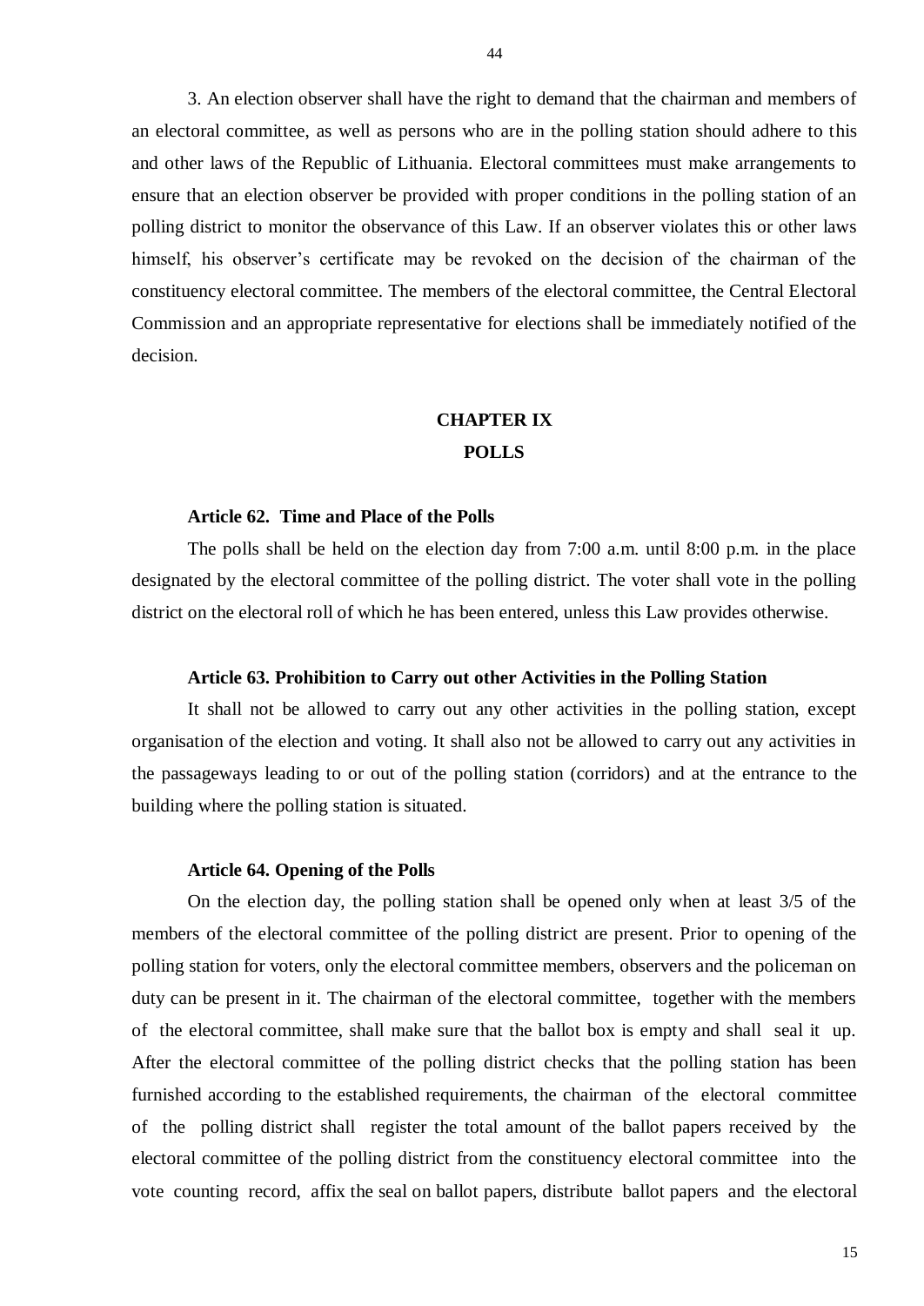3. An election observer shall have the right to demand that the chairman and members of an electoral committee, as well as persons who are in the polling station should adhere to this and other laws of the Republic of Lithuania. Electoral committees must make arrangements to ensure that an election observer be provided with proper conditions in the polling station of an polling district to monitor the observance of this Law. If an observer violates this or other laws himself, his observer's certificate may be revoked on the decision of the chairman of the constituency electoral committee. The members of the electoral committee, the Central Electoral Commission and an appropriate representative for elections shall be immediately notified of the decision.

## CHAPTER IX
## POLLS

### Article 62. Time and Place of the Polls

The polls shall be held on the election day from 7:00 a.m. until 8:00 p.m. in the place designated by the electoral committee of the polling district. The voter shall vote in the polling district on the electoral roll of which he has been entered, unless this Law provides otherwise.

### Article 63. Prohibition to Carry out other Activities in the Polling Station

It shall not be allowed to carry out any other activities in the polling station, except organisation of the election and voting. It shall also not be allowed to carry out any activities in the passageways leading to or out of the polling station (corridors) and at the entrance to the building where the polling station is situated.

### Article 64. Opening of the Polls

On the election day, the polling station shall be opened only when at least 3/5 of the members of the electoral committee of the polling district are present. Prior to opening of the polling station for voters, only the electoral committee members, observers and the policeman on duty can be present in it. The chairman of the electoral committee, together with the members of the electoral committee, shall make sure that the ballot box is empty and shall seal it up. After the electoral committee of the polling district checks that the polling station has been furnished according to the established requirements, the chairman of the electoral committee of the polling district shall register the total amount of the ballot papers received by the electoral committee of the polling district from the constituency electoral committee into the vote counting record, affix the seal on ballot papers, distribute ballot papers and the electoral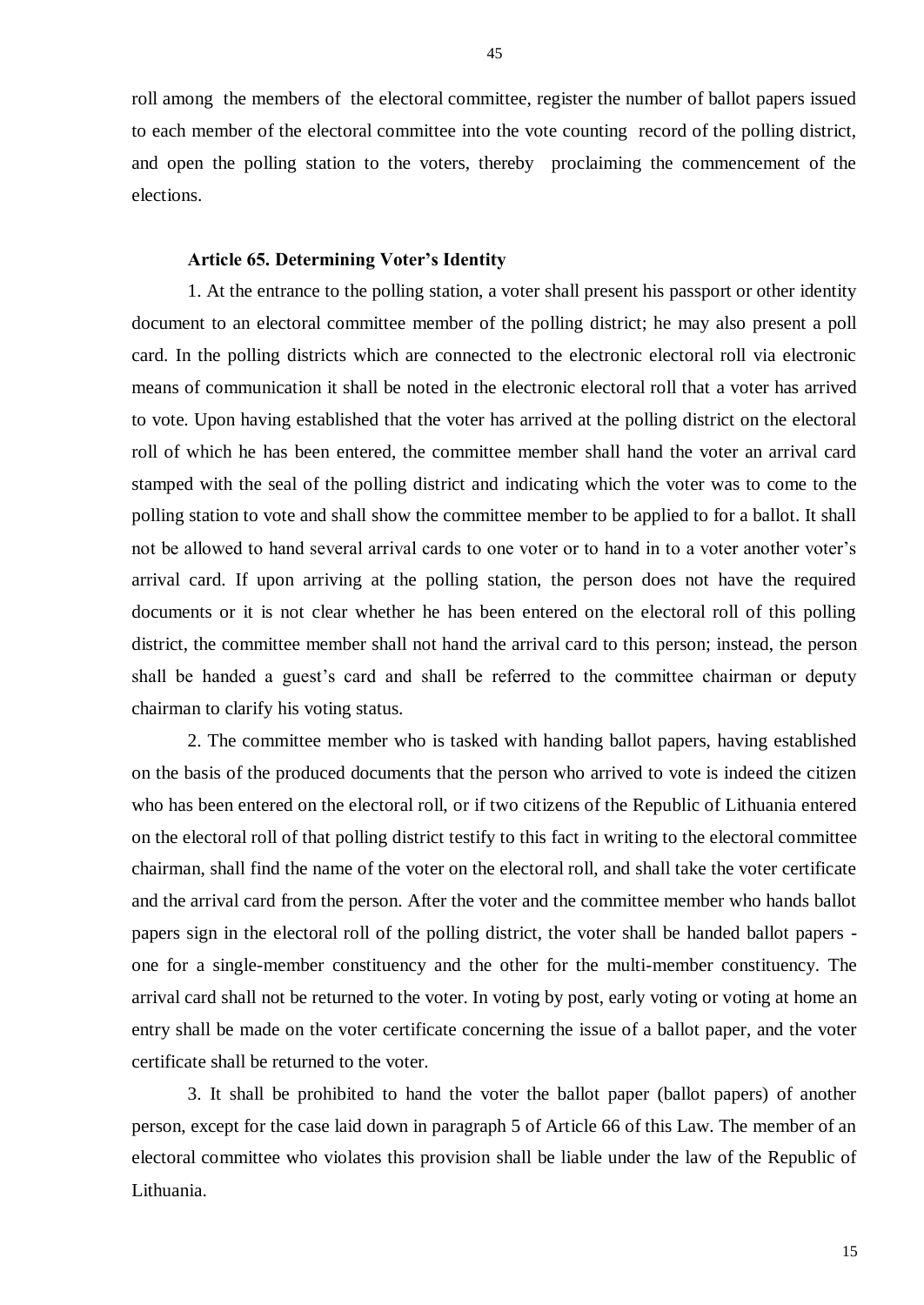roll among the members of the electoral committee, register the number of ballot papers issued to each member of the electoral committee into the vote counting record of the polling district, and open the polling station to the voters, thereby proclaiming the commencement of the elections.

**Article 65. Determining Voter's Identity**

1. At the entrance to the polling station, a voter shall present his passport or other identity document to an electoral committee member of the polling district; he may also present a poll card. In the polling districts which are connected to the electronic electoral roll via electronic means of communication it shall be noted in the electronic electoral roll that a voter has arrived to vote. Upon having established that the voter has arrived at the polling district on the electoral roll of which he has been entered, the committee member shall hand the voter an arrival card stamped with the seal of the polling district and indicating which the voter was to come to the polling station to vote and shall show the committee member to be applied to for a ballot. It shall not be allowed to hand several arrival cards to one voter or to hand in to a voter another voter's arrival card. If upon arriving at the polling station, the person does not have the required documents or it is not clear whether he has been entered on the electoral roll of this polling district, the committee member shall not hand the arrival card to this person; instead, the person shall be handed a guest's card and shall be referred to the committee chairman or deputy chairman to clarify his voting status.

2. The committee member who is tasked with handing ballot papers, having established on the basis of the produced documents that the person who arrived to vote is indeed the citizen who has been entered on the electoral roll, or if two citizens of the Republic of Lithuania entered on the electoral roll of that polling district testify to this fact in writing to the electoral committee chairman, shall find the name of the voter on the electoral roll, and shall take the voter certificate and the arrival card from the person. After the voter and the committee member who hands ballot papers sign in the electoral roll of the polling district, the voter shall be handed ballot papers - one for a single-member constituency and the other for the multi-member constituency. The arrival card shall not be returned to the voter. In voting by post, early voting or voting at home an entry shall be made on the voter certificate concerning the issue of a ballot paper, and the voter certificate shall be returned to the voter.

3. It shall be prohibited to hand the voter the ballot paper (ballot papers) of another person, except for the case laid down in paragraph 5 of Article 66 of this Law. The member of an electoral committee who violates this provision shall be liable under the law of the Republic of Lithuania.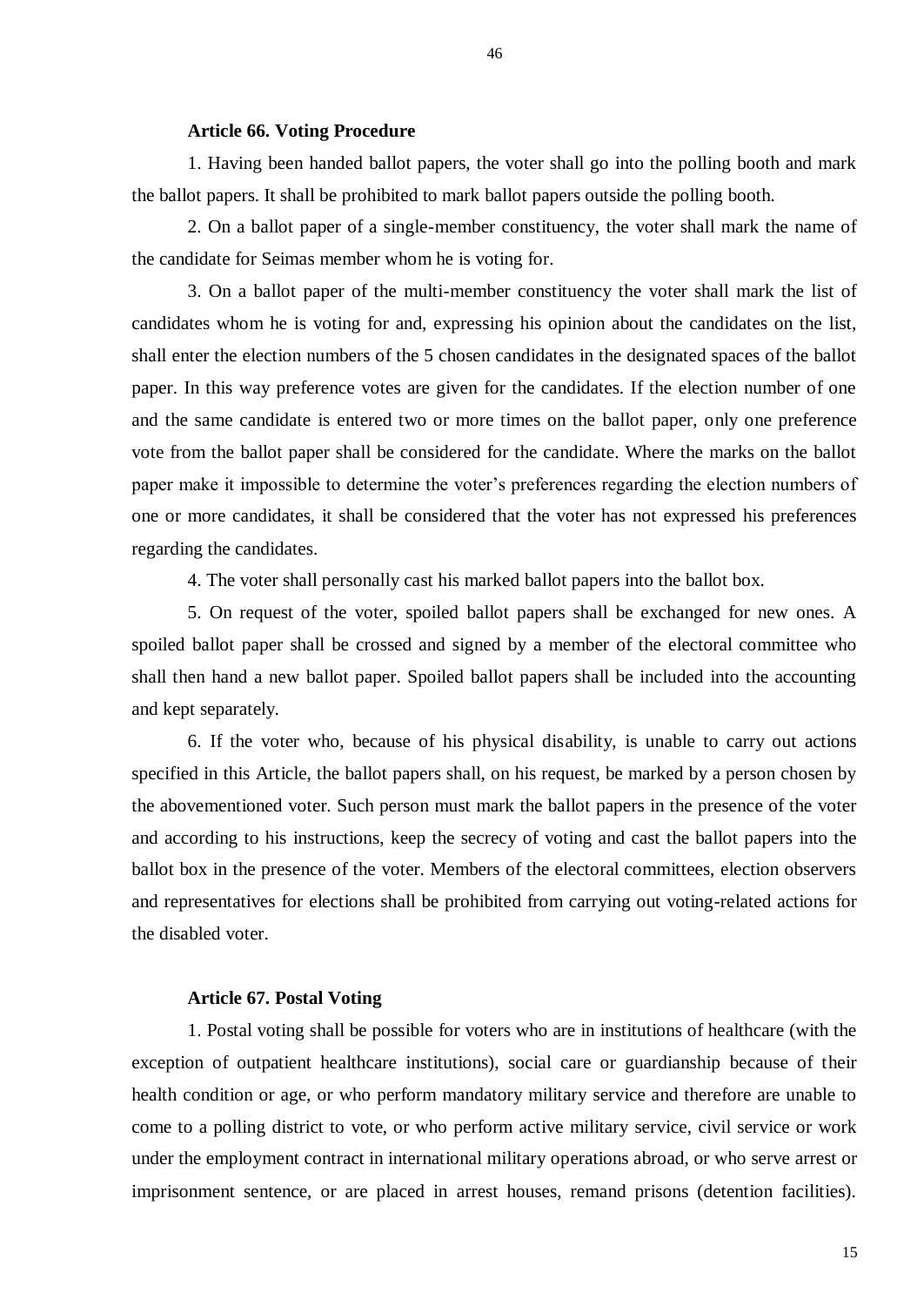### Article 66. Voting Procedure

1. Having been handed ballot papers, the voter shall go into the polling booth and mark the ballot papers. It shall be prohibited to mark ballot papers outside the polling booth.

2. On a ballot paper of a single-member constituency, the voter shall mark the name of the candidate for Seimas member whom he is voting for.

3. On a ballot paper of the multi-member constituency the voter shall mark the list of candidates whom he is voting for and, expressing his opinion about the candidates on the list, shall enter the election numbers of the 5 chosen candidates in the designated spaces of the ballot paper. In this way preference votes are given for the candidates. If the election number of one and the same candidate is entered two or more times on the ballot paper, only one preference vote from the ballot paper shall be considered for the candidate. Where the marks on the ballot paper make it impossible to determine the voter's preferences regarding the election numbers of one or more candidates, it shall be considered that the voter has not expressed his preferences regarding the candidates.

4. The voter shall personally cast his marked ballot papers into the ballot box.

5. On request of the voter, spoiled ballot papers shall be exchanged for new ones. A spoiled ballot paper shall be crossed and signed by a member of the electoral committee who shall then hand a new ballot paper. Spoiled ballot papers shall be included into the accounting and kept separately.

6. If the voter who, because of his physical disability, is unable to carry out actions specified in this Article, the ballot papers shall, on his request, be marked by a person chosen by the abovementioned voter. Such person must mark the ballot papers in the presence of the voter and according to his instructions, keep the secrecy of voting and cast the ballot papers into the ballot box in the presence of the voter. Members of the electoral committees, election observers and representatives for elections shall be prohibited from carrying out voting-related actions for the disabled voter.

### Article 67. Postal Voting

1. Postal voting shall be possible for voters who are in institutions of healthcare (with the exception of outpatient healthcare institutions), social care or guardianship because of their health condition or age, or who perform mandatory military service and therefore are unable to come to a polling district to vote, or who perform active military service, civil service or work under the employment contract in international military operations abroad, or who serve arrest or imprisonment sentence, or are placed in arrest houses, remand prisons (detention facilities).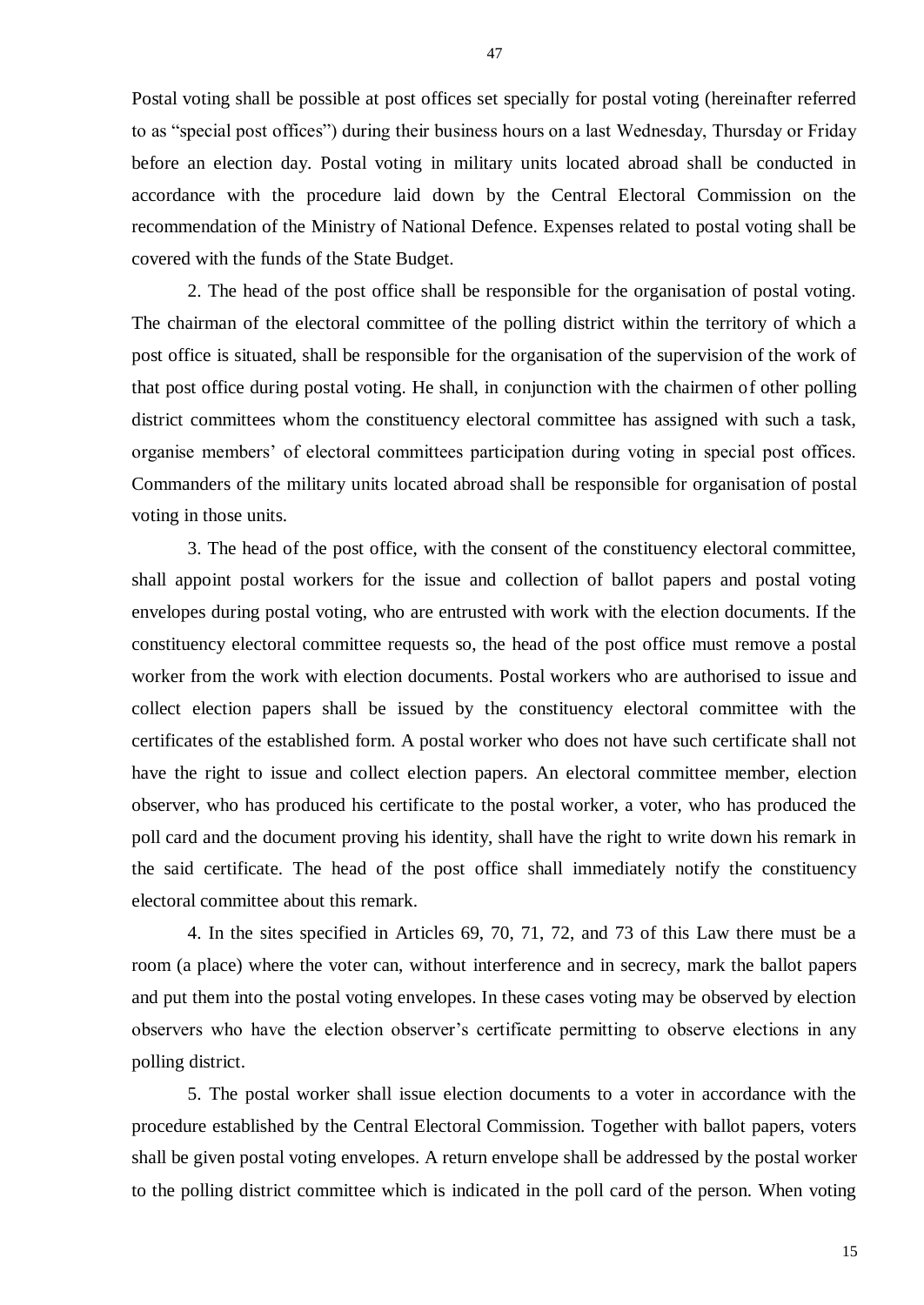Postal voting shall be possible at post offices set specially for postal voting (hereinafter referred to as "special post offices") during their business hours on a last Wednesday, Thursday or Friday before an election day. Postal voting in military units located abroad shall be conducted in accordance with the procedure laid down by the Central Electoral Commission on the recommendation of the Ministry of National Defence. Expenses related to postal voting shall be covered with the funds of the State Budget.

2. The head of the post office shall be responsible for the organisation of postal voting. The chairman of the electoral committee of the polling district within the territory of which a post office is situated, shall be responsible for the organisation of the supervision of the work of that post office during postal voting. He shall, in conjunction with the chairmen of other polling district committees whom the constituency electoral committee has assigned with such a task, organise members' of electoral committees participation during voting in special post offices. Commanders of the military units located abroad shall be responsible for organisation of postal voting in those units.

3. The head of the post office, with the consent of the constituency electoral committee, shall appoint postal workers for the issue and collection of ballot papers and postal voting envelopes during postal voting, who are entrusted with work with the election documents. If the constituency electoral committee requests so, the head of the post office must remove a postal worker from the work with election documents. Postal workers who are authorised to issue and collect election papers shall be issued by the constituency electoral committee with the certificates of the established form. A postal worker who does not have such certificate shall not have the right to issue and collect election papers. An electoral committee member, election observer, who has produced his certificate to the postal worker, a voter, who has produced the poll card and the document proving his identity, shall have the right to write down his remark in the said certificate. The head of the post office shall immediately notify the constituency electoral committee about this remark.

4. In the sites specified in Articles 69, 70, 71, 72, and 73 of this Law there must be a room (a place) where the voter can, without interference and in secrecy, mark the ballot papers and put them into the postal voting envelopes. In these cases voting may be observed by election observers who have the election observer's certificate permitting to observe elections in any polling district.

5. The postal worker shall issue election documents to a voter in accordance with the procedure established by the Central Electoral Commission. Together with ballot papers, voters shall be given postal voting envelopes. A return envelope shall be addressed by the postal worker to the polling district committee which is indicated in the poll card of the person. When voting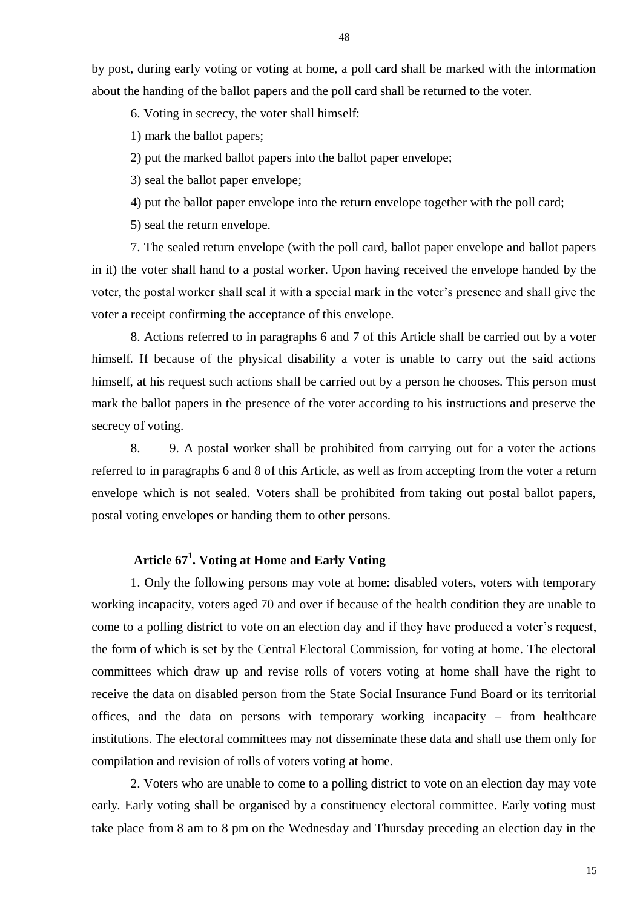by post, during early voting or voting at home, a poll card shall be marked with the information about the handing of the ballot papers and the poll card shall be returned to the voter.

6. Voting in secrecy, the voter shall himself:

1) mark the ballot papers;

2) put the marked ballot papers into the ballot paper envelope;

3) seal the ballot paper envelope;

4) put the ballot paper envelope into the return envelope together with the poll card;

5) seal the return envelope.

7. The sealed return envelope (with the poll card, ballot paper envelope and ballot papers in it) the voter shall hand to a postal worker. Upon having received the envelope handed by the voter, the postal worker shall seal it with a special mark in the voter's presence and shall give the voter a receipt confirming the acceptance of this envelope.

8. Actions referred to in paragraphs 6 and 7 of this Article shall be carried out by a voter himself. If because of the physical disability a voter is unable to carry out the said actions himself, at his request such actions shall be carried out by a person he chooses. This person must mark the ballot papers in the presence of the voter according to his instructions and preserve the secrecy of voting.

8. 9. A postal worker shall be prohibited from carrying out for a voter the actions referred to in paragraphs 6 and 8 of this Article, as well as from accepting from the voter a return envelope which is not sealed. Voters shall be prohibited from taking out postal ballot papers, postal voting envelopes or handing them to other persons.

## Article $67^1$. Voting at Home and Early Voting

1. Only the following persons may vote at home: disabled voters, voters with temporary working incapacity, voters aged 70 and over if because of the health condition they are unable to come to a polling district to vote on an election day and if they have produced a voter's request, the form of which is set by the Central Electoral Commission, for voting at home. The electoral committees which draw up and revise rolls of voters voting at home shall have the right to receive the data on disabled person from the State Social Insurance Fund Board or its territorial offices, and the data on persons with temporary working incapacity – from healthcare institutions. The electoral committees may not disseminate these data and shall use them only for compilation and revision of rolls of voters voting at home.

2. Voters who are unable to come to a polling district to vote on an election day may vote early. Early voting shall be organised by a constituency electoral committee. Early voting must take place from 8 am to 8 pm on the Wednesday and Thursday preceding an election day in the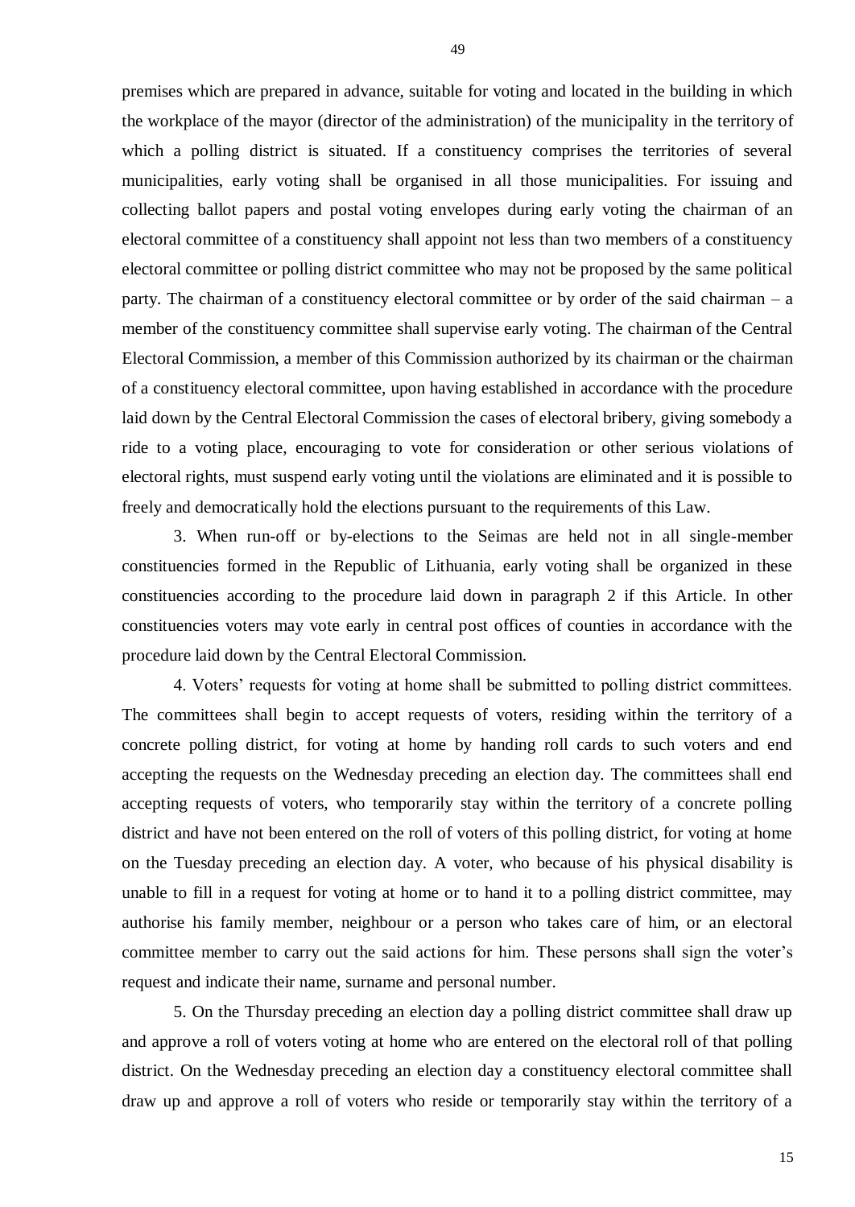premises which are prepared in advance, suitable for voting and located in the building in which the workplace of the mayor (director of the administration) of the municipality in the territory of which a polling district is situated. If a constituency comprises the territories of several municipalities, early voting shall be organised in all those municipalities. For issuing and collecting ballot papers and postal voting envelopes during early voting the chairman of an electoral committee of a constituency shall appoint not less than two members of a constituency electoral committee or polling district committee who may not be proposed by the same political party. The chairman of a constituency electoral committee or by order of the said chairman – a member of the constituency committee shall supervise early voting. The chairman of the Central Electoral Commission, a member of this Commission authorized by its chairman or the chairman of a constituency electoral committee, upon having established in accordance with the procedure laid down by the Central Electoral Commission the cases of electoral bribery, giving somebody a ride to a voting place, encouraging to vote for consideration or other serious violations of electoral rights, must suspend early voting until the violations are eliminated and it is possible to freely and democratically hold the elections pursuant to the requirements of this Law.

3. When run-off or by-elections to the Seimas are held not in all single-member constituencies formed in the Republic of Lithuania, early voting shall be organized in these constituencies according to the procedure laid down in paragraph 2 if this Article. In other constituencies voters may vote early in central post offices of counties in accordance with the procedure laid down by the Central Electoral Commission.

4. Voters' requests for voting at home shall be submitted to polling district committees. The committees shall begin to accept requests of voters, residing within the territory of a concrete polling district, for voting at home by handing roll cards to such voters and end accepting the requests on the Wednesday preceding an election day. The committees shall end accepting requests of voters, who temporarily stay within the territory of a concrete polling district and have not been entered on the roll of voters of this polling district, for voting at home on the Tuesday preceding an election day. A voter, who because of his physical disability is unable to fill in a request for voting at home or to hand it to a polling district committee, may authorise his family member, neighbour or a person who takes care of him, or an electoral committee member to carry out the said actions for him. These persons shall sign the voter's request and indicate their name, surname and personal number.

5. On the Thursday preceding an election day a polling district committee shall draw up and approve a roll of voters voting at home who are entered on the electoral roll of that polling district. On the Wednesday preceding an election day a constituency electoral committee shall draw up and approve a roll of voters who reside or temporarily stay within the territory of a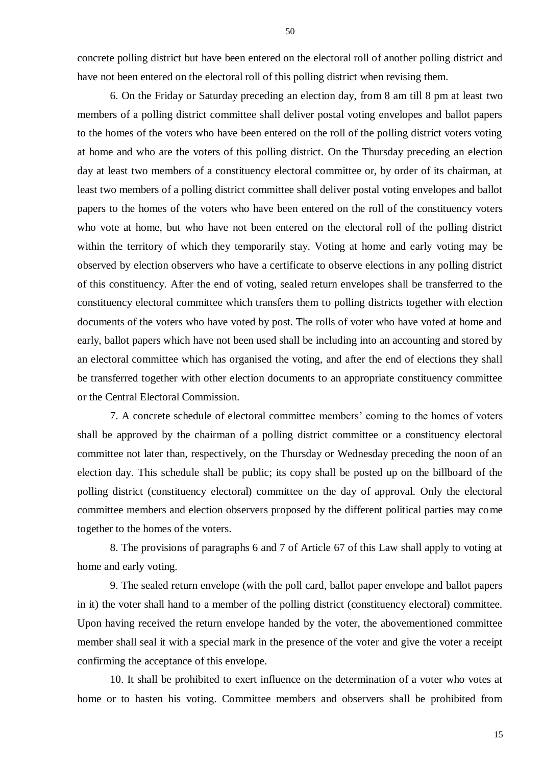concrete polling district but have been entered on the electoral roll of another polling district and have not been entered on the electoral roll of this polling district when revising them.

6. On the Friday or Saturday preceding an election day, from 8 am till 8 pm at least two members of a polling district committee shall deliver postal voting envelopes and ballot papers to the homes of the voters who have been entered on the roll of the polling district voters voting at home and who are the voters of this polling district. On the Thursday preceding an election day at least two members of a constituency electoral committee or, by order of its chairman, at least two members of a polling district committee shall deliver postal voting envelopes and ballot papers to the homes of the voters who have been entered on the roll of the constituency voters who vote at home, but who have not been entered on the electoral roll of the polling district within the territory of which they temporarily stay. Voting at home and early voting may be observed by election observers who have a certificate to observe elections in any polling district of this constituency. After the end of voting, sealed return envelopes shall be transferred to the constituency electoral committee which transfers them to polling districts together with election documents of the voters who have voted by post. The rolls of voter who have voted at home and early, ballot papers which have not been used shall be including into an accounting and stored by an electoral committee which has organised the voting, and after the end of elections they shall be transferred together with other election documents to an appropriate constituency committee or the Central Electoral Commission.

7. A concrete schedule of electoral committee members' coming to the homes of voters shall be approved by the chairman of a polling district committee or a constituency electoral committee not later than, respectively, on the Thursday or Wednesday preceding the noon of an election day. This schedule shall be public; its copy shall be posted up on the billboard of the polling district (constituency electoral) committee on the day of approval. Only the electoral committee members and election observers proposed by the different political parties may come together to the homes of the voters.

8. The provisions of paragraphs 6 and 7 of Article 67 of this Law shall apply to voting at home and early voting.

9. The sealed return envelope (with the poll card, ballot paper envelope and ballot papers in it) the voter shall hand to a member of the polling district (constituency electoral) committee. Upon having received the return envelope handed by the voter, the abovementioned committee member shall seal it with a special mark in the presence of the voter and give the voter a receipt confirming the acceptance of this envelope.

10. It shall be prohibited to exert influence on the determination of a voter who votes at home or to hasten his voting. Committee members and observers shall be prohibited from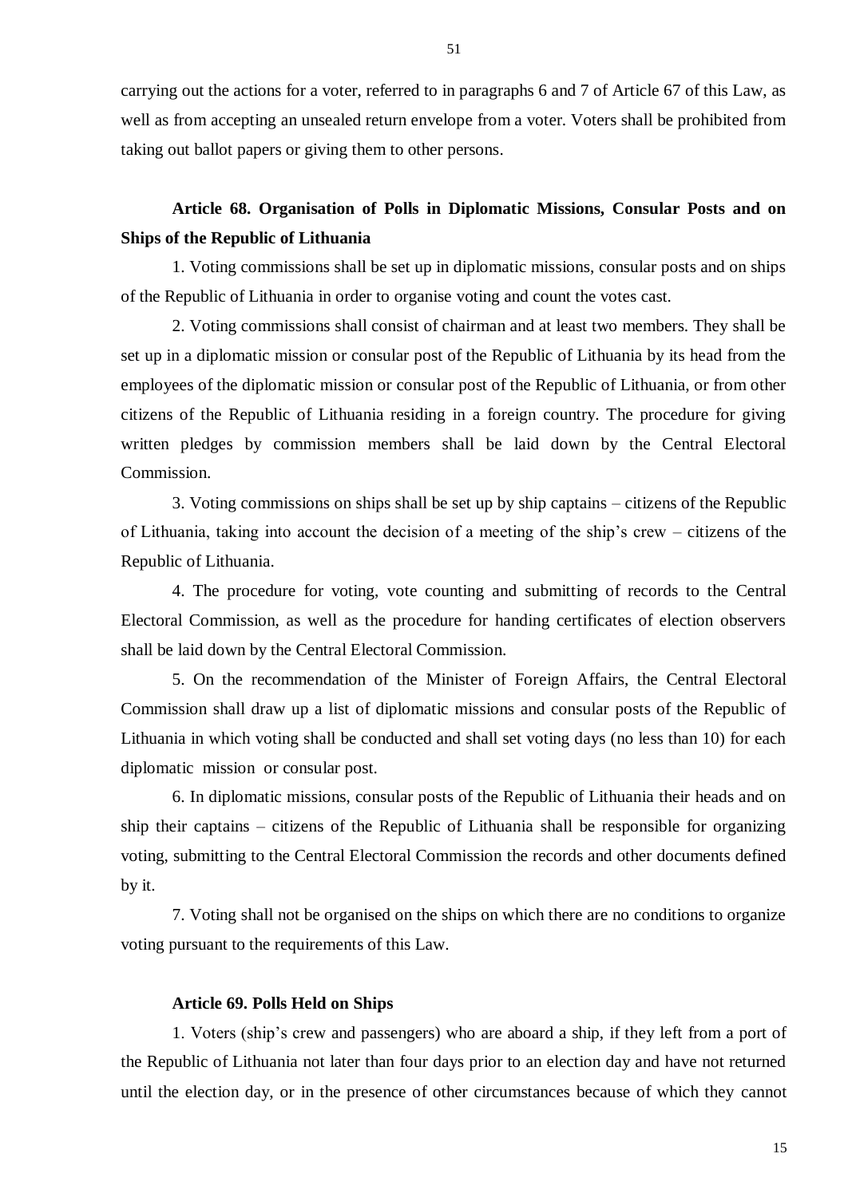carrying out the actions for a voter, referred to in paragraphs 6 and 7 of Article 67 of this Law, as well as from accepting an unsealed return envelope from a voter. Voters shall be prohibited from taking out ballot papers or giving them to other persons.

### Article 68. Organisation of Polls in Diplomatic Missions, Consular Posts and on Ships of the Republic of Lithuania

1. Voting commissions shall be set up in diplomatic missions, consular posts and on ships of the Republic of Lithuania in order to organise voting and count the votes cast.

2. Voting commissions shall consist of chairman and at least two members. They shall be set up in a diplomatic mission or consular post of the Republic of Lithuania by its head from the employees of the diplomatic mission or consular post of the Republic of Lithuania, or from other citizens of the Republic of Lithuania residing in a foreign country. The procedure for giving written pledges by commission members shall be laid down by the Central Electoral Commission.

3. Voting commissions on ships shall be set up by ship captains – citizens of the Republic of Lithuania, taking into account the decision of a meeting of the ship's crew – citizens of the Republic of Lithuania.

4. The procedure for voting, vote counting and submitting of records to the Central Electoral Commission, as well as the procedure for handing certificates of election observers shall be laid down by the Central Electoral Commission.

5. On the recommendation of the Minister of Foreign Affairs, the Central Electoral Commission shall draw up a list of diplomatic missions and consular posts of the Republic of Lithuania in which voting shall be conducted and shall set voting days (no less than 10) for each diplomatic mission or consular post.

6. In diplomatic missions, consular posts of the Republic of Lithuania their heads and on ship their captains – citizens of the Republic of Lithuania shall be responsible for organizing voting, submitting to the Central Electoral Commission the records and other documents defined by it.

7. Voting shall not be organised on the ships on which there are no conditions to organize voting pursuant to the requirements of this Law.

### Article 69. Polls Held on Ships

1. Voters (ship's crew and passengers) who are aboard a ship, if they left from a port of the Republic of Lithuania not later than four days prior to an election day and have not returned until the election day, or in the presence of other circumstances because of which they cannot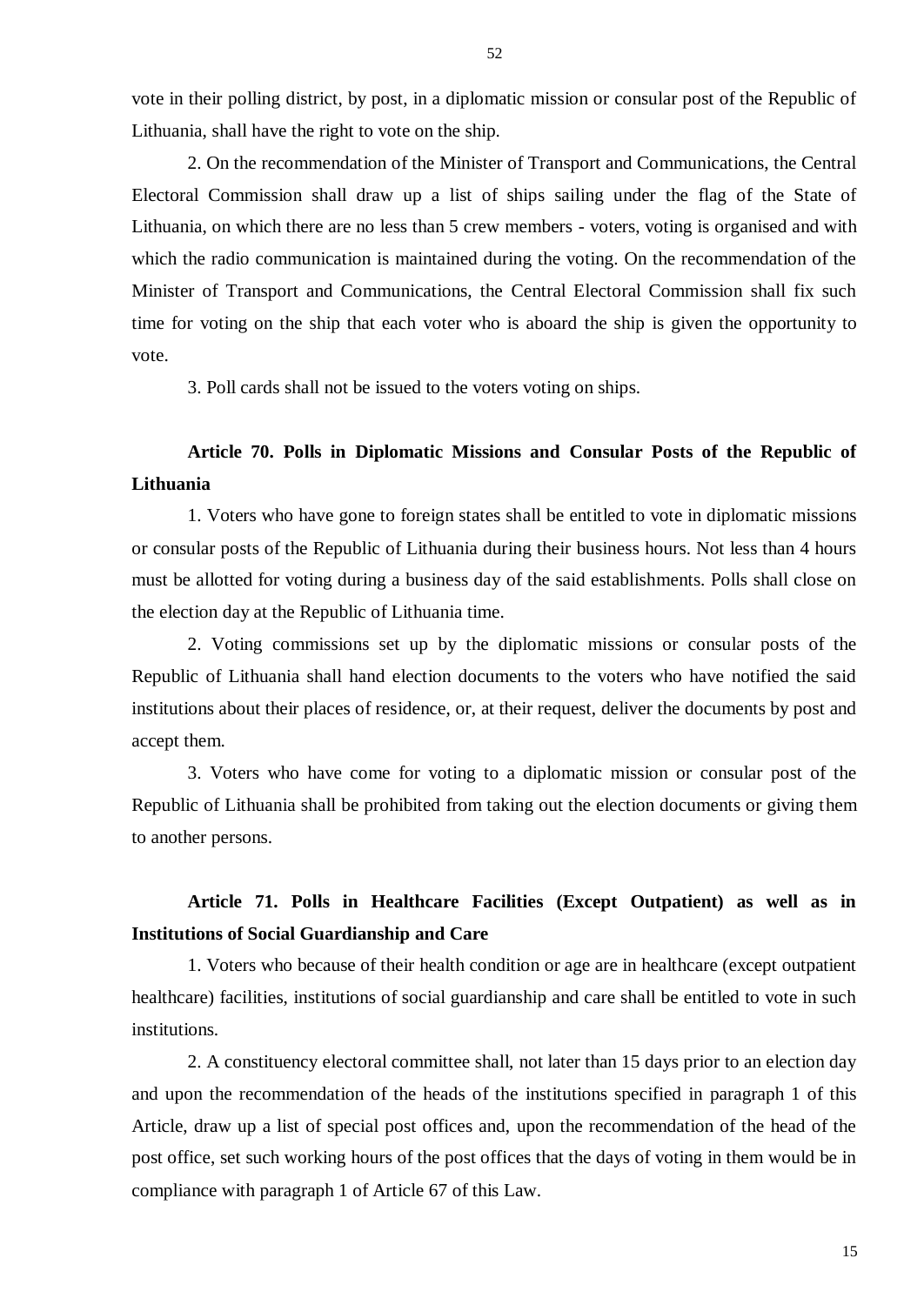vote in their polling district, by post, in a diplomatic mission or consular post of the Republic of Lithuania, shall have the right to vote on the ship.

2. On the recommendation of the Minister of Transport and Communications, the Central Electoral Commission shall draw up a list of ships sailing under the flag of the State of Lithuania, on which there are no less than 5 crew members - voters, voting is organised and with which the radio communication is maintained during the voting. On the recommendation of the Minister of Transport and Communications, the Central Electoral Commission shall fix such time for voting on the ship that each voter who is aboard the ship is given the opportunity to vote.

3. Poll cards shall not be issued to the voters voting on ships.

**Article 70. Polls in Diplomatic Missions and Consular Posts of the Republic of Lithuania**

1. Voters who have gone to foreign states shall be entitled to vote in diplomatic missions or consular posts of the Republic of Lithuania during their business hours. Not less than 4 hours must be allotted for voting during a business day of the said establishments. Polls shall close on the election day at the Republic of Lithuania time.

2. Voting commissions set up by the diplomatic missions or consular posts of the Republic of Lithuania shall hand election documents to the voters who have notified the said institutions about their places of residence, or, at their request, deliver the documents by post and accept them.

3. Voters who have come for voting to a diplomatic mission or consular post of the Republic of Lithuania shall be prohibited from taking out the election documents or giving them to another persons.

**Article 71. Polls in Healthcare Facilities (Except Outpatient) as well as in Institutions of Social Guardianship and Care**

1. Voters who because of their health condition or age are in healthcare (except outpatient healthcare) facilities, institutions of social guardianship and care shall be entitled to vote in such institutions.

2. A constituency electoral committee shall, not later than 15 days prior to an election day and upon the recommendation of the heads of the institutions specified in paragraph 1 of this Article, draw up a list of special post offices and, upon the recommendation of the head of the post office, set such working hours of the post offices that the days of voting in them would be in compliance with paragraph 1 of Article 67 of this Law.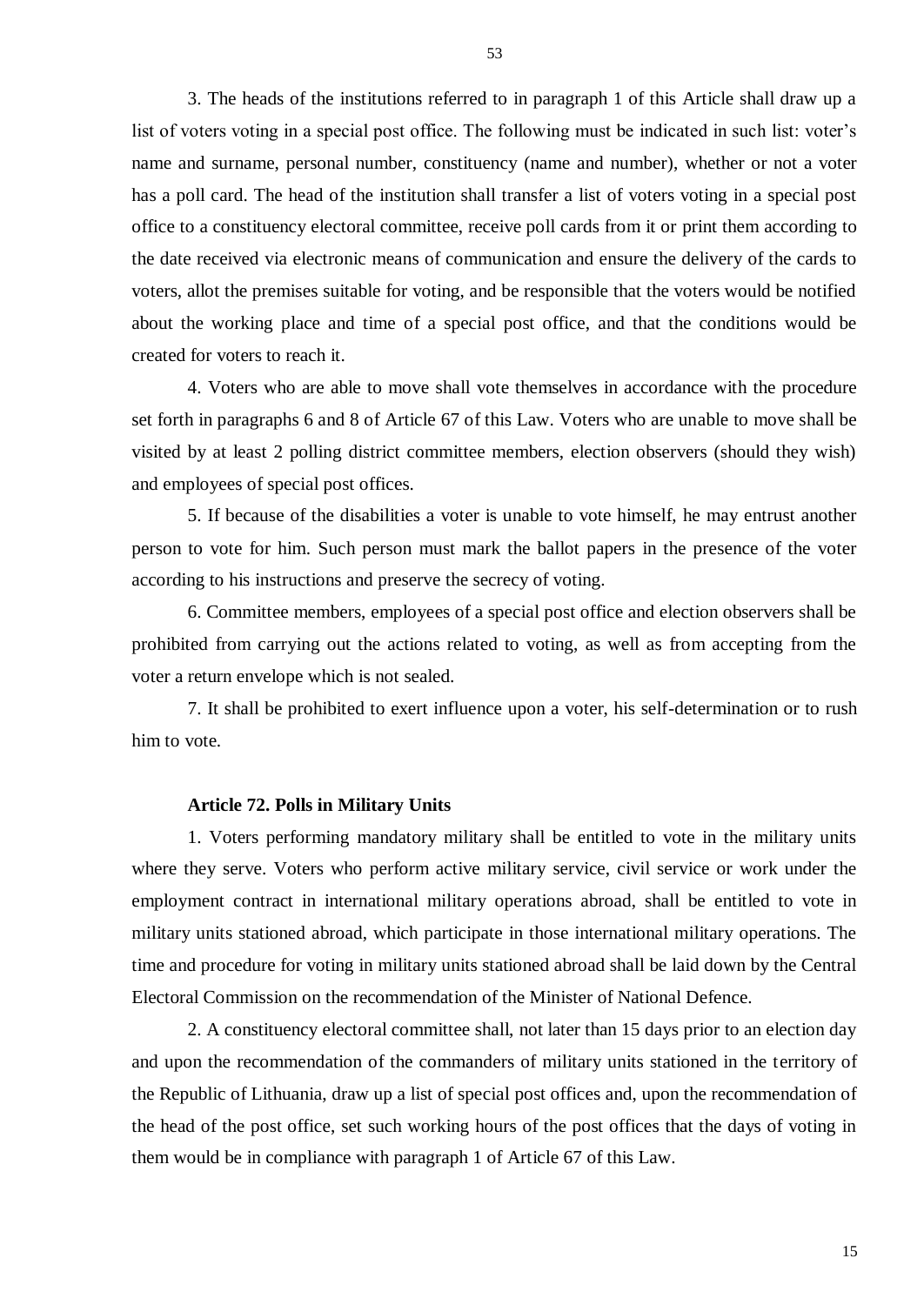3. The heads of the institutions referred to in paragraph 1 of this Article shall draw up a list of voters voting in a special post office. The following must be indicated in such list: voter's name and surname, personal number, constituency (name and number), whether or not a voter has a poll card. The head of the institution shall transfer a list of voters voting in a special post office to a constituency electoral committee, receive poll cards from it or print them according to the date received via electronic means of communication and ensure the delivery of the cards to voters, allot the premises suitable for voting, and be responsible that the voters would be notified about the working place and time of a special post office, and that the conditions would be created for voters to reach it.

4. Voters who are able to move shall vote themselves in accordance with the procedure set forth in paragraphs 6 and 8 of Article 67 of this Law. Voters who are unable to move shall be visited by at least 2 polling district committee members, election observers (should they wish) and employees of special post offices.

5. If because of the disabilities a voter is unable to vote himself, he may entrust another person to vote for him. Such person must mark the ballot papers in the presence of the voter according to his instructions and preserve the secrecy of voting.

6. Committee members, employees of a special post office and election observers shall be prohibited from carrying out the actions related to voting, as well as from accepting from the voter a return envelope which is not sealed.

7. It shall be prohibited to exert influence upon a voter, his self-determination or to rush him to vote.

**Article 72. Polls in Military Units**

1. Voters performing mandatory military shall be entitled to vote in the military units where they serve. Voters who perform active military service, civil service or work under the employment contract in international military operations abroad, shall be entitled to vote in military units stationed abroad, which participate in those international military operations. The time and procedure for voting in military units stationed abroad shall be laid down by the Central Electoral Commission on the recommendation of the Minister of National Defence.

2. A constituency electoral committee shall, not later than 15 days prior to an election day and upon the recommendation of the commanders of military units stationed in the territory of the Republic of Lithuania, draw up a list of special post offices and, upon the recommendation of the head of the post office, set such working hours of the post offices that the days of voting in them would be in compliance with paragraph 1 of Article 67 of this Law.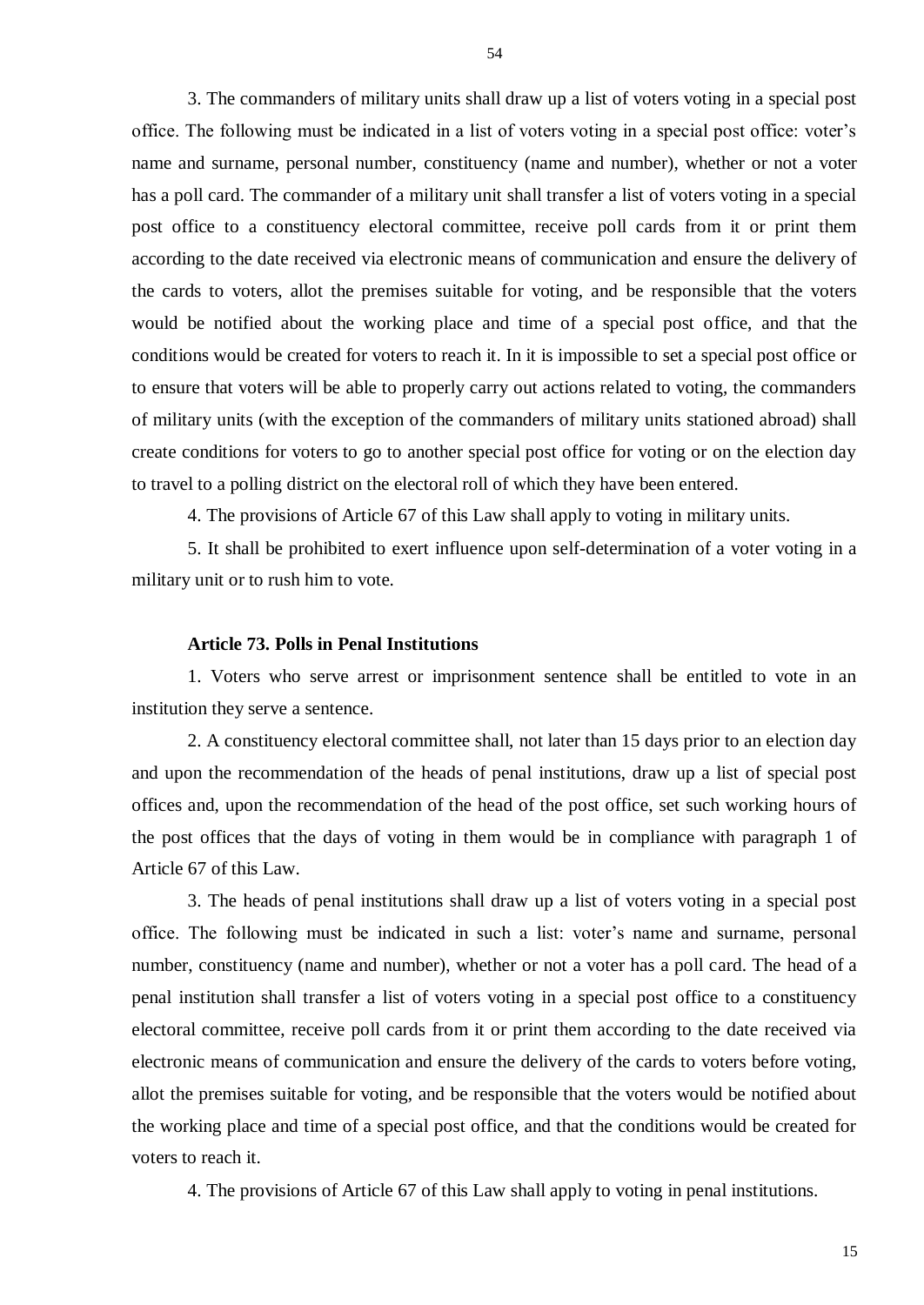3. The commanders of military units shall draw up a list of voters voting in a special post office. The following must be indicated in a list of voters voting in a special post office: voter's name and surname, personal number, constituency (name and number), whether or not a voter has a poll card. The commander of a military unit shall transfer a list of voters voting in a special post office to a constituency electoral committee, receive poll cards from it or print them according to the date received via electronic means of communication and ensure the delivery of the cards to voters, allot the premises suitable for voting, and be responsible that the voters would be notified about the working place and time of a special post office, and that the conditions would be created for voters to reach it. In it is impossible to set a special post office or to ensure that voters will be able to properly carry out actions related to voting, the commanders of military units (with the exception of the commanders of military units stationed abroad) shall create conditions for voters to go to another special post office for voting or on the election day to travel to a polling district on the electoral roll of which they have been entered.

4. The provisions of Article 67 of this Law shall apply to voting in military units.

5. It shall be prohibited to exert influence upon self-determination of a voter voting in a military unit or to rush him to vote.

**Article 73. Polls in Penal Institutions**

1. Voters who serve arrest or imprisonment sentence shall be entitled to vote in an institution they serve a sentence.

2. A constituency electoral committee shall, not later than 15 days prior to an election day and upon the recommendation of the heads of penal institutions, draw up a list of special post offices and, upon the recommendation of the head of the post office, set such working hours of the post offices that the days of voting in them would be in compliance with paragraph 1 of Article 67 of this Law.

3. The heads of penal institutions shall draw up a list of voters voting in a special post office. The following must be indicated in such a list: voter's name and surname, personal number, constituency (name and number), whether or not a voter has a poll card. The head of a penal institution shall transfer a list of voters voting in a special post office to a constituency electoral committee, receive poll cards from it or print them according to the date received via electronic means of communication and ensure the delivery of the cards to voters before voting, allot the premises suitable for voting, and be responsible that the voters would be notified about the working place and time of a special post office, and that the conditions would be created for voters to reach it.

4. The provisions of Article 67 of this Law shall apply to voting in penal institutions.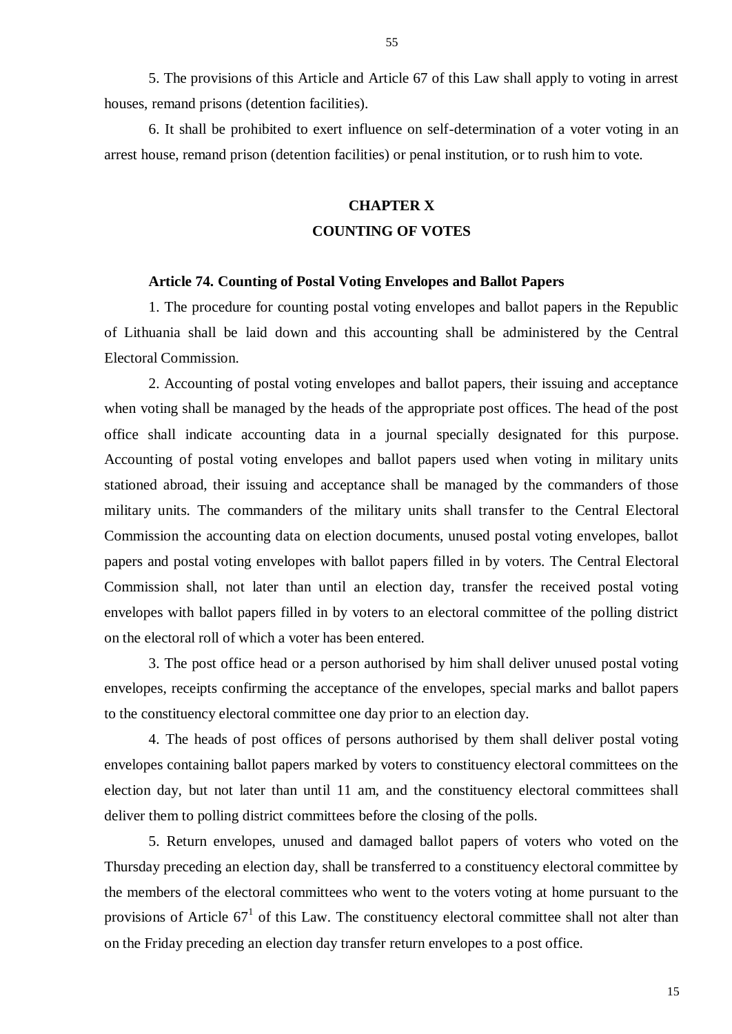5. The provisions of this Article and Article 67 of this Law shall apply to voting in arrest houses, remand prisons (detention facilities).

6. It shall be prohibited to exert influence on self-determination of a voter voting in an arrest house, remand prison (detention facilities) or penal institution, or to rush him to vote.

## CHAPTER X
## COUNTING OF VOTES

### Article 74. Counting of Postal Voting Envelopes and Ballot Papers

1. The procedure for counting postal voting envelopes and ballot papers in the Republic of Lithuania shall be laid down and this accounting shall be administered by the Central Electoral Commission.

2. Accounting of postal voting envelopes and ballot papers, their issuing and acceptance when voting shall be managed by the heads of the appropriate post offices. The head of the post office shall indicate accounting data in a journal specially designated for this purpose. Accounting of postal voting envelopes and ballot papers used when voting in military units stationed abroad, their issuing and acceptance shall be managed by the commanders of those military units. The commanders of the military units shall transfer to the Central Electoral Commission the accounting data on election documents, unused postal voting envelopes, ballot papers and postal voting envelopes with ballot papers filled in by voters. The Central Electoral Commission shall, not later than until an election day, transfer the received postal voting envelopes with ballot papers filled in by voters to an electoral committee of the polling district on the electoral roll of which a voter has been entered.

3. The post office head or a person authorised by him shall deliver unused postal voting envelopes, receipts confirming the acceptance of the envelopes, special marks and ballot papers to the constituency electoral committee one day prior to an election day.

4. The heads of post offices of persons authorised by them shall deliver postal voting envelopes containing ballot papers marked by voters to constituency electoral committees on the election day, but not later than until 11 am, and the constituency electoral committees shall deliver them to polling district committees before the closing of the polls.

5. Return envelopes, unused and damaged ballot papers of voters who voted on the Thursday preceding an election day, shall be transferred to a constituency electoral committee by the members of the electoral committees who went to the voters voting at home pursuant to the provisions of Article 67[1] of this Law. The constituency electoral committee shall not alter than on the Friday preceding an election day transfer return envelopes to a post office.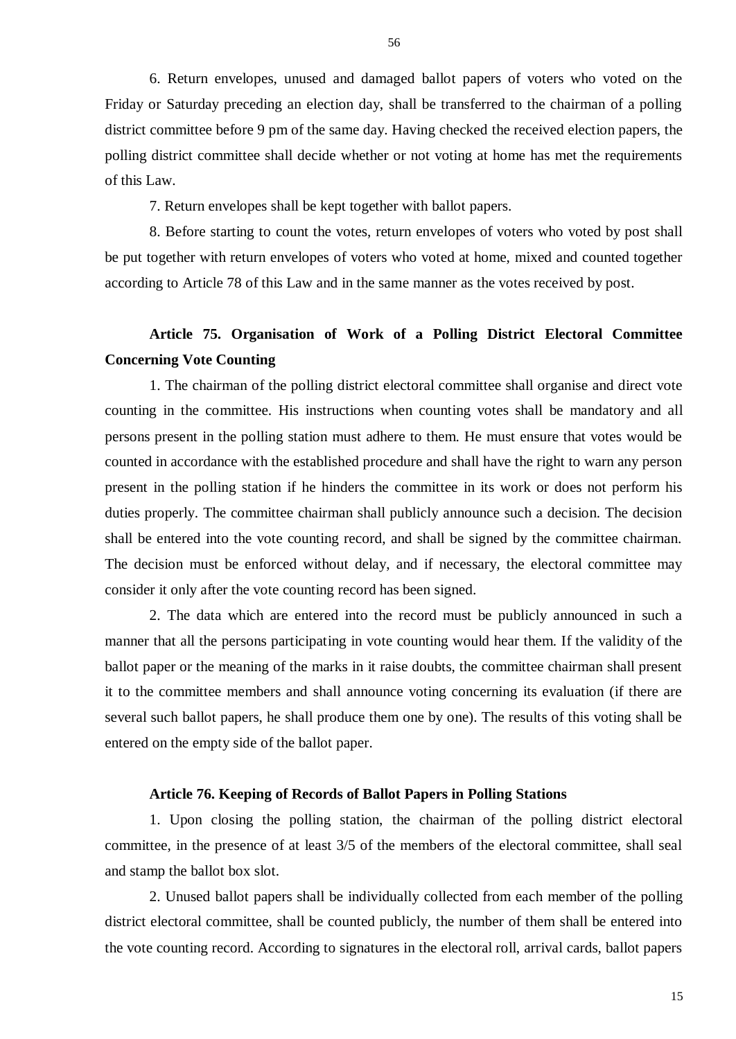6. Return envelopes, unused and damaged ballot papers of voters who voted on the Friday or Saturday preceding an election day, shall be transferred to the chairman of a polling district committee before 9 pm of the same day. Having checked the received election papers, the polling district committee shall decide whether or not voting at home has met the requirements of this Law.

7. Return envelopes shall be kept together with ballot papers.

8. Before starting to count the votes, return envelopes of voters who voted by post shall be put together with return envelopes of voters who voted at home, mixed and counted together according to Article 78 of this Law and in the same manner as the votes received by post.

### Article 75. Organisation of Work of a Polling District Electoral Committee Concerning Vote Counting

1. The chairman of the polling district electoral committee shall organise and direct vote counting in the committee. His instructions when counting votes shall be mandatory and all persons present in the polling station must adhere to them. He must ensure that votes would be counted in accordance with the established procedure and shall have the right to warn any person present in the polling station if he hinders the committee in its work or does not perform his duties properly. The committee chairman shall publicly announce such a decision. The decision shall be entered into the vote counting record, and shall be signed by the committee chairman. The decision must be enforced without delay, and if necessary, the electoral committee may consider it only after the vote counting record has been signed.

2. The data which are entered into the record must be publicly announced in such a manner that all the persons participating in vote counting would hear them. If the validity of the ballot paper or the meaning of the marks in it raise doubts, the committee chairman shall present it to the committee members and shall announce voting concerning its evaluation (if there are several such ballot papers, he shall produce them one by one). The results of this voting shall be entered on the empty side of the ballot paper.

### Article 76. Keeping of Records of Ballot Papers in Polling Stations

1. Upon closing the polling station, the chairman of the polling district electoral committee, in the presence of at least 3/5 of the members of the electoral committee, shall seal and stamp the ballot box slot.

2. Unused ballot papers shall be individually collected from each member of the polling district electoral committee, shall be counted publicly, the number of them shall be entered into the vote counting record. According to signatures in the electoral roll, arrival cards, ballot papers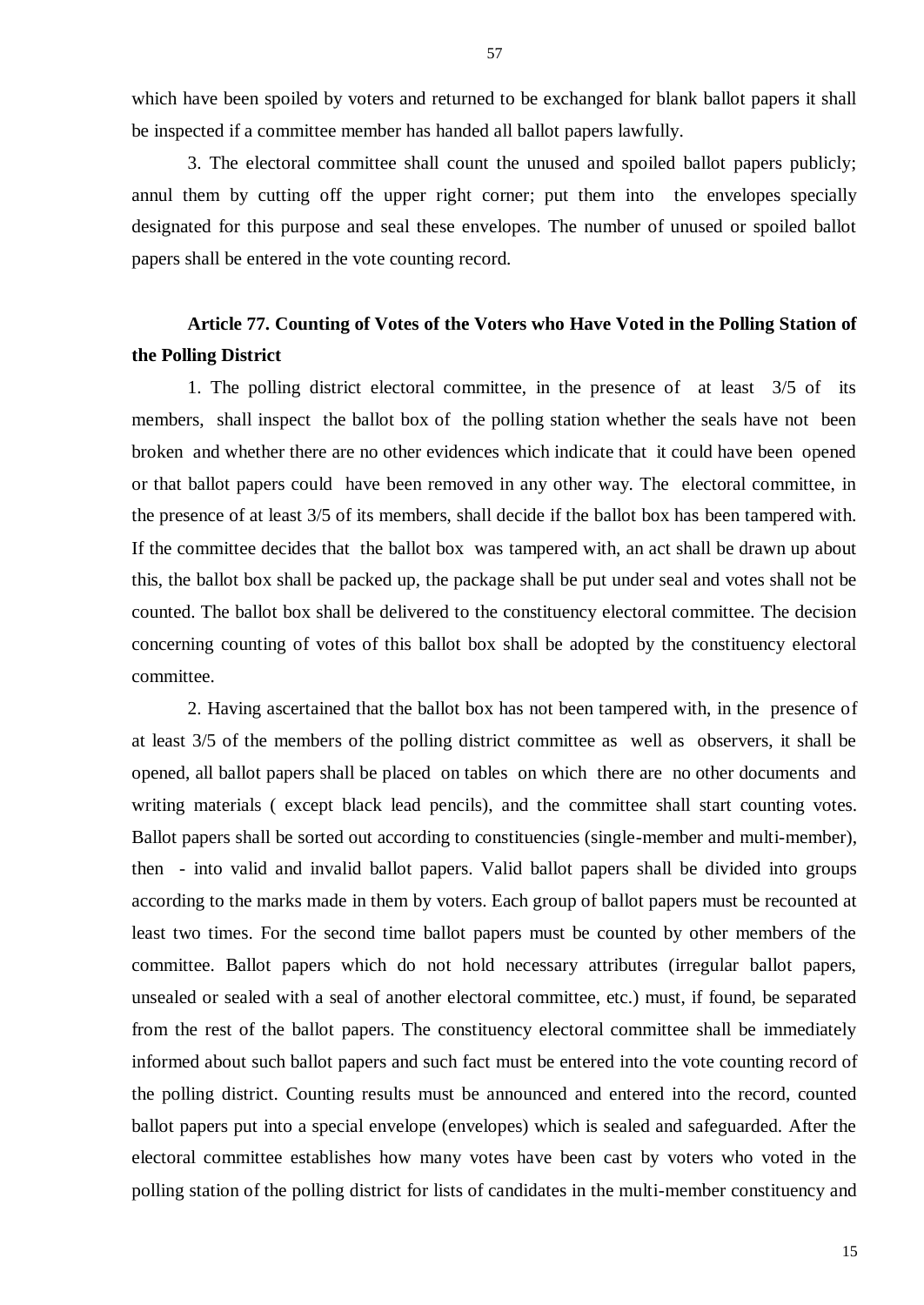which have been spoiled by voters and returned to be exchanged for blank ballot papers it shall be inspected if a committee member has handed all ballot papers lawfully.

3. The electoral committee shall count the unused and spoiled ballot papers publicly; annul them by cutting off the upper right corner; put them into the envelopes specially designated for this purpose and seal these envelopes. The number of unused or spoiled ballot papers shall be entered in the vote counting record.

### Article 77. Counting of Votes of the Voters who Have Voted in the Polling Station of the Polling District

1. The polling district electoral committee, in the presence of at least 3/5 of its members, shall inspect the ballot box of the polling station whether the seals have not been broken and whether there are no other evidences which indicate that it could have been opened or that ballot papers could have been removed in any other way. The electoral committee, in the presence of at least 3/5 of its members, shall decide if the ballot box has been tampered with. If the committee decides that the ballot box was tampered with, an act shall be drawn up about this, the ballot box shall be packed up, the package shall be put under seal and votes shall not be counted. The ballot box shall be delivered to the constituency electoral committee. The decision concerning counting of votes of this ballot box shall be adopted by the constituency electoral committee.

2. Having ascertained that the ballot box has not been tampered with, in the presence of at least 3/5 of the members of the polling district committee as well as observers, it shall be opened, all ballot papers shall be placed on tables on which there are no other documents and writing materials ( except black lead pencils), and the committee shall start counting votes. Ballot papers shall be sorted out according to constituencies (single-member and multi-member), then - into valid and invalid ballot papers. Valid ballot papers shall be divided into groups according to the marks made in them by voters. Each group of ballot papers must be recounted at least two times. For the second time ballot papers must be counted by other members of the committee. Ballot papers which do not hold necessary attributes (irregular ballot papers, unsealed or sealed with a seal of another electoral committee, etc.) must, if found, be separated from the rest of the ballot papers. The constituency electoral committee shall be immediately informed about such ballot papers and such fact must be entered into the vote counting record of the polling district. Counting results must be announced and entered into the record, counted ballot papers put into a special envelope (envelopes) which is sealed and safeguarded. After the electoral committee establishes how many votes have been cast by voters who voted in the polling station of the polling district for lists of candidates in the multi-member constituency and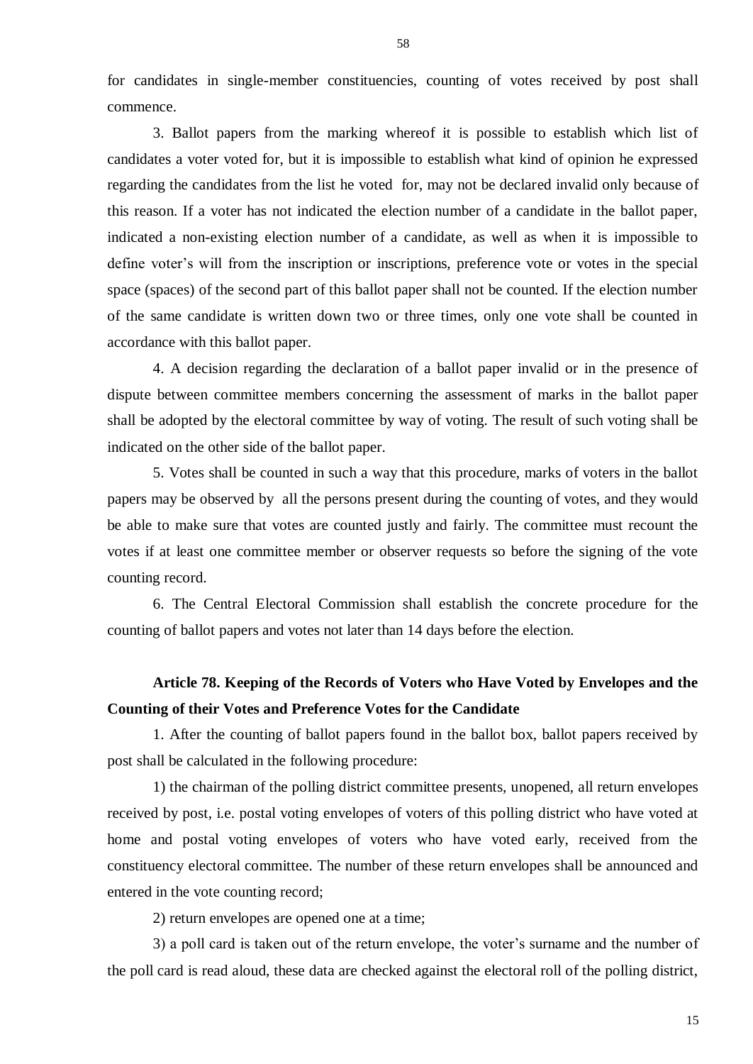for candidates in single-member constituencies, counting of votes received by post shall commence.

3. Ballot papers from the marking whereof it is possible to establish which list of candidates a voter voted for, but it is impossible to establish what kind of opinion he expressed regarding the candidates from the list he voted for, may not be declared invalid only because of this reason. If a voter has not indicated the election number of a candidate in the ballot paper, indicated a non-existing election number of a candidate, as well as when it is impossible to define voter's will from the inscription or inscriptions, preference vote or votes in the special space (spaces) of the second part of this ballot paper shall not be counted. If the election number of the same candidate is written down two or three times, only one vote shall be counted in accordance with this ballot paper.

4. A decision regarding the declaration of a ballot paper invalid or in the presence of dispute between committee members concerning the assessment of marks in the ballot paper shall be adopted by the electoral committee by way of voting. The result of such voting shall be indicated on the other side of the ballot paper.

5. Votes shall be counted in such a way that this procedure, marks of voters in the ballot papers may be observed by all the persons present during the counting of votes, and they would be able to make sure that votes are counted justly and fairly. The committee must recount the votes if at least one committee member or observer requests so before the signing of the vote counting record.

6. The Central Electoral Commission shall establish the concrete procedure for the counting of ballot papers and votes not later than 14 days before the election.

### Article 78. Keeping of the Records of Voters who Have Voted by Envelopes and the Counting of their Votes and Preference Votes for the Candidate

1. After the counting of ballot papers found in the ballot box, ballot papers received by post shall be calculated in the following procedure:

1) the chairman of the polling district committee presents, unopened, all return envelopes received by post, i.e. postal voting envelopes of voters of this polling district who have voted at home and postal voting envelopes of voters who have voted early, received from the constituency electoral committee. The number of these return envelopes shall be announced and entered in the vote counting record;

2) return envelopes are opened one at a time;

3) a poll card is taken out of the return envelope, the voter's surname and the number of the poll card is read aloud, these data are checked against the electoral roll of the polling district,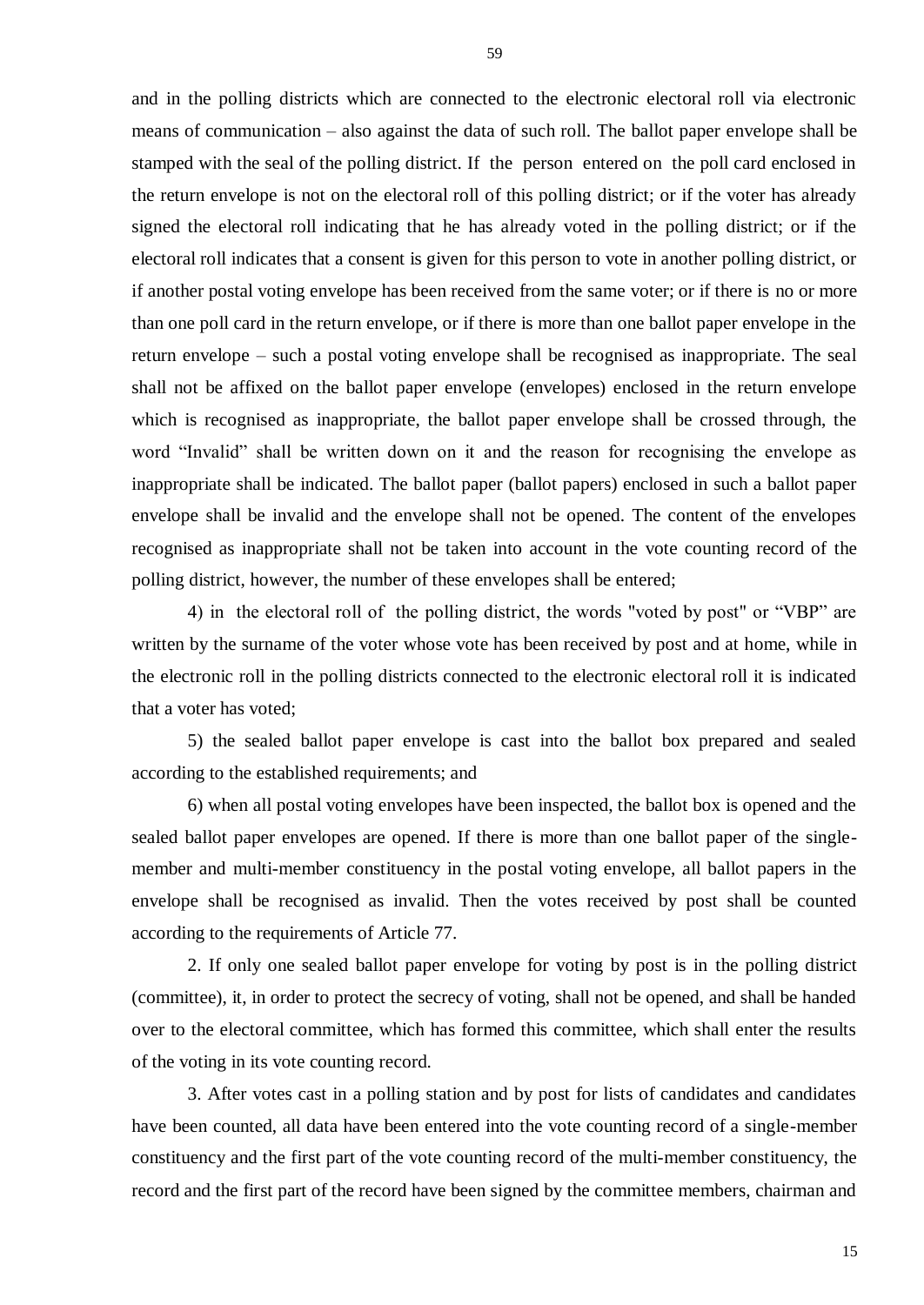and in the polling districts which are connected to the electronic electoral roll via electronic means of communication – also against the data of such roll. The ballot paper envelope shall be stamped with the seal of the polling district. If the person entered on the poll card enclosed in the return envelope is not on the electoral roll of this polling district; or if the voter has already signed the electoral roll indicating that he has already voted in the polling district; or if the electoral roll indicates that a consent is given for this person to vote in another polling district, or if another postal voting envelope has been received from the same voter; or if there is no or more than one poll card in the return envelope, or if there is more than one ballot paper envelope in the return envelope – such a postal voting envelope shall be recognised as inappropriate. The seal shall not be affixed on the ballot paper envelope (envelopes) enclosed in the return envelope which is recognised as inappropriate, the ballot paper envelope shall be crossed through, the word "Invalid" shall be written down on it and the reason for recognising the envelope as inappropriate shall be indicated. The ballot paper (ballot papers) enclosed in such a ballot paper envelope shall be invalid and the envelope shall not be opened. The content of the envelopes recognised as inappropriate shall not be taken into account in the vote counting record of the polling district, however, the number of these envelopes shall be entered;

4) in the electoral roll of the polling district, the words "voted by post" or "VBP" are written by the surname of the voter whose vote has been received by post and at home, while in the electronic roll in the polling districts connected to the electronic electoral roll it is indicated that a voter has voted;

5) the sealed ballot paper envelope is cast into the ballot box prepared and sealed according to the established requirements; and

6) when all postal voting envelopes have been inspected, the ballot box is opened and the sealed ballot paper envelopes are opened. If there is more than one ballot paper of the single-member and multi-member constituency in the postal voting envelope, all ballot papers in the envelope shall be recognised as invalid. Then the votes received by post shall be counted according to the requirements of Article 77.

2. If only one sealed ballot paper envelope for voting by post is in the polling district (committee), it, in order to protect the secrecy of voting, shall not be opened, and shall be handed over to the electoral committee, which has formed this committee, which shall enter the results of the voting in its vote counting record.

3. After votes cast in a polling station and by post for lists of candidates and candidates have been counted, all data have been entered into the vote counting record of a single-member constituency and the first part of the vote counting record of the multi-member constituency, the record and the first part of the record have been signed by the committee members, chairman and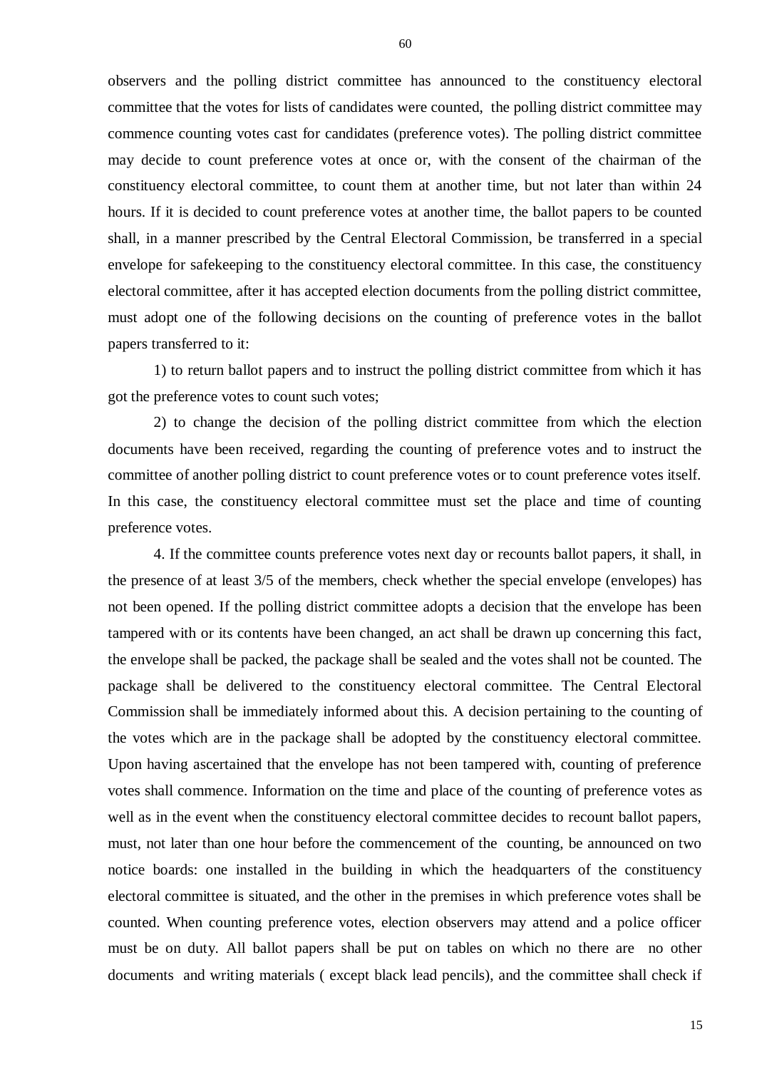observers and the polling district committee has announced to the constituency electoral committee that the votes for lists of candidates were counted, the polling district committee may commence counting votes cast for candidates (preference votes). The polling district committee may decide to count preference votes at once or, with the consent of the chairman of the constituency electoral committee, to count them at another time, but not later than within 24 hours. If it is decided to count preference votes at another time, the ballot papers to be counted shall, in a manner prescribed by the Central Electoral Commission, be transferred in a special envelope for safekeeping to the constituency electoral committee. In this case, the constituency electoral committee, after it has accepted election documents from the polling district committee, must adopt one of the following decisions on the counting of preference votes in the ballot papers transferred to it:

1) to return ballot papers and to instruct the polling district committee from which it has got the preference votes to count such votes;

2) to change the decision of the polling district committee from which the election documents have been received, regarding the counting of preference votes and to instruct the committee of another polling district to count preference votes or to count preference votes itself. In this case, the constituency electoral committee must set the place and time of counting preference votes.

4. If the committee counts preference votes next day or recounts ballot papers, it shall, in the presence of at least 3/5 of the members, check whether the special envelope (envelopes) has not been opened. If the polling district committee adopts a decision that the envelope has been tampered with or its contents have been changed, an act shall be drawn up concerning this fact, the envelope shall be packed, the package shall be sealed and the votes shall not be counted. The package shall be delivered to the constituency electoral committee. The Central Electoral Commission shall be immediately informed about this. A decision pertaining to the counting of the votes which are in the package shall be adopted by the constituency electoral committee. Upon having ascertained that the envelope has not been tampered with, counting of preference votes shall commence. Information on the time and place of the counting of preference votes as well as in the event when the constituency electoral committee decides to recount ballot papers, must, not later than one hour before the commencement of the counting, be announced on two notice boards: one installed in the building in which the headquarters of the constituency electoral committee is situated, and the other in the premises in which preference votes shall be counted. When counting preference votes, election observers may attend and a police officer must be on duty. All ballot papers shall be put on tables on which no there are no other documents and writing materials ( except black lead pencils), and the committee shall check if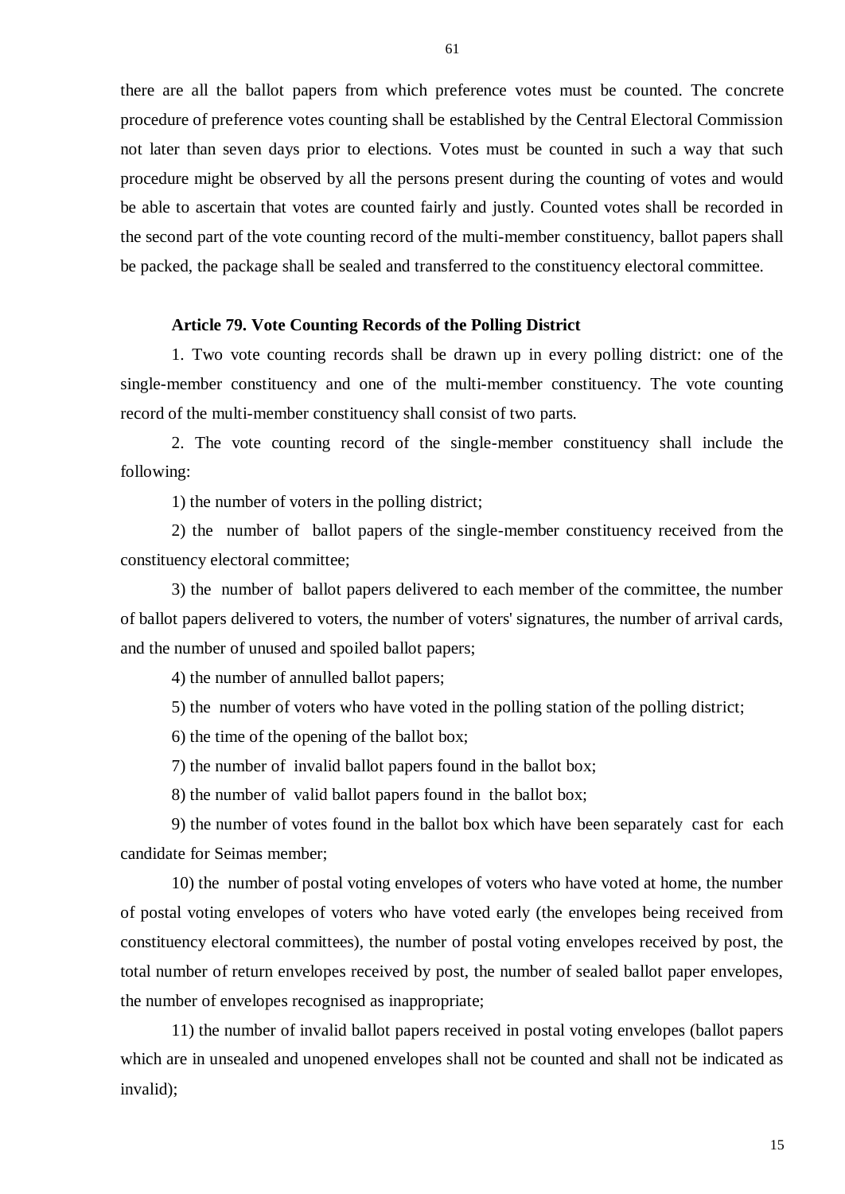there are all the ballot papers from which preference votes must be counted. The concrete procedure of preference votes counting shall be established by the Central Electoral Commission not later than seven days prior to elections. Votes must be counted in such a way that such procedure might be observed by all the persons present during the counting of votes and would be able to ascertain that votes are counted fairly and justly. Counted votes shall be recorded in the second part of the vote counting record of the multi-member constituency, ballot papers shall be packed, the package shall be sealed and transferred to the constituency electoral committee.

**Article 79. Vote Counting Records of the Polling District**

1. Two vote counting records shall be drawn up in every polling district: one of the single-member constituency and one of the multi-member constituency. The vote counting record of the multi-member constituency shall consist of two parts.

2. The vote counting record of the single-member constituency shall include the following:

1) the number of voters in the polling district;

2) the number of ballot papers of the single-member constituency received from the constituency electoral committee;

3) the number of ballot papers delivered to each member of the committee, the number of ballot papers delivered to voters, the number of voters' signatures, the number of arrival cards, and the number of unused and spoiled ballot papers;

4) the number of annulled ballot papers;

5) the number of voters who have voted in the polling station of the polling district;

6) the time of the opening of the ballot box;

7) the number of invalid ballot papers found in the ballot box;

8) the number of valid ballot papers found in the ballot box;

9) the number of votes found in the ballot box which have been separately cast for each candidate for Seimas member;

10) the number of postal voting envelopes of voters who have voted at home, the number of postal voting envelopes of voters who have voted early (the envelopes being received from constituency electoral committees), the number of postal voting envelopes received by post, the total number of return envelopes received by post, the number of sealed ballot paper envelopes, the number of envelopes recognised as inappropriate;

11) the number of invalid ballot papers received in postal voting envelopes (ballot papers which are in unsealed and unopened envelopes shall not be counted and shall not be indicated as invalid);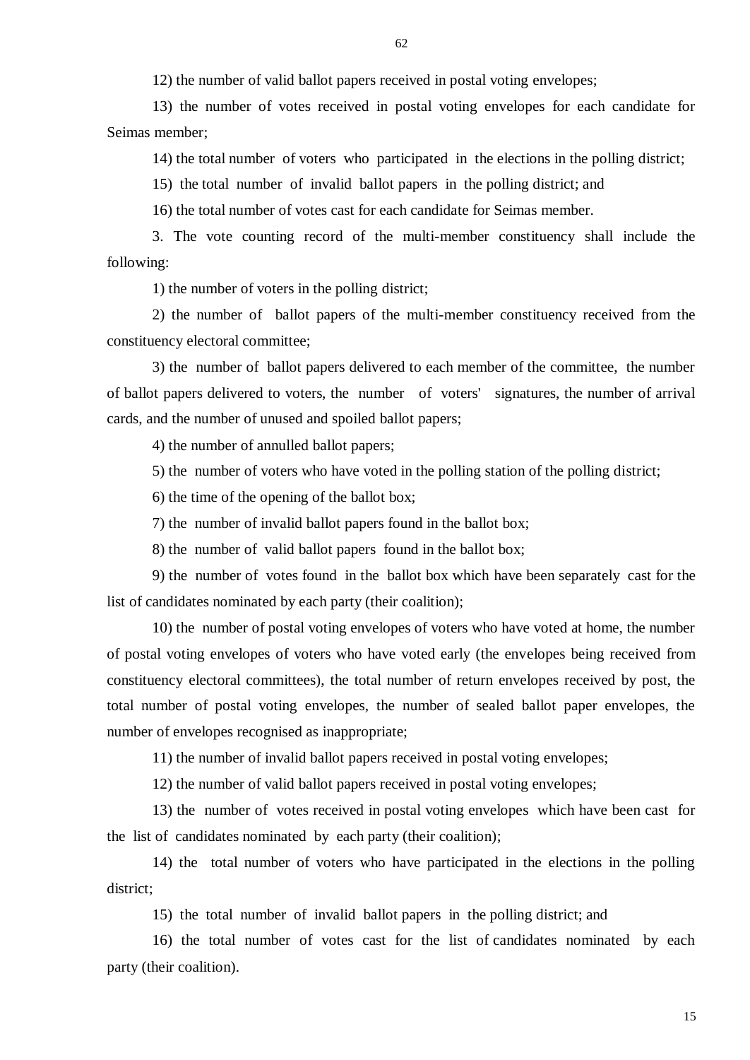12) the number of valid ballot papers received in postal voting envelopes;

13) the number of votes received in postal voting envelopes for each candidate for Seimas member;

14) the total number of voters who participated in the elections in the polling district;

15) the total number of invalid ballot papers in the polling district; and

16) the total number of votes cast for each candidate for Seimas member.

3. The vote counting record of the multi-member constituency shall include the following:

1) the number of voters in the polling district;

2) the number of ballot papers of the multi-member constituency received from the constituency electoral committee;

3) the number of ballot papers delivered to each member of the committee, the number of ballot papers delivered to voters, the number of voters' signatures, the number of arrival cards, and the number of unused and spoiled ballot papers;

4) the number of annulled ballot papers;

5) the number of voters who have voted in the polling station of the polling district;

6) the time of the opening of the ballot box;

7) the number of invalid ballot papers found in the ballot box;

8) the number of valid ballot papers found in the ballot box;

9) the number of votes found in the ballot box which have been separately cast for the list of candidates nominated by each party (their coalition);

10) the number of postal voting envelopes of voters who have voted at home, the number of postal voting envelopes of voters who have voted early (the envelopes being received from constituency electoral committees), the total number of return envelopes received by post, the total number of postal voting envelopes, the number of sealed ballot paper envelopes, the number of envelopes recognised as inappropriate;

11) the number of invalid ballot papers received in postal voting envelopes;

12) the number of valid ballot papers received in postal voting envelopes;

13) the number of votes received in postal voting envelopes which have been cast for the list of candidates nominated by each party (their coalition);

14) the total number of voters who have participated in the elections in the polling district;

15) the total number of invalid ballot papers in the polling district; and

16) the total number of votes cast for the list of candidates nominated by each party (their coalition).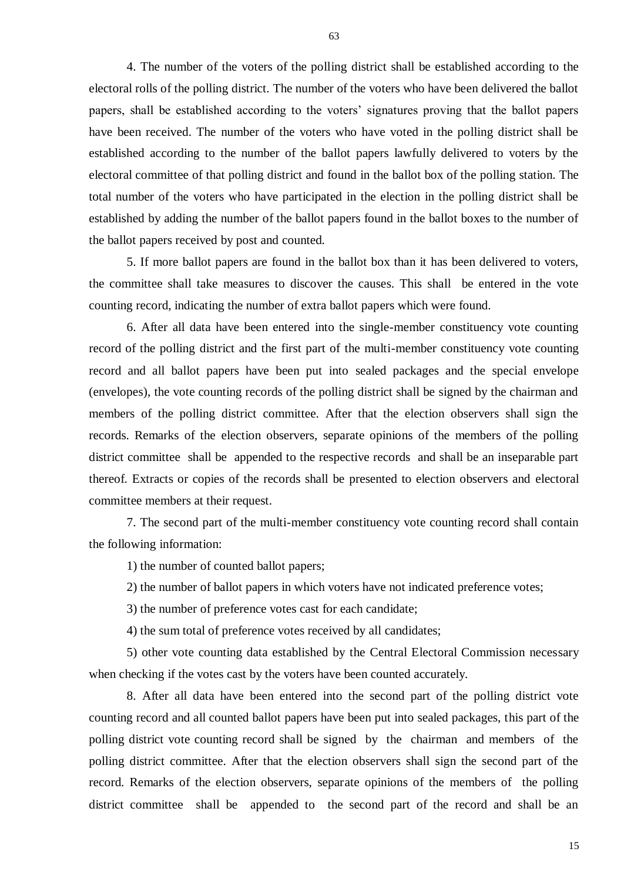4. The number of the voters of the polling district shall be established according to the electoral rolls of the polling district. The number of the voters who have been delivered the ballot papers, shall be established according to the voters' signatures proving that the ballot papers have been received. The number of the voters who have voted in the polling district shall be established according to the number of the ballot papers lawfully delivered to voters by the electoral committee of that polling district and found in the ballot box of the polling station. The total number of the voters who have participated in the election in the polling district shall be established by adding the number of the ballot papers found in the ballot boxes to the number of the ballot papers received by post and counted.

5. If more ballot papers are found in the ballot box than it has been delivered to voters, the committee shall take measures to discover the causes. This shall be entered in the vote counting record, indicating the number of extra ballot papers which were found.

6. After all data have been entered into the single-member constituency vote counting record of the polling district and the first part of the multi-member constituency vote counting record and all ballot papers have been put into sealed packages and the special envelope (envelopes), the vote counting records of the polling district shall be signed by the chairman and members of the polling district committee. After that the election observers shall sign the records. Remarks of the election observers, separate opinions of the members of the polling district committee shall be appended to the respective records and shall be an inseparable part thereof. Extracts or copies of the records shall be presented to election observers and electoral committee members at their request.

7. The second part of the multi-member constituency vote counting record shall contain the following information:

1) the number of counted ballot papers;

2) the number of ballot papers in which voters have not indicated preference votes;

3) the number of preference votes cast for each candidate;

4) the sum total of preference votes received by all candidates;

5) other vote counting data established by the Central Electoral Commission necessary when checking if the votes cast by the voters have been counted accurately.

8. After all data have been entered into the second part of the polling district vote counting record and all counted ballot papers have been put into sealed packages, this part of the polling district vote counting record shall be signed by the chairman and members of the polling district committee. After that the election observers shall sign the second part of the record. Remarks of the election observers, separate opinions of the members of the polling district committee shall be appended to the second part of the record and shall be an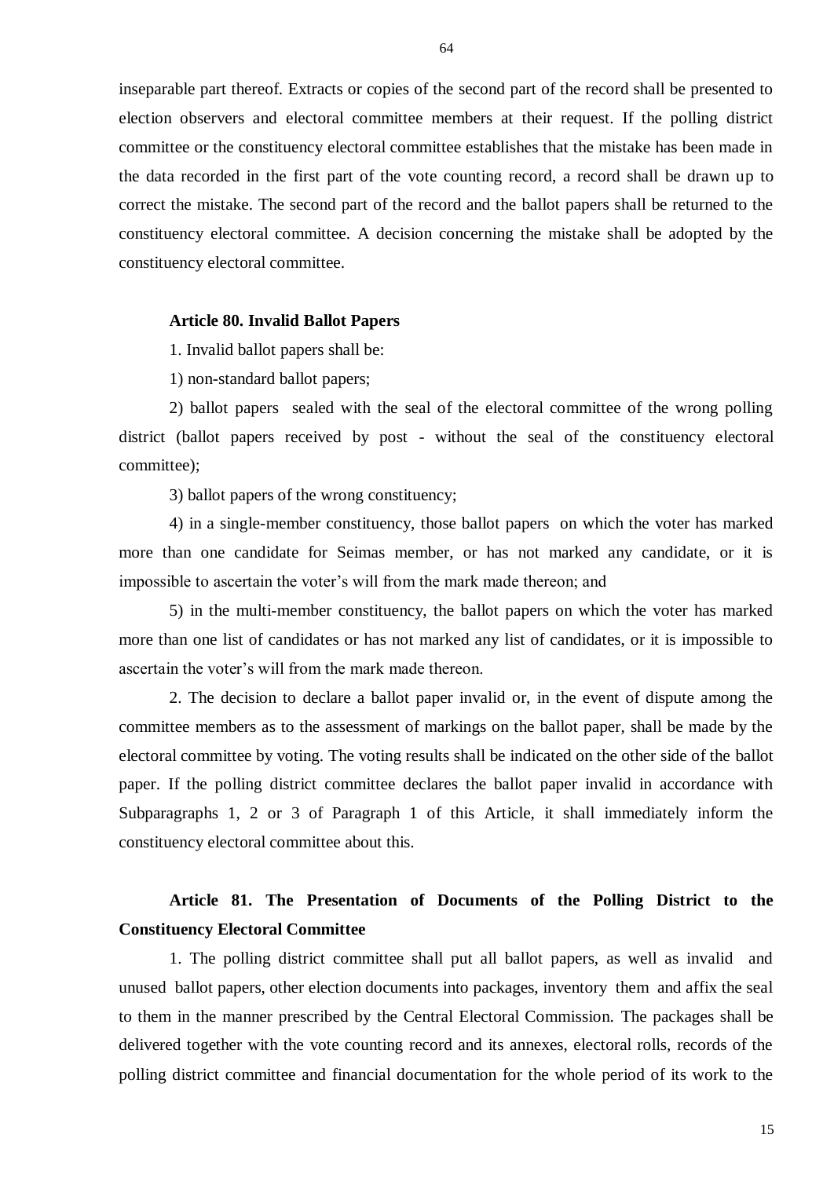inseparable part thereof. Extracts or copies of the second part of the record shall be presented to election observers and electoral committee members at their request. If the polling district committee or the constituency electoral committee establishes that the mistake has been made in the data recorded in the first part of the vote counting record, a record shall be drawn up to correct the mistake. The second part of the record and the ballot papers shall be returned to the constituency electoral committee. A decision concerning the mistake shall be adopted by the constituency electoral committee.

**Article 80. Invalid Ballot Papers**

1. Invalid ballot papers shall be:

1) non-standard ballot papers;

2) ballot papers sealed with the seal of the electoral committee of the wrong polling district (ballot papers received by post - without the seal of the constituency electoral committee);

3) ballot papers of the wrong constituency;

4) in a single-member constituency, those ballot papers on which the voter has marked more than one candidate for Seimas member, or has not marked any candidate, or it is impossible to ascertain the voter's will from the mark made thereon; and

5) in the multi-member constituency, the ballot papers on which the voter has marked more than one list of candidates or has not marked any list of candidates, or it is impossible to ascertain the voter's will from the mark made thereon.

2. The decision to declare a ballot paper invalid or, in the event of dispute among the committee members as to the assessment of markings on the ballot paper, shall be made by the electoral committee by voting. The voting results shall be indicated on the other side of the ballot paper. If the polling district committee declares the ballot paper invalid in accordance with Subparagraphs 1, 2 or 3 of Paragraph 1 of this Article, it shall immediately inform the constituency electoral committee about this.

**Article 81. The Presentation of Documents of the Polling District to the Constituency Electoral Committee**

1. The polling district committee shall put all ballot papers, as well as invalid and unused ballot papers, other election documents into packages, inventory them and affix the seal to them in the manner prescribed by the Central Electoral Commission. The packages shall be delivered together with the vote counting record and its annexes, electoral rolls, records of the polling district committee and financial documentation for the whole period of its work to the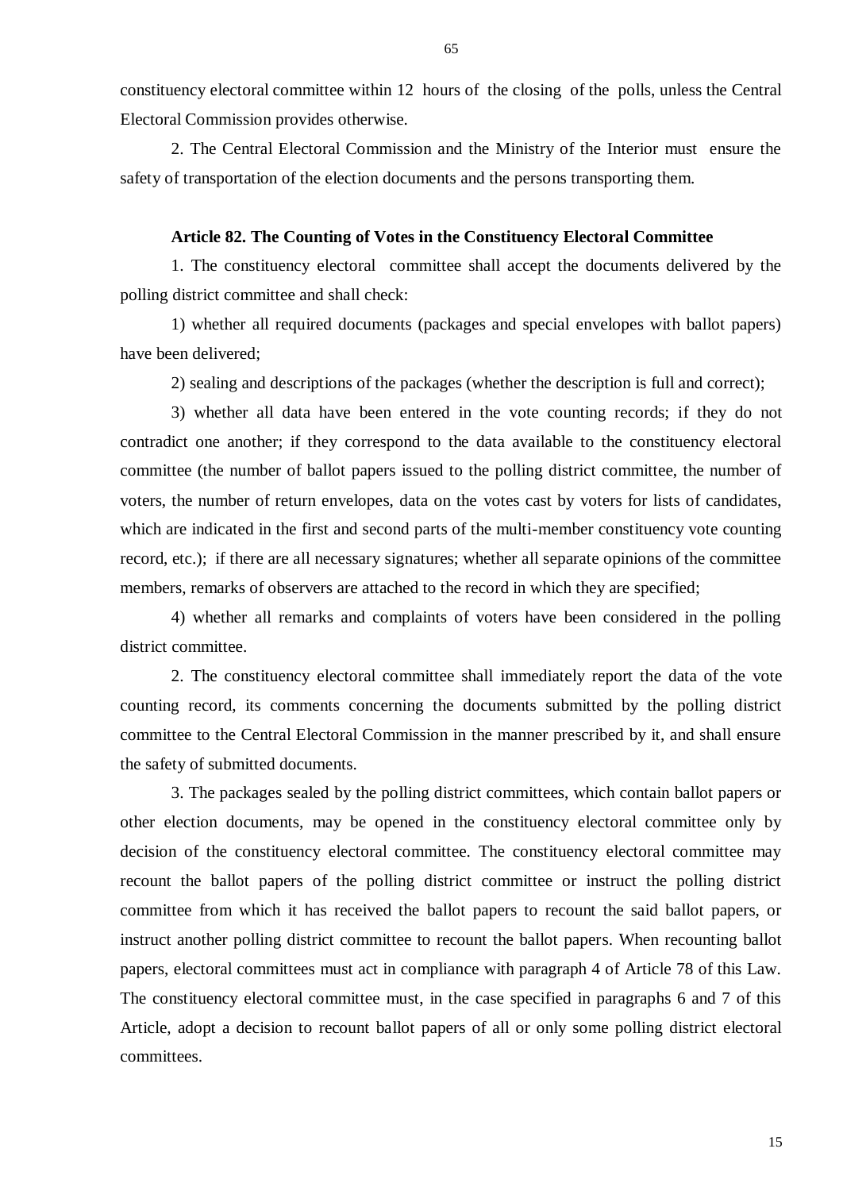constituency electoral committee within 12 hours of the closing of the polls, unless the Central Electoral Commission provides otherwise.

2. The Central Electoral Commission and the Ministry of the Interior must ensure the safety of transportation of the election documents and the persons transporting them.

**Article 82. The Counting of Votes in the Constituency Electoral Committee**

1. The constituency electoral committee shall accept the documents delivered by the polling district committee and shall check:

1) whether all required documents (packages and special envelopes with ballot papers) have been delivered;

2) sealing and descriptions of the packages (whether the description is full and correct);

3) whether all data have been entered in the vote counting records; if they do not contradict one another; if they correspond to the data available to the constituency electoral committee (the number of ballot papers issued to the polling district committee, the number of voters, the number of return envelopes, data on the votes cast by voters for lists of candidates, which are indicated in the first and second parts of the multi-member constituency vote counting record, etc.); if there are all necessary signatures; whether all separate opinions of the committee members, remarks of observers are attached to the record in which they are specified;

4) whether all remarks and complaints of voters have been considered in the polling district committee.

2. The constituency electoral committee shall immediately report the data of the vote counting record, its comments concerning the documents submitted by the polling district committee to the Central Electoral Commission in the manner prescribed by it, and shall ensure the safety of submitted documents.

3. The packages sealed by the polling district committees, which contain ballot papers or other election documents, may be opened in the constituency electoral committee only by decision of the constituency electoral committee. The constituency electoral committee may recount the ballot papers of the polling district committee or instruct the polling district committee from which it has received the ballot papers to recount the said ballot papers, or instruct another polling district committee to recount the ballot papers. When recounting ballot papers, electoral committees must act in compliance with paragraph 4 of Article 78 of this Law. The constituency electoral committee must, in the case specified in paragraphs 6 and 7 of this Article, adopt a decision to recount ballot papers of all or only some polling district electoral committees.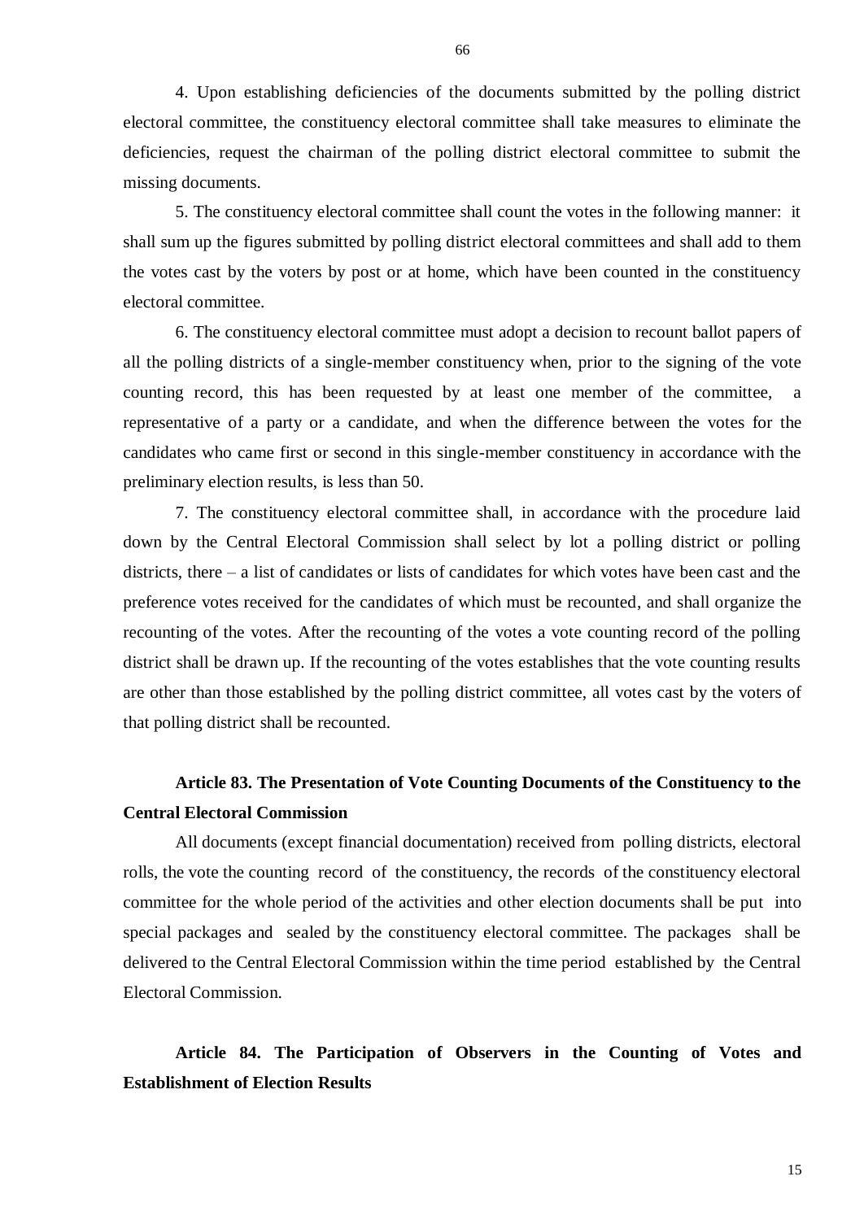4. Upon establishing deficiencies of the documents submitted by the polling district electoral committee, the constituency electoral committee shall take measures to eliminate the deficiencies, request the chairman of the polling district electoral committee to submit the missing documents.

5. The constituency electoral committee shall count the votes in the following manner: it shall sum up the figures submitted by polling district electoral committees and shall add to them the votes cast by the voters by post or at home, which have been counted in the constituency electoral committee.

6. The constituency electoral committee must adopt a decision to recount ballot papers of all the polling districts of a single-member constituency when, prior to the signing of the vote counting record, this has been requested by at least one member of the committee, a representative of a party or a candidate, and when the difference between the votes for the candidates who came first or second in this single-member constituency in accordance with the preliminary election results, is less than 50.

7. The constituency electoral committee shall, in accordance with the procedure laid down by the Central Electoral Commission shall select by lot a polling district or polling districts, there – a list of candidates or lists of candidates for which votes have been cast and the preference votes received for the candidates of which must be recounted, and shall organize the recounting of the votes. After the recounting of the votes a vote counting record of the polling district shall be drawn up. If the recounting of the votes establishes that the vote counting results are other than those established by the polling district committee, all votes cast by the voters of that polling district shall be recounted.

**Article 83. The Presentation of Vote Counting Documents of the Constituency to the Central Electoral Commission**

All documents (except financial documentation) received from polling districts, electoral rolls, the vote the counting record of the constituency, the records of the constituency electoral committee for the whole period of the activities and other election documents shall be put into special packages and sealed by the constituency electoral committee. The packages shall be delivered to the Central Electoral Commission within the time period established by the Central Electoral Commission.

**Article 84. The Participation of Observers in the Counting of Votes and Establishment of Election Results**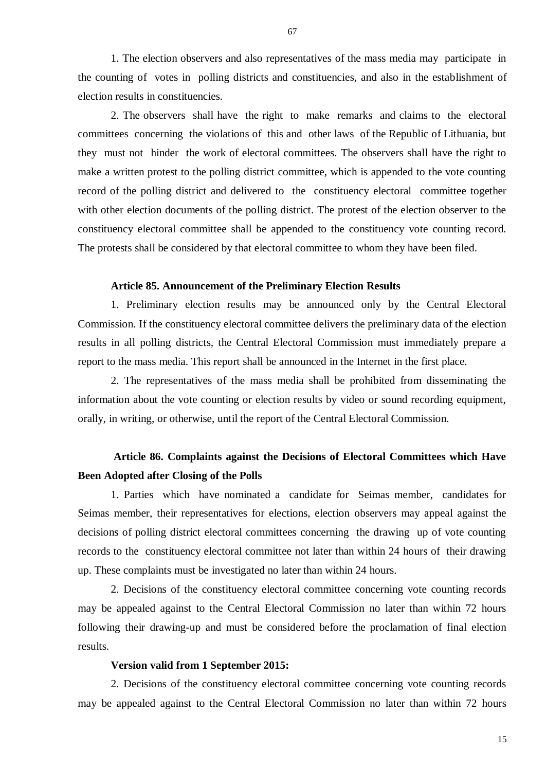1. The election observers and also representatives of the mass media may participate in the counting of votes in polling districts and constituencies, and also in the establishment of election results in constituencies.

2. The observers shall have the right to make remarks and claims to the electoral committees concerning the violations of this and other laws of the Republic of Lithuania, but they must not hinder the work of electoral committees. The observers shall have the right to make a written protest to the polling district committee, which is appended to the vote counting record of the polling district and delivered to the constituency electoral committee together with other election documents of the polling district. The protest of the election observer to the constituency electoral committee shall be appended to the constituency vote counting record. The protests shall be considered by that electoral committee to whom they have been filed.

**Article 85. Announcement of the Preliminary Election Results**

1. Preliminary election results may be announced only by the Central Electoral Commission. If the constituency electoral committee delivers the preliminary data of the election results in all polling districts, the Central Electoral Commission must immediately prepare a report to the mass media. This report shall be announced in the Internet in the first place.

2. The representatives of the mass media shall be prohibited from disseminating the information about the vote counting or election results by video or sound recording equipment, orally, in writing, or otherwise, until the report of the Central Electoral Commission.

**Article 86. Complaints against the Decisions of Electoral Committees which Have Been Adopted after Closing of the Polls**

1. Parties which have nominated a candidate for Seimas member, candidates for Seimas member, their representatives for elections, election observers may appeal against the decisions of polling district electoral committees concerning the drawing up of vote counting records to the constituency electoral committee not later than within 24 hours of their drawing up. These complaints must be investigated no later than within 24 hours.

2. Decisions of the constituency electoral committee concerning vote counting records may be appealed against to the Central Electoral Commission no later than within 72 hours following their drawing-up and must be considered before the proclamation of final election results.

**Version valid from 1 September 2015:**

2. Decisions of the constituency electoral committee concerning vote counting records may be appealed against to the Central Electoral Commission no later than within 72 hours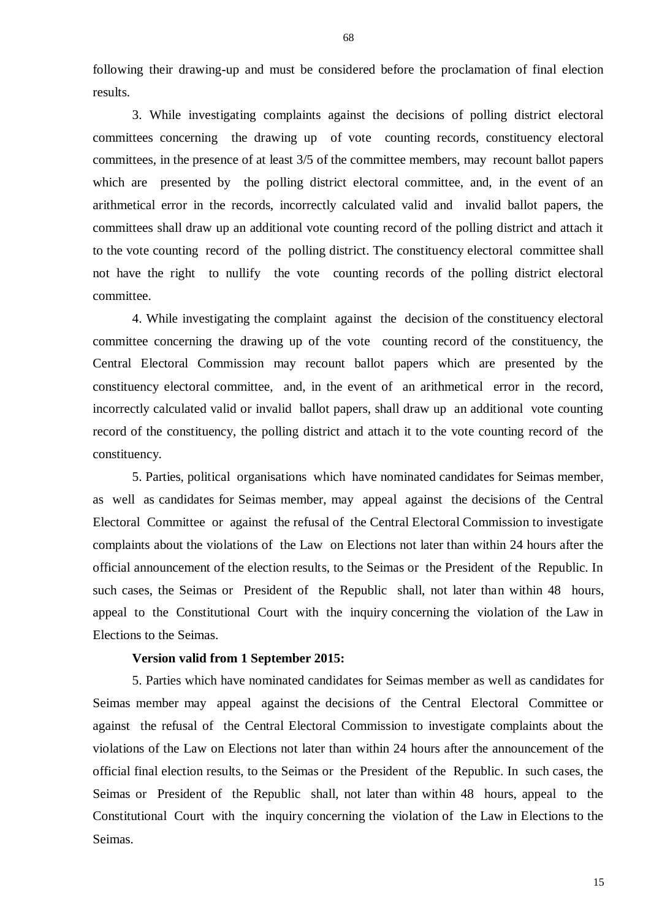following their drawing-up and must be considered before the proclamation of final election results.

3. While investigating complaints against the decisions of polling district electoral committees concerning the drawing up of vote counting records, constituency electoral committees, in the presence of at least 3/5 of the committee members, may recount ballot papers which are presented by the polling district electoral committee, and, in the event of an arithmetical error in the records, incorrectly calculated valid and invalid ballot papers, the committees shall draw up an additional vote counting record of the polling district and attach it to the vote counting record of the polling district. The constituency electoral committee shall not have the right to nullify the vote counting records of the polling district electoral committee.

4. While investigating the complaint against the decision of the constituency electoral committee concerning the drawing up of the vote counting record of the constituency, the Central Electoral Commission may recount ballot papers which are presented by the constituency electoral committee, and, in the event of an arithmetical error in the record, incorrectly calculated valid or invalid ballot papers, shall draw up an additional vote counting record of the constituency, the polling district and attach it to the vote counting record of the constituency.

5. Parties, political organisations which have nominated candidates for Seimas member, as well as candidates for Seimas member, may appeal against the decisions of the Central Electoral Committee or against the refusal of the Central Electoral Commission to investigate complaints about the violations of the Law on Elections not later than within 24 hours after the official announcement of the election results, to the Seimas or the President of the Republic. In such cases, the Seimas or President of the Republic shall, not later than within 48 hours, appeal to the Constitutional Court with the inquiry concerning the violation of the Law in Elections to the Seimas.

**Version valid from 1 September 2015:**

5. Parties which have nominated candidates for Seimas member as well as candidates for Seimas member may appeal against the decisions of the Central Electoral Committee or against the refusal of the Central Electoral Commission to investigate complaints about the violations of the Law on Elections not later than within 24 hours after the announcement of the official final election results, to the Seimas or the President of the Republic. In such cases, the Seimas or President of the Republic shall, not later than within 48 hours, appeal to the Constitutional Court with the inquiry concerning the violation of the Law in Elections to the Seimas.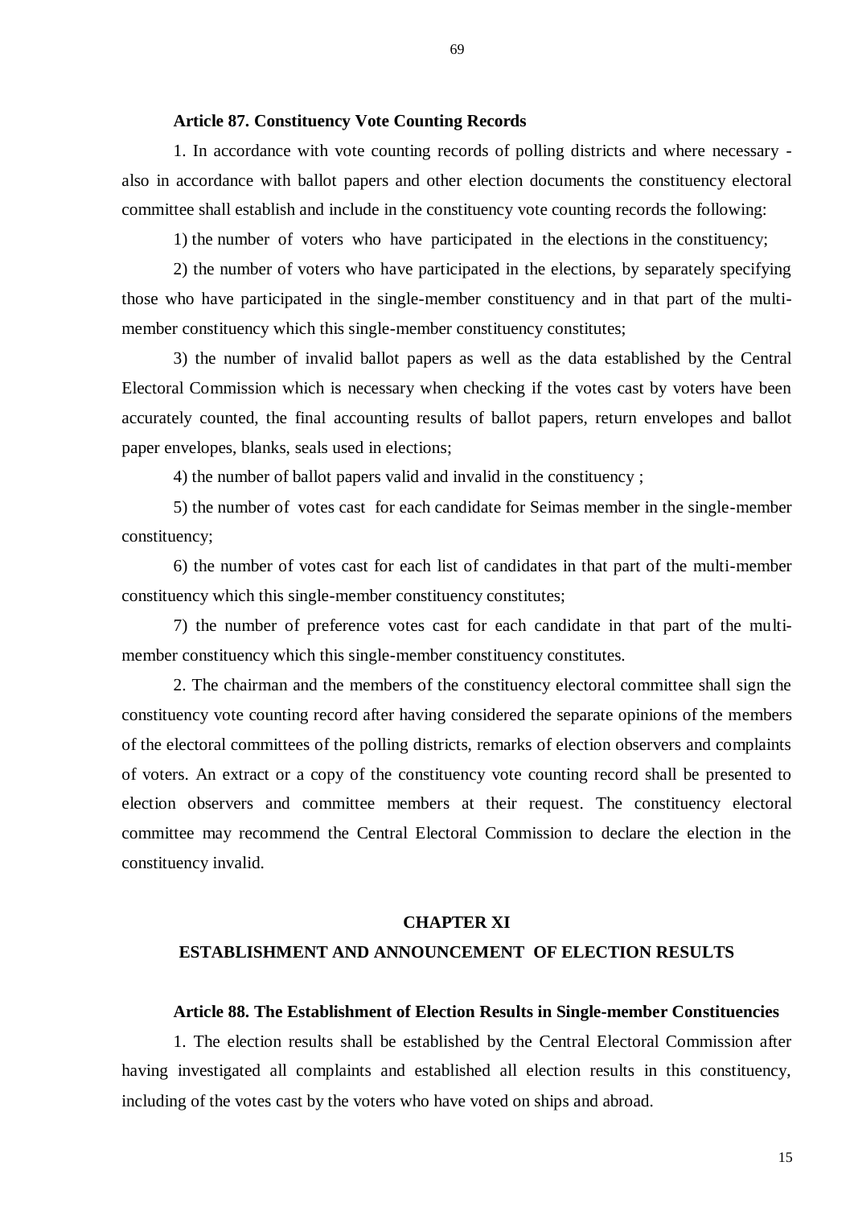**Article 87. Constituency Vote Counting Records**

1. In accordance with vote counting records of polling districts and where necessary - also in accordance with ballot papers and other election documents the constituency electoral committee shall establish and include in the constituency vote counting records the following:

1) the number of voters who have participated in the elections in the constituency;

2) the number of voters who have participated in the elections, by separately specifying those who have participated in the single-member constituency and in that part of the multi-member constituency which this single-member constituency constitutes;

3) the number of invalid ballot papers as well as the data established by the Central Electoral Commission which is necessary when checking if the votes cast by voters have been accurately counted, the final accounting results of ballot papers, return envelopes and ballot paper envelopes, blanks, seals used in elections;

4) the number of ballot papers valid and invalid in the constituency ;

5) the number of votes cast for each candidate for Seimas member in the single-member constituency;

6) the number of votes cast for each list of candidates in that part of the multi-member constituency which this single-member constituency constitutes;

7) the number of preference votes cast for each candidate in that part of the multi-member constituency which this single-member constituency constitutes.

2. The chairman and the members of the constituency electoral committee shall sign the constituency vote counting record after having considered the separate opinions of the members of the electoral committees of the polling districts, remarks of election observers and complaints of voters. An extract or a copy of the constituency vote counting record shall be presented to election observers and committee members at their request. The constituency electoral committee may recommend the Central Electoral Commission to declare the election in the constituency invalid.

## CHAPTER XI

## ESTABLISHMENT AND ANNOUNCEMENT OF ELECTION RESULTS

**Article 88. The Establishment of Election Results in Single-member Constituencies**

1. The election results shall be established by the Central Electoral Commission after having investigated all complaints and established all election results in this constituency, including of the votes cast by the voters who have voted on ships and abroad.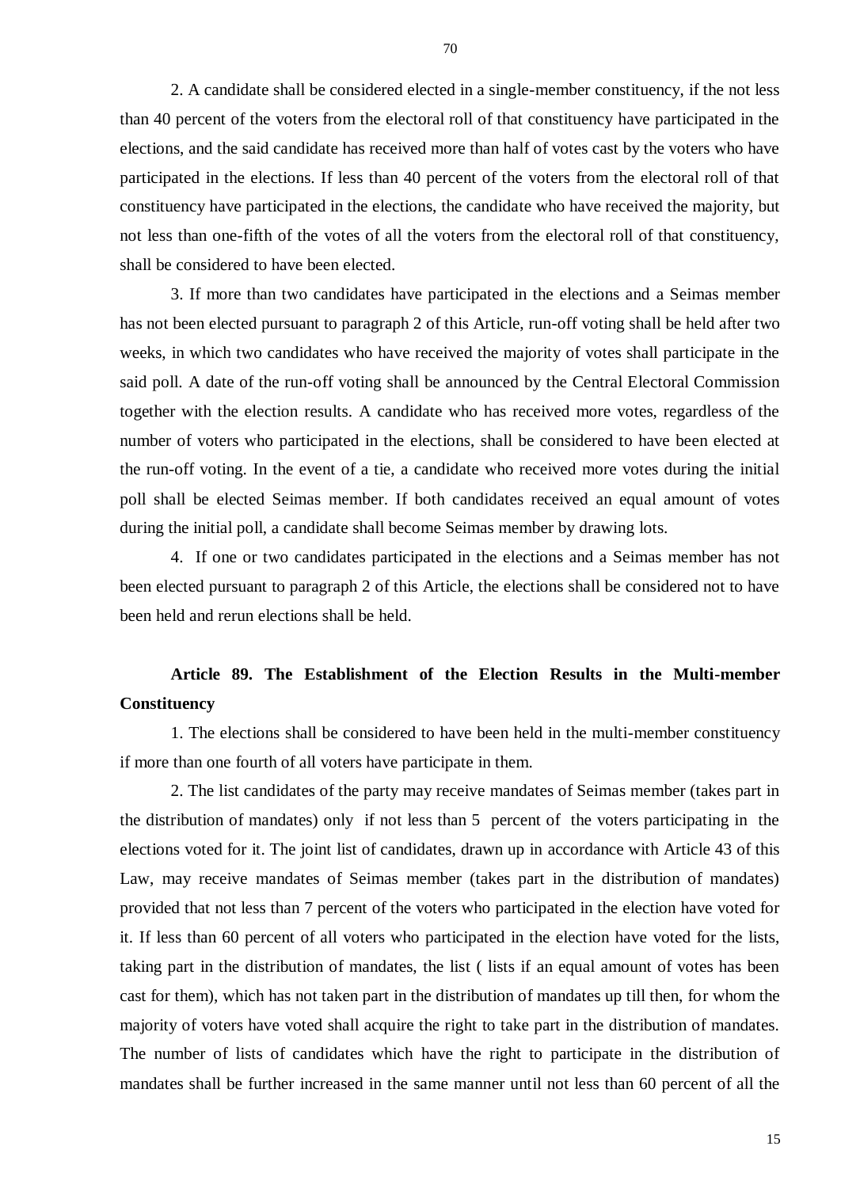2. A candidate shall be considered elected in a single-member constituency, if the not less than 40 percent of the voters from the electoral roll of that constituency have participated in the elections, and the said candidate has received more than half of votes cast by the voters who have participated in the elections. If less than 40 percent of the voters from the electoral roll of that constituency have participated in the elections, the candidate who have received the majority, but not less than one-fifth of the votes of all the voters from the electoral roll of that constituency, shall be considered to have been elected.

3. If more than two candidates have participated in the elections and a Seimas member has not been elected pursuant to paragraph 2 of this Article, run-off voting shall be held after two weeks, in which two candidates who have received the majority of votes shall participate in the said poll. A date of the run-off voting shall be announced by the Central Electoral Commission together with the election results. A candidate who has received more votes, regardless of the number of voters who participated in the elections, shall be considered to have been elected at the run-off voting. In the event of a tie, a candidate who received more votes during the initial poll shall be elected Seimas member. If both candidates received an equal amount of votes during the initial poll, a candidate shall become Seimas member by drawing lots.

4. If one or two candidates participated in the elections and a Seimas member has not been elected pursuant to paragraph 2 of this Article, the elections shall be considered not to have been held and rerun elections shall be held.

### Article 89. The Establishment of the Election Results in the Multi-member Constituency

1. The elections shall be considered to have been held in the multi-member constituency if more than one fourth of all voters have participate in them.

2. The list candidates of the party may receive mandates of Seimas member (takes part in the distribution of mandates) only if not less than 5 percent of the voters participating in the elections voted for it. The joint list of candidates, drawn up in accordance with Article 43 of this Law, may receive mandates of Seimas member (takes part in the distribution of mandates) provided that not less than 7 percent of the voters who participated in the election have voted for it. If less than 60 percent of all voters who participated in the election have voted for the lists, taking part in the distribution of mandates, the list ( lists if an equal amount of votes has been cast for them), which has not taken part in the distribution of mandates up till then, for whom the majority of voters have voted shall acquire the right to take part in the distribution of mandates. The number of lists of candidates which have the right to participate in the distribution of mandates shall be further increased in the same manner until not less than 60 percent of all the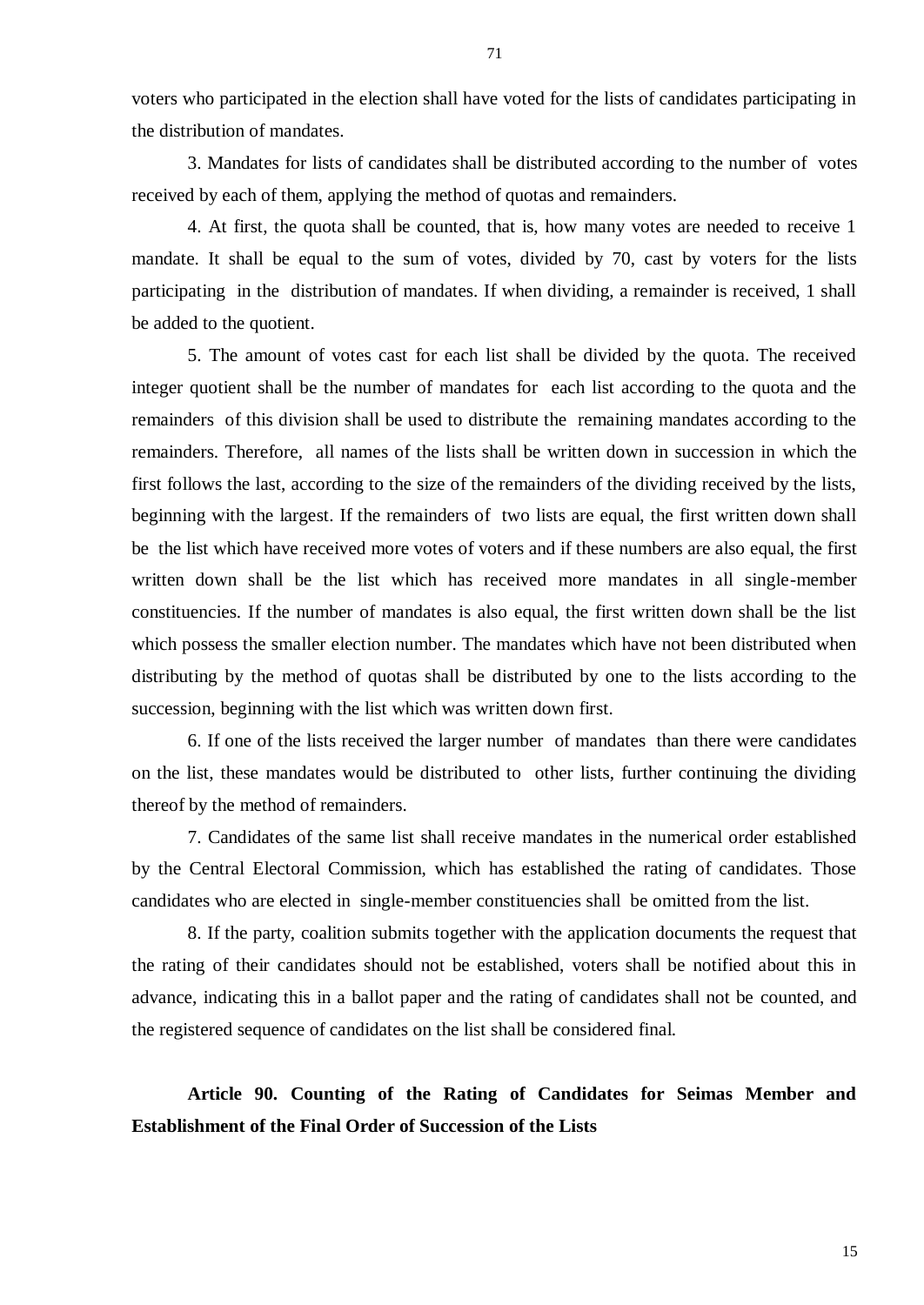voters who participated in the election shall have voted for the lists of candidates participating in the distribution of mandates.

3. Mandates for lists of candidates shall be distributed according to the number of votes received by each of them, applying the method of quotas and remainders.

4. At first, the quota shall be counted, that is, how many votes are needed to receive 1 mandate. It shall be equal to the sum of votes, divided by 70, cast by voters for the lists participating in the distribution of mandates. If when dividing, a remainder is received, 1 shall be added to the quotient.

5. The amount of votes cast for each list shall be divided by the quota. The received integer quotient shall be the number of mandates for each list according to the quota and the remainders of this division shall be used to distribute the remaining mandates according to the remainders. Therefore, all names of the lists shall be written down in succession in which the first follows the last, according to the size of the remainders of the dividing received by the lists, beginning with the largest. If the remainders of two lists are equal, the first written down shall be the list which have received more votes of voters and if these numbers are also equal, the first written down shall be the list which has received more mandates in all single-member constituencies. If the number of mandates is also equal, the first written down shall be the list which possess the smaller election number. The mandates which have not been distributed when distributing by the method of quotas shall be distributed by one to the lists according to the succession, beginning with the list which was written down first.

6. If one of the lists received the larger number of mandates than there were candidates on the list, these mandates would be distributed to other lists, further continuing the dividing thereof by the method of remainders.

7. Candidates of the same list shall receive mandates in the numerical order established by the Central Electoral Commission, which has established the rating of candidates. Those candidates who are elected in single-member constituencies shall be omitted from the list.

8. If the party, coalition submits together with the application documents the request that the rating of their candidates should not be established, voters shall be notified about this in advance, indicating this in a ballot paper and the rating of candidates shall not be counted, and the registered sequence of candidates on the list shall be considered final.

## Article 90. Counting of the Rating of Candidates for Seimas Member and Establishment of the Final Order of Succession of the Lists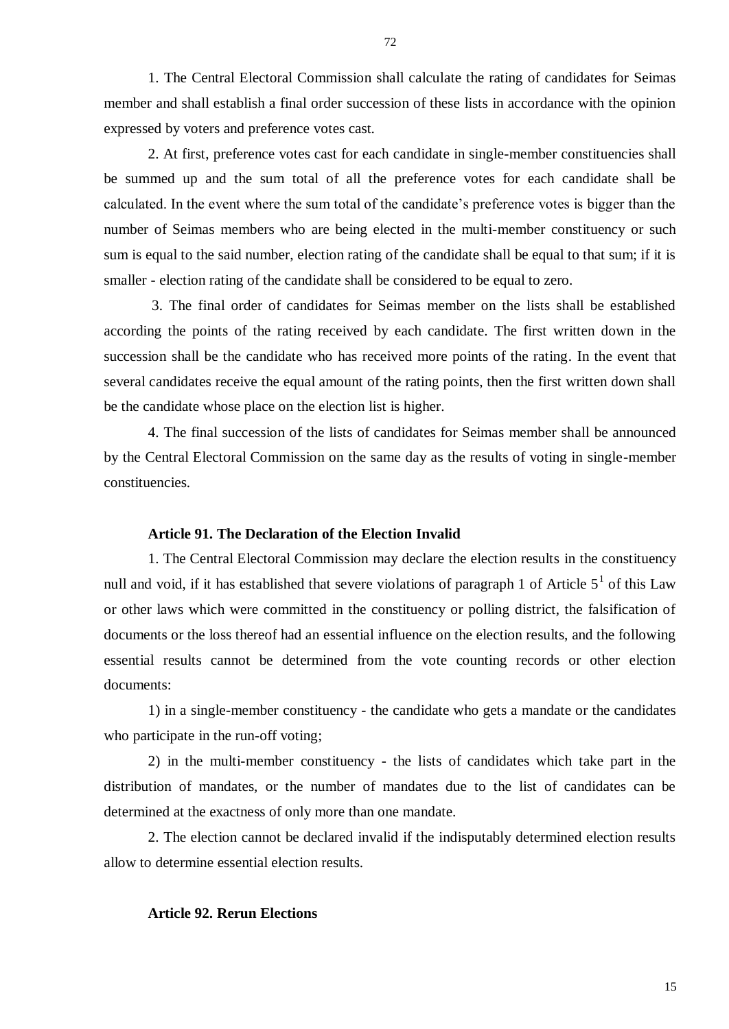1. The Central Electoral Commission shall calculate the rating of candidates for Seimas member and shall establish a final order succession of these lists in accordance with the opinion expressed by voters and preference votes cast.

2. At first, preference votes cast for each candidate in single-member constituencies shall be summed up and the sum total of all the preference votes for each candidate shall be calculated. In the event where the sum total of the candidate's preference votes is bigger than the number of Seimas members who are being elected in the multi-member constituency or such sum is equal to the said number, election rating of the candidate shall be equal to that sum; if it is smaller - election rating of the candidate shall be considered to be equal to zero.

3. The final order of candidates for Seimas member on the lists shall be established according the points of the rating received by each candidate. The first written down in the succession shall be the candidate who has received more points of the rating. In the event that several candidates receive the equal amount of the rating points, then the first written down shall be the candidate whose place on the election list is higher.

4. The final succession of the lists of candidates for Seimas member shall be announced by the Central Electoral Commission on the same day as the results of voting in single-member constituencies.

**Article 91. The Declaration of the Election Invalid**

1. The Central Electoral Commission may declare the election results in the constituency null and void, if it has established that severe violations of paragraph 1 of Article $5^1$ of this Law or other laws which were committed in the constituency or polling district, the falsification of documents or the loss thereof had an essential influence on the election results, and the following essential results cannot be determined from the vote counting records or other election documents:

1) in a single-member constituency - the candidate who gets a mandate or the candidates who participate in the run-off voting;

2) in the multi-member constituency - the lists of candidates which take part in the distribution of mandates, or the number of mandates due to the list of candidates can be determined at the exactness of only more than one mandate.

2. The election cannot be declared invalid if the indisputably determined election results allow to determine essential election results.

**Article 92. Rerun Elections**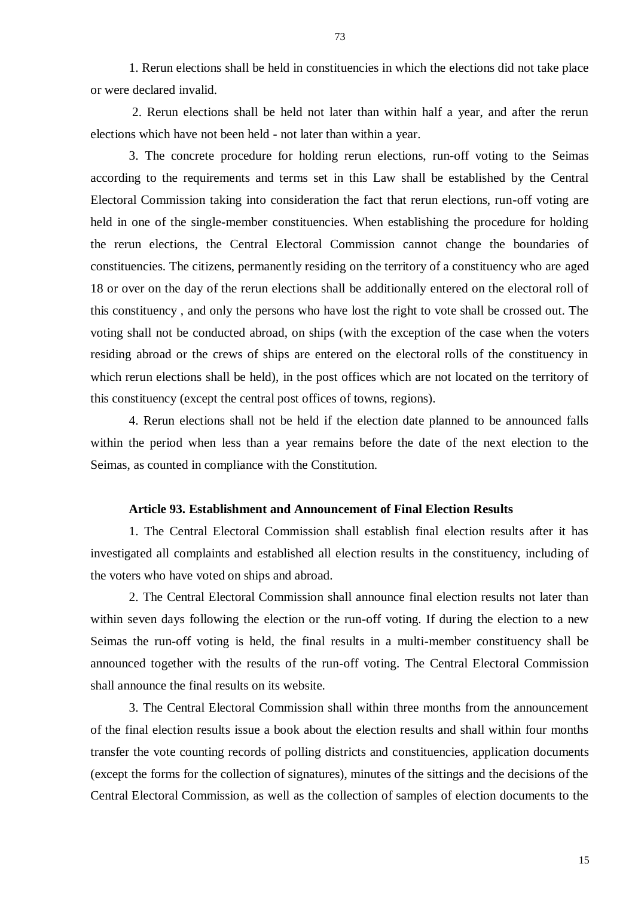1. Rerun elections shall be held in constituencies in which the elections did not take place or were declared invalid.

2. Rerun elections shall be held not later than within half a year, and after the rerun elections which have not been held - not later than within a year.

3. The concrete procedure for holding rerun elections, run-off voting to the Seimas according to the requirements and terms set in this Law shall be established by the Central Electoral Commission taking into consideration the fact that rerun elections, run-off voting are held in one of the single-member constituencies. When establishing the procedure for holding the rerun elections, the Central Electoral Commission cannot change the boundaries of constituencies. The citizens, permanently residing on the territory of a constituency who are aged 18 or over on the day of the rerun elections shall be additionally entered on the electoral roll of this constituency , and only the persons who have lost the right to vote shall be crossed out. The voting shall not be conducted abroad, on ships (with the exception of the case when the voters residing abroad or the crews of ships are entered on the electoral rolls of the constituency in which rerun elections shall be held), in the post offices which are not located on the territory of this constituency (except the central post offices of towns, regions).

4. Rerun elections shall not be held if the election date planned to be announced falls within the period when less than a year remains before the date of the next election to the Seimas, as counted in compliance with the Constitution.

**Article 93. Establishment and Announcement of Final Election Results**

1. The Central Electoral Commission shall establish final election results after it has investigated all complaints and established all election results in the constituency, including of the voters who have voted on ships and abroad.

2. The Central Electoral Commission shall announce final election results not later than within seven days following the election or the run-off voting. If during the election to a new Seimas the run-off voting is held, the final results in a multi-member constituency shall be announced together with the results of the run-off voting. The Central Electoral Commission shall announce the final results on its website.

3. The Central Electoral Commission shall within three months from the announcement of the final election results issue a book about the election results and shall within four months transfer the vote counting records of polling districts and constituencies, application documents (except the forms for the collection of signatures), minutes of the sittings and the decisions of the Central Electoral Commission, as well as the collection of samples of election documents to the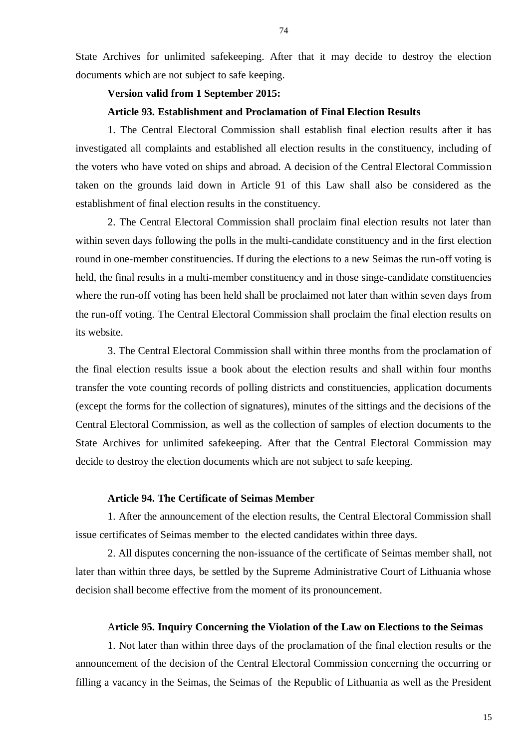State Archives for unlimited safekeeping. After that it may decide to destroy the election documents which are not subject to safe keeping.

**Version valid from 1 September 2015:**

**Article 93. Establishment and Proclamation of Final Election Results**

1. The Central Electoral Commission shall establish final election results after it has investigated all complaints and established all election results in the constituency, including of the voters who have voted on ships and abroad. A decision of the Central Electoral Commission taken on the grounds laid down in Article 91 of this Law shall also be considered as the establishment of final election results in the constituency.

2. The Central Electoral Commission shall proclaim final election results not later than within seven days following the polls in the multi-candidate constituency and in the first election round in one-member constituencies. If during the elections to a new Seimas the run-off voting is held, the final results in a multi-member constituency and in those singe-candidate constituencies where the run-off voting has been held shall be proclaimed not later than within seven days from the run-off voting. The Central Electoral Commission shall proclaim the final election results on its website.

3. The Central Electoral Commission shall within three months from the proclamation of the final election results issue a book about the election results and shall within four months transfer the vote counting records of polling districts and constituencies, application documents (except the forms for the collection of signatures), minutes of the sittings and the decisions of the Central Electoral Commission, as well as the collection of samples of election documents to the State Archives for unlimited safekeeping. After that the Central Electoral Commission may decide to destroy the election documents which are not subject to safe keeping.

**Article 94. The Certificate of Seimas Member**

1. After the announcement of the election results, the Central Electoral Commission shall issue certificates of Seimas member to the elected candidates within three days.

2. All disputes concerning the non-issuance of the certificate of Seimas member shall, not later than within three days, be settled by the Supreme Administrative Court of Lithuania whose decision shall become effective from the moment of its pronouncement.

A**rticle 95. Inquiry Concerning the Violation of the Law on Elections to the Seimas**

1. Not later than within three days of the proclamation of the final election results or the announcement of the decision of the Central Electoral Commission concerning the occurring or filling a vacancy in the Seimas, the Seimas of the Republic of Lithuania as well as the President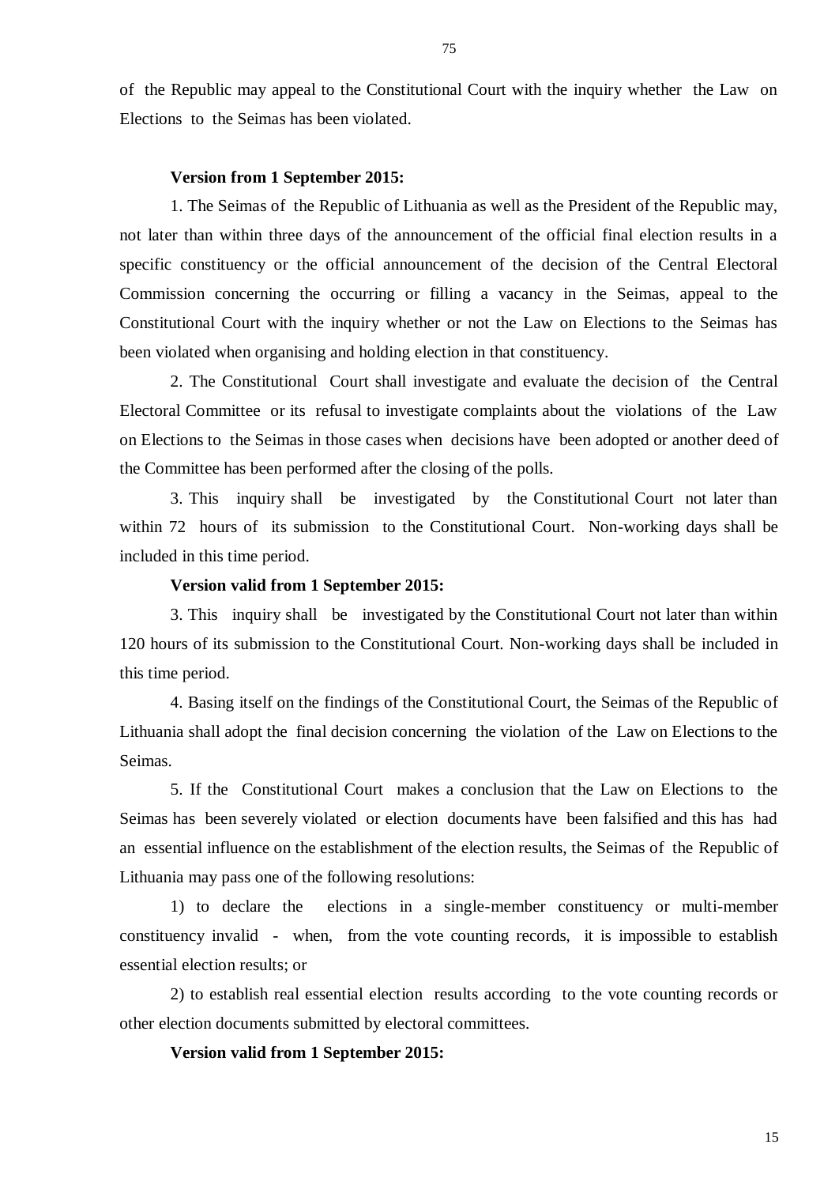of the Republic may appeal to the Constitutional Court with the inquiry whether the Law on Elections to the Seimas has been violated.

**Version from 1 September 2015:**

1. The Seimas of the Republic of Lithuania as well as the President of the Republic may, not later than within three days of the announcement of the official final election results in a specific constituency or the official announcement of the decision of the Central Electoral Commission concerning the occurring or filling a vacancy in the Seimas, appeal to the Constitutional Court with the inquiry whether or not the Law on Elections to the Seimas has been violated when organising and holding election in that constituency.

2. The Constitutional Court shall investigate and evaluate the decision of the Central Electoral Committee or its refusal to investigate complaints about the violations of the Law on Elections to the Seimas in those cases when decisions have been adopted or another deed of the Committee has been performed after the closing of the polls.

3. This inquiry shall be investigated by the Constitutional Court not later than within 72 hours of its submission to the Constitutional Court. Non-working days shall be included in this time period.

**Version valid from 1 September 2015:**

3. This inquiry shall be investigated by the Constitutional Court not later than within 120 hours of its submission to the Constitutional Court. Non-working days shall be included in this time period.

4. Basing itself on the findings of the Constitutional Court, the Seimas of the Republic of Lithuania shall adopt the final decision concerning the violation of the Law on Elections to the Seimas.

5. If the Constitutional Court makes a conclusion that the Law on Elections to the Seimas has been severely violated or election documents have been falsified and this has had an essential influence on the establishment of the election results, the Seimas of the Republic of Lithuania may pass one of the following resolutions:

1) to declare the elections in a single-member constituency or multi-member constituency invalid - when, from the vote counting records, it is impossible to establish essential election results; or

2) to establish real essential election results according to the vote counting records or other election documents submitted by electoral committees.

**Version valid from 1 September 2015:**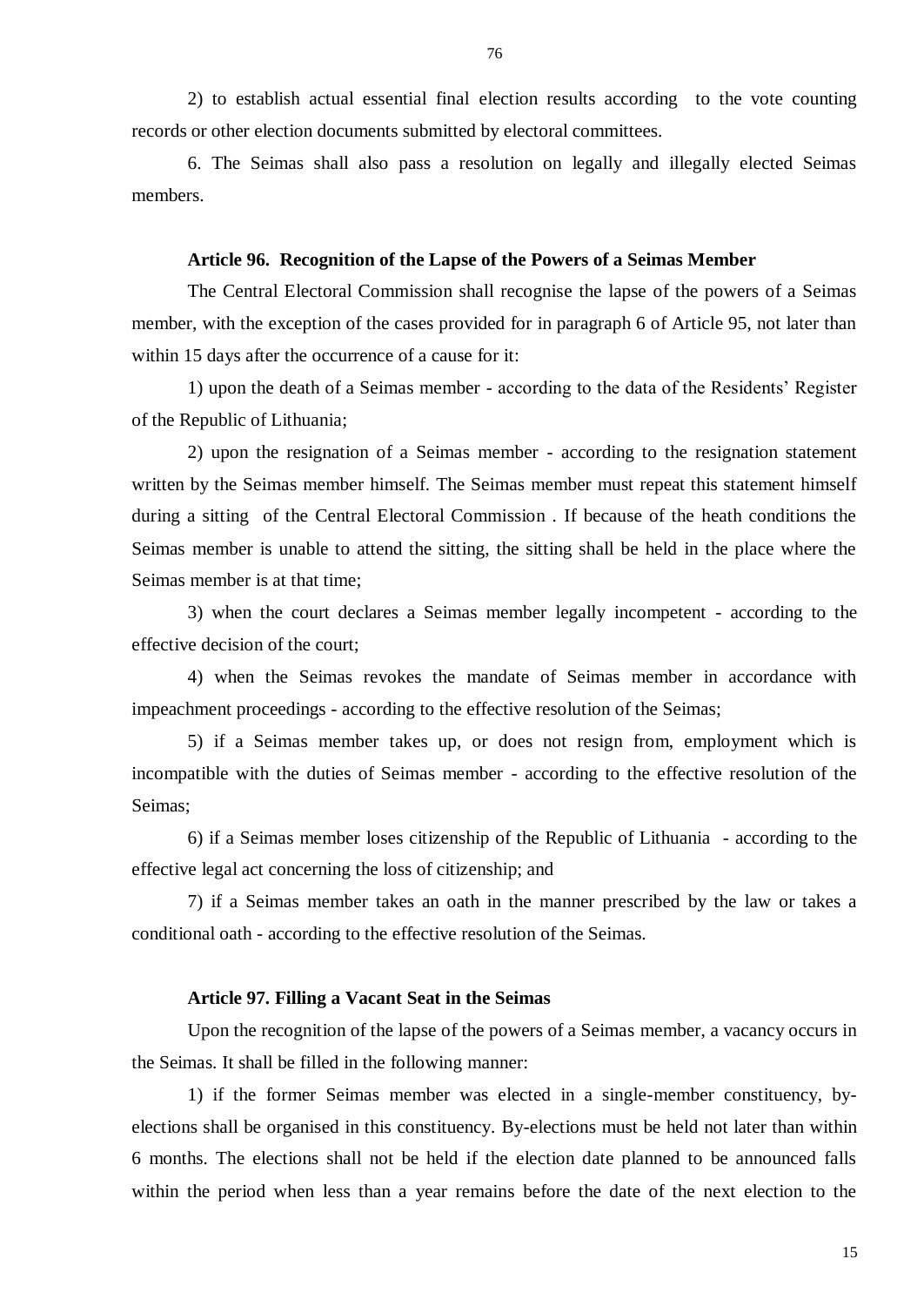2) to establish actual essential final election results according to the vote counting records or other election documents submitted by electoral committees.

6. The Seimas shall also pass a resolution on legally and illegally elected Seimas members.

**Article 96. Recognition of the Lapse of the Powers of a Seimas Member**

The Central Electoral Commission shall recognise the lapse of the powers of a Seimas member, with the exception of the cases provided for in paragraph 6 of Article 95, not later than within 15 days after the occurrence of a cause for it:

1) upon the death of a Seimas member - according to the data of the Residents' Register of the Republic of Lithuania;

2) upon the resignation of a Seimas member - according to the resignation statement written by the Seimas member himself. The Seimas member must repeat this statement himself during a sitting of the Central Electoral Commission . If because of the heath conditions the Seimas member is unable to attend the sitting, the sitting shall be held in the place where the Seimas member is at that time;

3) when the court declares a Seimas member legally incompetent - according to the effective decision of the court;

4) when the Seimas revokes the mandate of Seimas member in accordance with impeachment proceedings - according to the effective resolution of the Seimas;

5) if a Seimas member takes up, or does not resign from, employment which is incompatible with the duties of Seimas member - according to the effective resolution of the Seimas;

6) if a Seimas member loses citizenship of the Republic of Lithuania - according to the effective legal act concerning the loss of citizenship; and

7) if a Seimas member takes an oath in the manner prescribed by the law or takes a conditional oath - according to the effective resolution of the Seimas.

**Article 97. Filling a Vacant Seat in the Seimas**

Upon the recognition of the lapse of the powers of a Seimas member, a vacancy occurs in the Seimas. It shall be filled in the following manner:

1) if the former Seimas member was elected in a single-member constituency, by-elections shall be organised in this constituency. By-elections must be held not later than within 6 months. The elections shall not be held if the election date planned to be announced falls within the period when less than a year remains before the date of the next election to the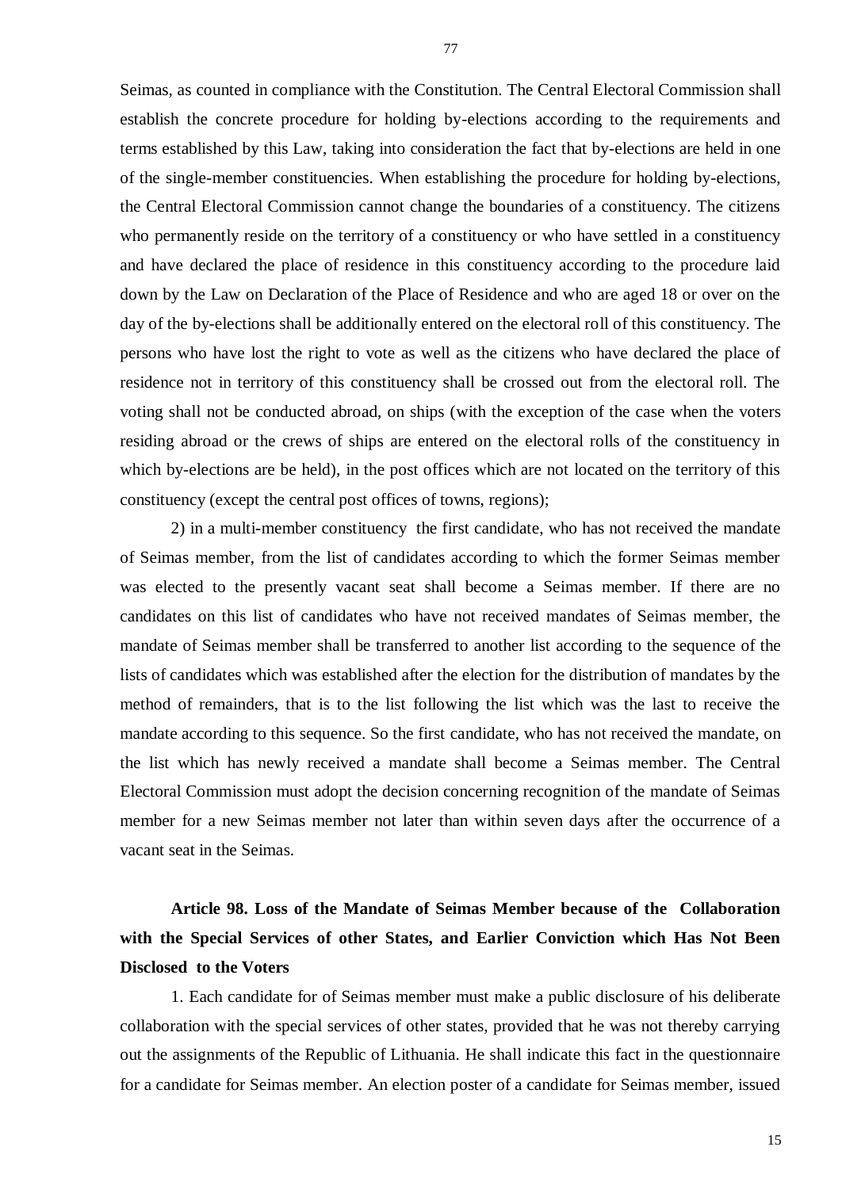Seimas, as counted in compliance with the Constitution. The Central Electoral Commission shall establish the concrete procedure for holding by-elections according to the requirements and terms established by this Law, taking into consideration the fact that by-elections are held in one of the single-member constituencies. When establishing the procedure for holding by-elections, the Central Electoral Commission cannot change the boundaries of a constituency. The citizens who permanently reside on the territory of a constituency or who have settled in a constituency and have declared the place of residence in this constituency according to the procedure laid down by the Law on Declaration of the Place of Residence and who are aged 18 or over on the day of the by-elections shall be additionally entered on the electoral roll of this constituency. The persons who have lost the right to vote as well as the citizens who have declared the place of residence not in territory of this constituency shall be crossed out from the electoral roll. The voting shall not be conducted abroad, on ships (with the exception of the case when the voters residing abroad or the crews of ships are entered on the electoral rolls of the constituency in which by-elections are be held), in the post offices which are not located on the territory of this constituency (except the central post offices of towns, regions);

2) in a multi-member constituency the first candidate, who has not received the mandate of Seimas member, from the list of candidates according to which the former Seimas member was elected to the presently vacant seat shall become a Seimas member. If there are no candidates on this list of candidates who have not received mandates of Seimas member, the mandate of Seimas member shall be transferred to another list according to the sequence of the lists of candidates which was established after the election for the distribution of mandates by the method of remainders, that is to the list following the list which was the last to receive the mandate according to this sequence. So the first candidate, who has not received the mandate, on the list which has newly received a mandate shall become a Seimas member. The Central Electoral Commission must adopt the decision concerning recognition of the mandate of Seimas member for a new Seimas member not later than within seven days after the occurrence of a vacant seat in the Seimas.

### Article 98. Loss of the Mandate of Seimas Member because of the Collaboration with the Special Services of other States, and Earlier Conviction which Has Not Been Disclosed to the Voters

1. Each candidate for of Seimas member must make a public disclosure of his deliberate collaboration with the special services of other states, provided that he was not thereby carrying out the assignments of the Republic of Lithuania. He shall indicate this fact in the questionnaire for a candidate for Seimas member. An election poster of a candidate for Seimas member, issued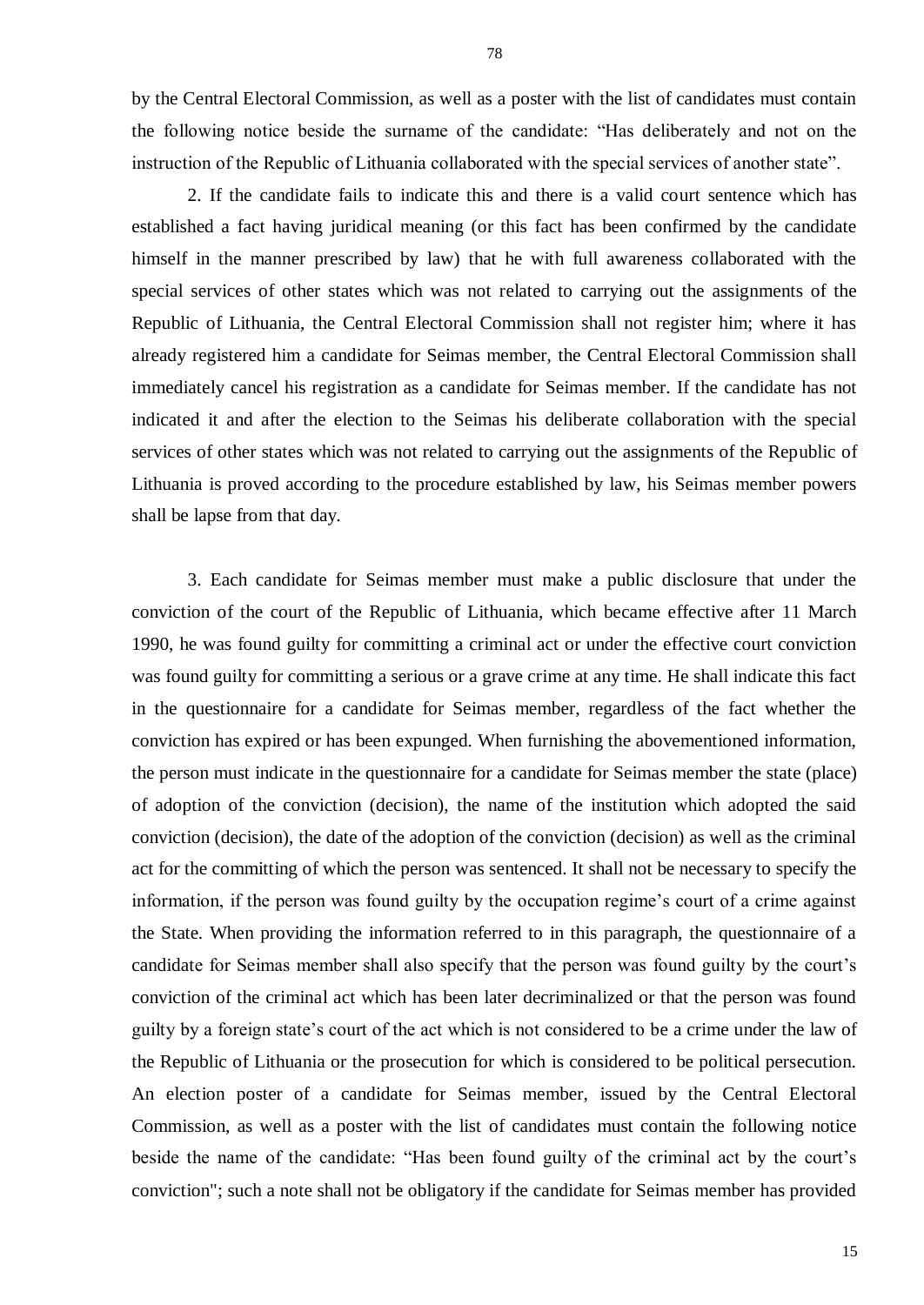by the Central Electoral Commission, as well as a poster with the list of candidates must contain the following notice beside the surname of the candidate: "Has deliberately and not on the instruction of the Republic of Lithuania collaborated with the special services of another state".

2. If the candidate fails to indicate this and there is a valid court sentence which has established a fact having juridical meaning (or this fact has been confirmed by the candidate himself in the manner prescribed by law) that he with full awareness collaborated with the special services of other states which was not related to carrying out the assignments of the Republic of Lithuania, the Central Electoral Commission shall not register him; where it has already registered him a candidate for Seimas member, the Central Electoral Commission shall immediately cancel his registration as a candidate for Seimas member. If the candidate has not indicated it and after the election to the Seimas his deliberate collaboration with the special services of other states which was not related to carrying out the assignments of the Republic of Lithuania is proved according to the procedure established by law, his Seimas member powers shall be lapse from that day.

3. Each candidate for Seimas member must make a public disclosure that under the conviction of the court of the Republic of Lithuania, which became effective after 11 March 1990, he was found guilty for committing a criminal act or under the effective court conviction was found guilty for committing a serious or a grave crime at any time. He shall indicate this fact in the questionnaire for a candidate for Seimas member, regardless of the fact whether the conviction has expired or has been expunged. When furnishing the abovementioned information, the person must indicate in the questionnaire for a candidate for Seimas member the state (place) of adoption of the conviction (decision), the name of the institution which adopted the said conviction (decision), the date of the adoption of the conviction (decision) as well as the criminal act for the committing of which the person was sentenced. It shall not be necessary to specify the information, if the person was found guilty by the occupation regime's court of a crime against the State. When providing the information referred to in this paragraph, the questionnaire of a candidate for Seimas member shall also specify that the person was found guilty by the court's conviction of the criminal act which has been later decriminalized or that the person was found guilty by a foreign state's court of the act which is not considered to be a crime under the law of the Republic of Lithuania or the prosecution for which is considered to be political persecution. An election poster of a candidate for Seimas member, issued by the Central Electoral Commission, as well as a poster with the list of candidates must contain the following notice beside the name of the candidate: "Has been found guilty of the criminal act by the court's conviction"; such a note shall not be obligatory if the candidate for Seimas member has provided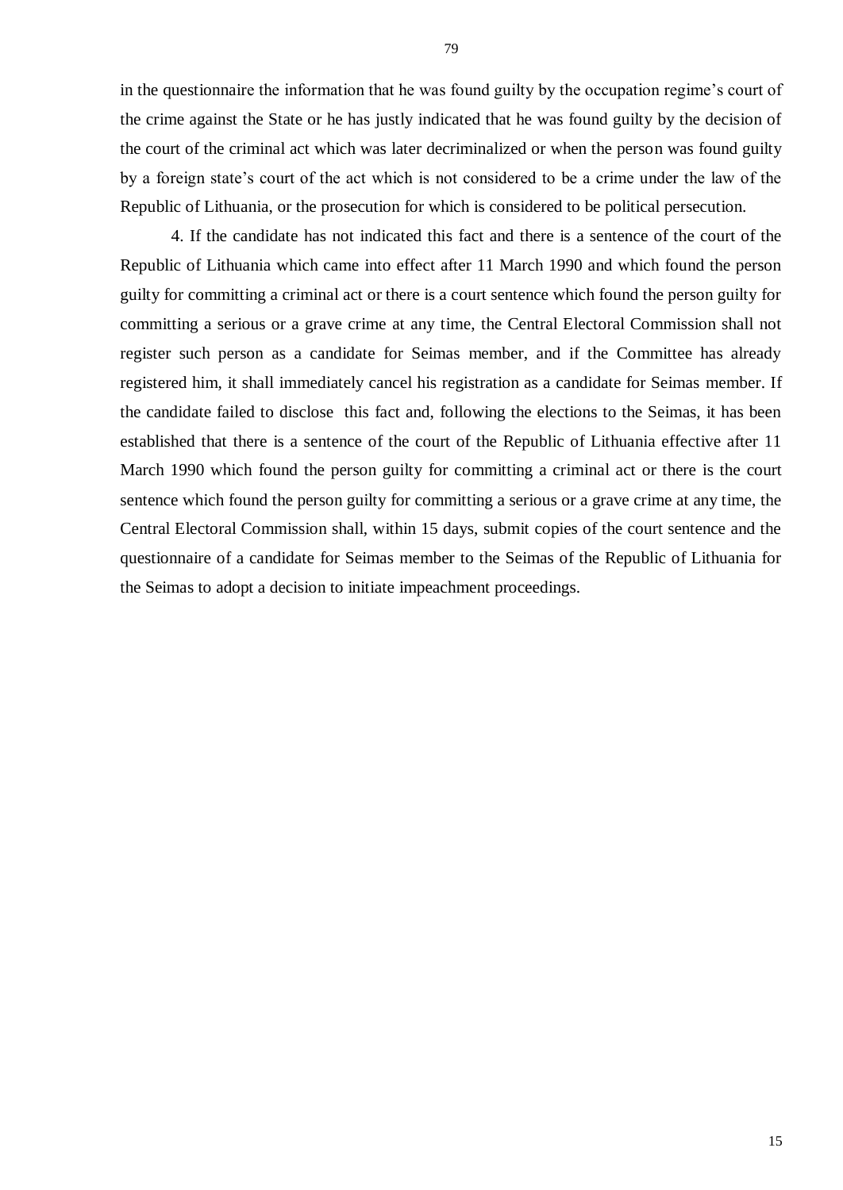in the questionnaire the information that he was found guilty by the occupation regime's court of the crime against the State or he has justly indicated that he was found guilty by the decision of the court of the criminal act which was later decriminalized or when the person was found guilty by a foreign state's court of the act which is not considered to be a crime under the law of the Republic of Lithuania, or the prosecution for which is considered to be political persecution.

4. If the candidate has not indicated this fact and there is a sentence of the court of the Republic of Lithuania which came into effect after 11 March 1990 and which found the person guilty for committing a criminal act or there is a court sentence which found the person guilty for committing a serious or a grave crime at any time, the Central Electoral Commission shall not register such person as a candidate for Seimas member, and if the Committee has already registered him, it shall immediately cancel his registration as a candidate for Seimas member. If the candidate failed to disclose this fact and, following the elections to the Seimas, it has been established that there is a sentence of the court of the Republic of Lithuania effective after 11 March 1990 which found the person guilty for committing a criminal act or there is the court sentence which found the person guilty for committing a serious or a grave crime at any time, the Central Electoral Commission shall, within 15 days, submit copies of the court sentence and the questionnaire of a candidate for Seimas member to the Seimas of the Republic of Lithuania for the Seimas to adopt a decision to initiate impeachment proceedings.